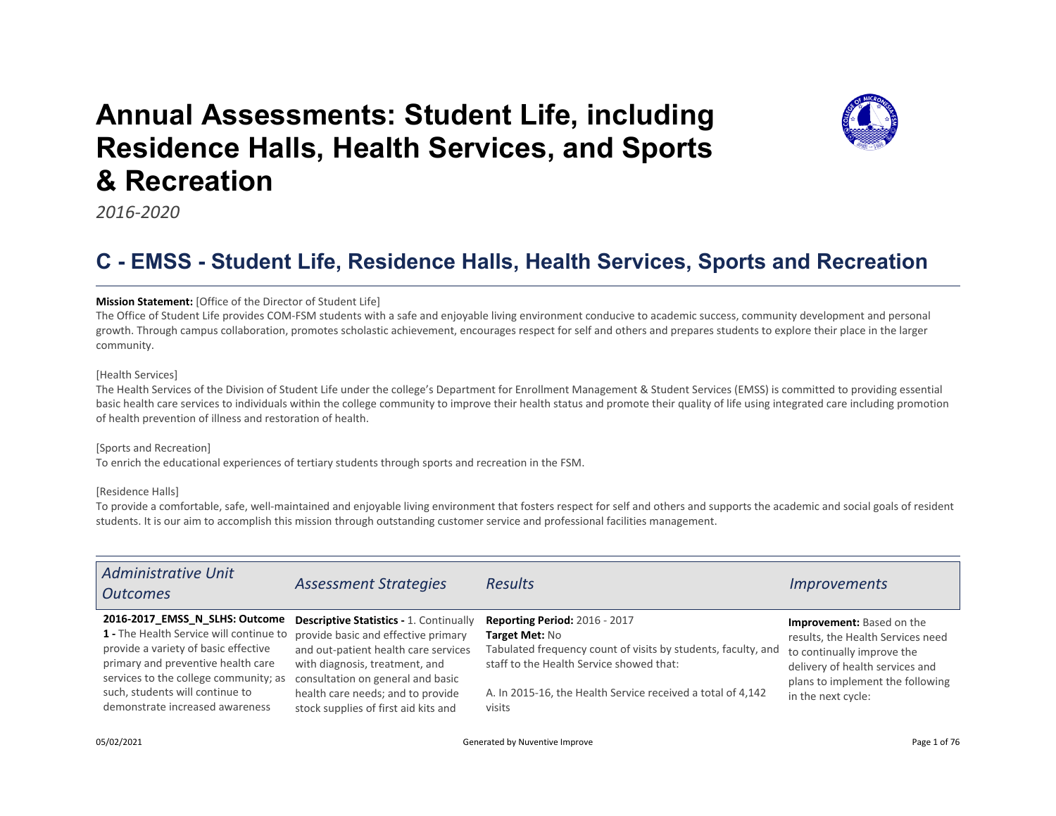# Annual Assessments: Student Life, including Residence Halls, Health Services, and Sports & Recreation

*2016-2020*

## C - EMSS - Student Life, Residence Halls, Health Services, Sports and Recreation

**Mission Statement:** [Office of the Director of Student Life]
The Office of Student Life provides COM-FSM students with a safe and enjoyable living environment conducive to academic success, community development and personal growth. Through campus collaboration, promotes scholastic achievement, encourages respect for self and others and prepares students to explore their place in the larger community.

[Health Services]
The Health Services of the Division of Student Life under the college's Department for Enrollment Management & Student Services (EMSS) is committed to providing essential basic health care services to individuals within the college community to improve their health status and promote their quality of life using integrated care including promotion of health prevention of illness and restoration of health.

[Sports and Recreation]
To enrich the educational experiences of tertiary students through sports and recreation in the FSM.

[Residence Halls]
To provide a comfortable, safe, well-maintained and enjoyable living environment that fosters respect for self and others and supports the academic and social goals of resident students. It is our aim to accomplish this mission through outstanding customer service and professional facilities management.

| *Administrative Unit Outcomes* | *Assessment Strategies* | *Results* | *Improvements* |
|---|---|---|---|
| **2016-2017_EMSS_N_SLHS: Outcome 1 -** The Health Service will continue to provide a variety of basic effective primary and preventive health care services to the college community; as such, students will continue to demonstrate increased awareness | **Descriptive Statistics -** 1. Continually provide basic and effective primary and out-patient health care services with diagnosis, treatment, and consultation on general and basic health care needs; and to provide stock supplies of first aid kits and | **Reporting Period:** 2016 - 2017<br>**Target Met:** No<br>Tabulated frequency count of visits by students, faculty, and staff to the Health Service showed that:<br><br>A. In 2015-16, the Health Service received a total of 4,142 visits | **Improvement:** Based on the results, the Health Services need to continually improve the delivery of health services and plans to implement the following in the next cycle: |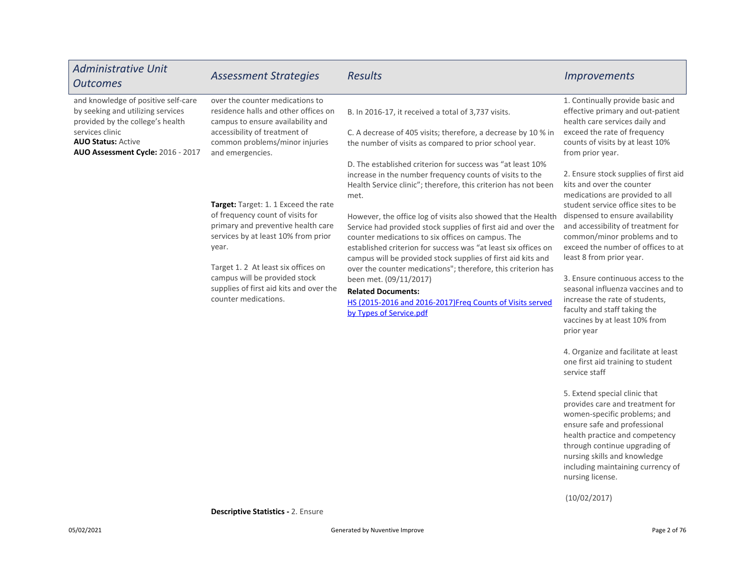| Administrative Unit Outcomes | Assessment Strategies | Results | Improvements |
|---|---|---|---|
| and knowledge of positive self-care by seeking and utilizing services provided by the college's health services clinic<br>**AUO Status:** Active<br>**AUO Assessment Cycle:** 2016 - 2017 | over the counter medications to residence halls and other offices on campus to ensure availability and accessibility of treatment of common problems/minor injuries and emergencies.<br><br>**Target:** Target: 1. 1 Exceed the rate of frequency count of visits for primary and preventive health care services by at least 10% from prior year.<br><br>Target 1. 2 At least six offices on campus will be provided stock supplies of first aid kits and over the counter medications. | B. In 2016-17, it received a total of 3,737 visits.<br><br>C. A decrease of 405 visits; therefore, a decrease by 10 % in the number of visits as compared to prior school year.<br><br>D. The established criterion for success was "at least 10% increase in the number frequency counts of visits to the Health Service clinic"; therefore, this criterion has not been met.<br><br>However, the office log of visits also showed that the Health Service had provided stock supplies of first aid and over the counter medications to six offices on campus. The established criterion for success was "at least six offices on campus will be provided stock supplies of first aid kits and over the counter medications"; therefore, this criterion has been met. (09/11/2017)<br>**Related Documents:**<br>[HS (2015-2016 and 2016-2017)Freq Counts of Visits served by Types of Service.pdf]() | 1. Continually provide basic and effective primary and out-patient health care services daily and exceed the rate of frequency counts of visits by at least 10% from prior year.<br><br>2. Ensure stock supplies of first aid kits and over the counter medications are provided to all student service office sites to be dispensed to ensure availability and accessibility of treatment for common/minor problems and to exceed the number of offices to at least 8 from prior year.<br><br>3. Ensure continuous access to the seasonal influenza vaccines and to increase the rate of students, faculty and staff taking the vaccines by at least 10% from prior year<br><br>4. Organize and facilitate at least one first aid training to student service staff<br><br>5. Extend special clinic that provides care and treatment for women-specific problems; and ensure safe and professional health practice and competency through continue upgrading of nursing skills and knowledge including maintaining currency of nursing license.<br><br>(10/02/2017) |
| | **Descriptive Statistics -** 2. Ensure | | |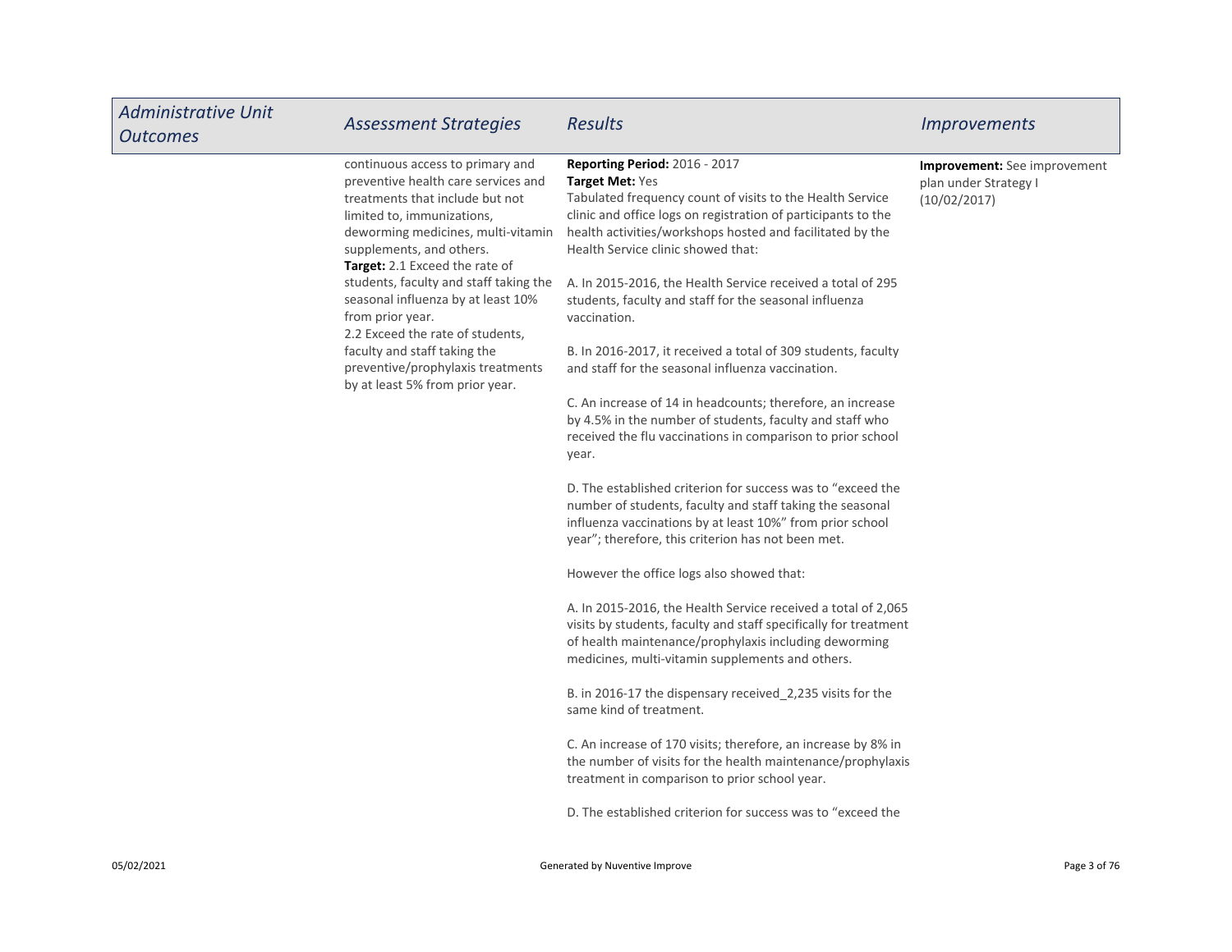| Administrative Unit Outcomes | Assessment Strategies | Results | Improvements |
| --- | --- | --- | --- |
| | continuous access to primary and preventive health care services and treatments that include but not limited to, immunizations, deworming medicines, multi-vitamin supplements, and others.<br>**Target:** 2.1 Exceed the rate of students, faculty and staff taking the seasonal influenza by at least 10% from prior year.<br>2.2 Exceed the rate of students, faculty and staff taking the preventive/prophylaxis treatments by at least 5% from prior year. | **Reporting Period:** 2016 - 2017<br>**Target Met:** Yes<br>Tabulated frequency count of visits to the Health Service clinic and office logs on registration of participants to the health activities/workshops hosted and facilitated by the Health Service clinic showed that:<br><br>A. In 2015-2016, the Health Service received a total of 295 students, faculty and staff for the seasonal influenza vaccination.<br><br>B. In 2016-2017, it received a total of 309 students, faculty and staff for the seasonal influenza vaccination.<br><br>C. An increase of 14 in headcounts; therefore, an increase by 4.5% in the number of students, faculty and staff who received the flu vaccinations in comparison to prior school year.<br><br>D. The established criterion for success was to "exceed the number of students, faculty and staff taking the seasonal influenza vaccinations by at least 10%" from prior school year"; therefore, this criterion has not been met.<br><br>However the office logs also showed that:<br><br>A. In 2015-2016, the Health Service received a total of 2,065 visits by students, faculty and staff specifically for treatment of health maintenance/prophylaxis including deworming medicines, multi-vitamin supplements and others.<br><br>B. in 2016-17 the dispensary received_2,235 visits for the same kind of treatment.<br><br>C. An increase of 170 visits; therefore, an increase by 8% in the number of visits for the health maintenance/prophylaxis treatment in comparison to prior school year.<br><br>D. The established criterion for success was to "exceed the | **Improvement:** See improvement plan under Strategy I (10/02/2017) |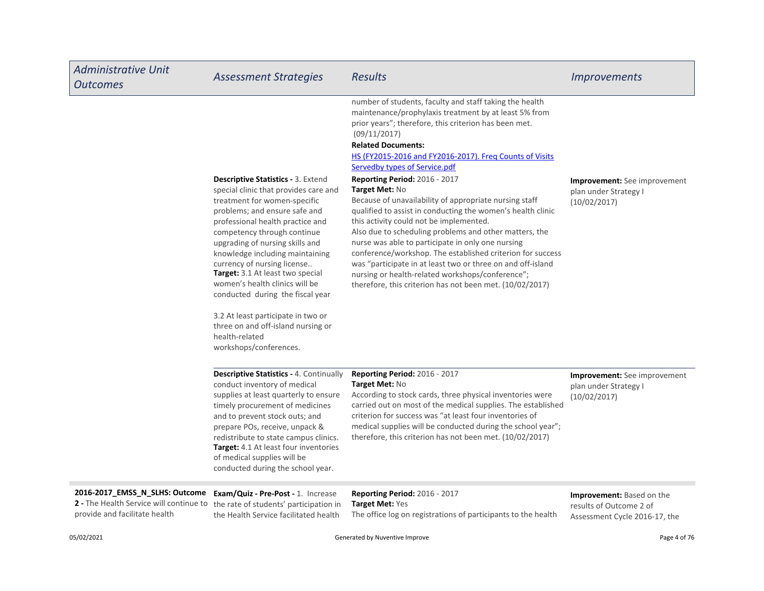| Administrative Unit Outcomes | Assessment Strategies | Results | Improvements |
| --- | --- | --- | --- |
| | | number of students, faculty and staff taking the health maintenance/prophylaxis treatment by at least 5% from prior years"; therefore, this criterion has been met. (09/11/2017)<br>**Related Documents:**<br>HS (FY2015-2016 and FY2016-2017). Freq Counts of Visits Servedby types of Service.pdf | |
| | **Descriptive Statistics -** 3. Extend special clinic that provides care and treatment for women-specific problems; and ensure safe and professional health practice and competency through continue upgrading of nursing skills and knowledge including maintaining currency of nursing license..<br>**Target:** 3.1 At least two special women's health clinics will be conducted during the fiscal year<br><br>3.2 At least participate in two or three on and off-island nursing or health-related workshops/conferences. | **Reporting Period:** 2016 - 2017<br>**Target Met:** No<br>Because of unavailability of appropriate nursing staff qualified to assist in conducting the women's health clinic this activity could not be implemented.<br>Also due to scheduling problems and other matters, the nurse was able to participate in only one nursing conference/workshop. The established criterion for success was "participate in at least two or three on and off-island nursing or health-related workshops/conference"; therefore, this criterion has not been met. (10/02/2017) | **Improvement:** See improvement plan under Strategy I (10/02/2017) |
| | **Descriptive Statistics -** 4. Continually conduct inventory of medical supplies at least quarterly to ensure timely procurement of medicines and to prevent stock outs; and prepare POs, receive, unpack & redistribute to state campus clinics.<br>**Target:** 4.1 At least four inventories of medical supplies will be conducted during the school year. | **Reporting Period:** 2016 - 2017<br>**Target Met:** No<br>According to stock cards, three physical inventories were carried out on most of the medical supplies. The established criterion for success was "at least four inventories of medical supplies will be conducted during the school year"; therefore, this criterion has not been met. (10/02/2017) | **Improvement:** See improvement plan under Strategy I (10/02/2017) |
| **2016-2017_EMSS_N_SLHS: Outcome 2 -** The Health Service will continue to provide and facilitate health | **Exam/Quiz - Pre-Post -** 1. Increase the rate of students' participation in the Health Service facilitated health | **Reporting Period:** 2016 - 2017<br>**Target Met:** Yes<br>The office log on registrations of participants to the health | **Improvement:** Based on the results of Outcome 2 of Assessment Cycle 2016-17, the |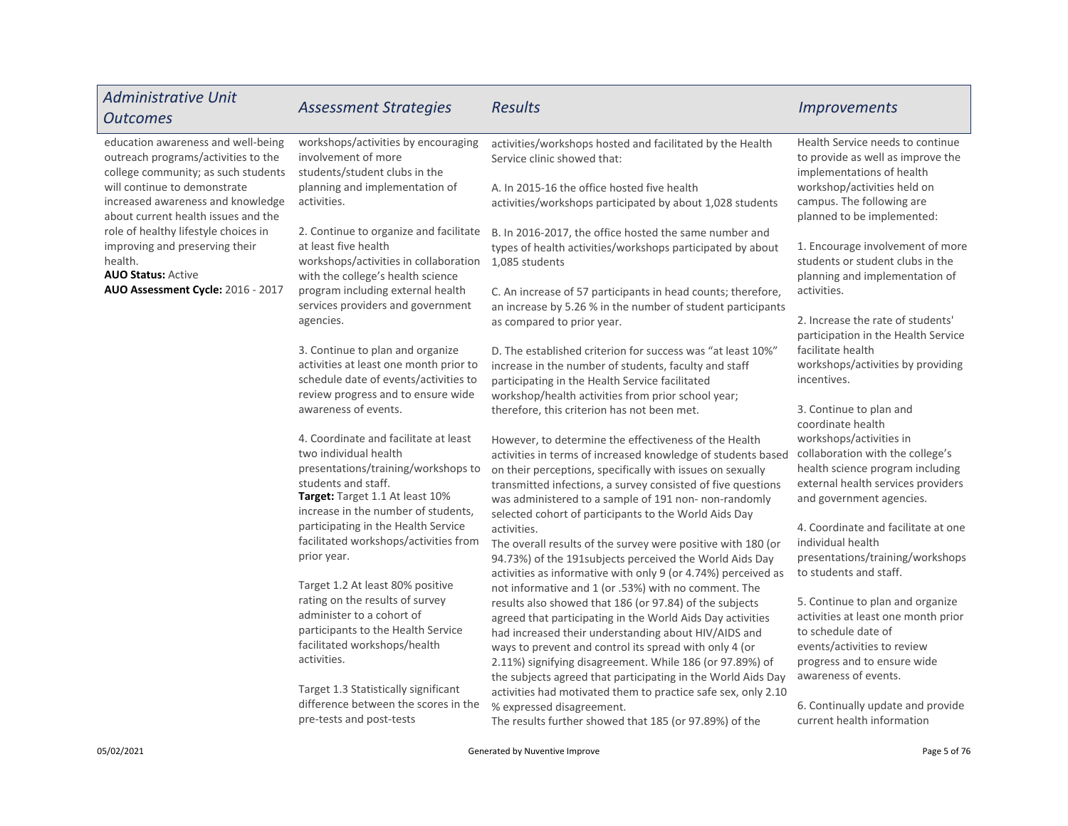| *Administrative Unit Outcomes* | *Assessment Strategies* | *Results* | *Improvements* |
|---|---|---|---|
| education awareness and well-being outreach programs/activities to the college community; as such students will continue to demonstrate increased awareness and knowledge about current health issues and the role of healthy lifestyle choices in improving and preserving their health.<br>**AUO Status:** Active<br>**AUO Assessment Cycle:** 2016 - 2017 | workshops/activities by encouraging involvement of more students/student clubs in the planning and implementation of activities.<br><br>2. Continue to organize and facilitate at least five health workshops/activities in collaboration with the college's health science program including external health services providers and government agencies.<br><br>3. Continue to plan and organize activities at least one month prior to schedule date of events/activities to review progress and to ensure wide awareness of events.<br><br>4. Coordinate and facilitate at least two individual health presentations/training/workshops to students and staff.<br>**Target:** Target 1.1 At least 10% increase in the number of students, participating in the Health Service facilitated workshops/activities from prior year.<br><br>Target 1.2 At least 80% positive rating on the results of survey administer to a cohort of participants to the Health Service facilitated workshops/health activities.<br><br>Target 1.3 Statistically significant difference between the scores in the pre-tests and post-tests | activities/workshops hosted and facilitated by the Health Service clinic showed that:<br><br>A. In 2015-16 the office hosted five health activities/workshops participated by about 1,028 students<br><br>B. In 2016-2017, the office hosted the same number and types of health activities/workshops participated by about 1,085 students<br><br>C. An increase of 57 participants in head counts; therefore, an increase by 5.26 % in the number of student participants as compared to prior year.<br><br>D. The established criterion for success was "at least 10%" increase in the number of students, faculty and staff participating in the Health Service facilitated workshop/health activities from prior school year; therefore, this criterion has not been met.<br><br>However, to determine the effectiveness of the Health activities in terms of increased knowledge of students based on their perceptions, specifically with issues on sexually transmitted infections, a survey consisted of five questions was administered to a sample of 191 non- non-randomly selected cohort of participants to the World Aids Day activities.<br>The overall results of the survey were positive with 180 (or 94.73%) of the 191subjects perceived the World Aids Day activities as informative with only 9 (or 4.74%) perceived as not informative and 1 (or .53%) with no comment. The results also showed that 186 (or 97.84) of the subjects agreed that participating in the World Aids Day activities had increased their understanding about HIV/AIDS and ways to prevent and control its spread with only 4 (or 2.11%) signifying disagreement. While 186 (or 97.89%) of the subjects agreed that participating in the World Aids Day activities had motivated them to practice safe sex, only 2.10 % expressed disagreement.<br>The results further showed that 185 (or 97.89%) of the | Health Service needs to continue to provide as well as improve the implementations of health workshop/activities held on campus. The following are planned to be implemented:<br><br>1. Encourage involvement of more students or student clubs in the planning and implementation of activities.<br><br>2. Increase the rate of students' participation in the Health Service facilitate health workshops/activities by providing incentives.<br><br>3. Continue to plan and coordinate health workshops/activities in collaboration with the college's health science program including external health services providers and government agencies.<br><br>4. Coordinate and facilitate at one individual health presentations/training/workshops to students and staff.<br><br>5. Continue to plan and organize activities at least one month prior to schedule date of events/activities to review progress and to ensure wide awareness of events.<br><br>6. Continually update and provide current health information |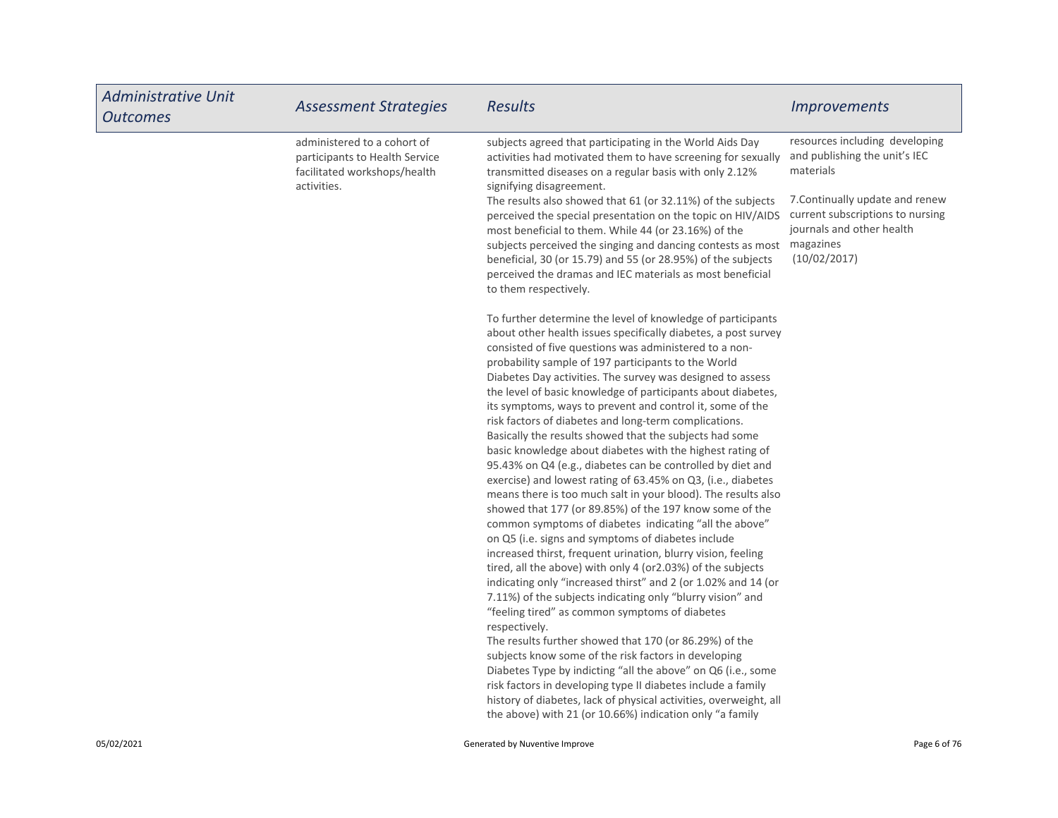| Administrative Unit Outcomes | Assessment Strategies | Results | Improvements |
|---|---|---|---|
| | administered to a cohort of participants to Health Service facilitated workshops/health activities. | subjects agreed that participating in the World Aids Day activities had motivated them to have screening for sexually transmitted diseases on a regular basis with only 2.12% signifying disagreement.<br>The results also showed that 61 (or 32.11%) of the subjects perceived the special presentation on the topic on HIV/AIDS most beneficial to them. While 44 (or 23.16%) of the subjects perceived the singing and dancing contests as most beneficial, 30 (or 15.79) and 55 (or 28.95%) of the subjects perceived the dramas and IEC materials as most beneficial to them respectively.<br><br>To further determine the level of knowledge of participants about other health issues specifically diabetes, a post survey consisted of five questions was administered to a non-probability sample of 197 participants to the World Diabetes Day activities. The survey was designed to assess the level of basic knowledge of participants about diabetes, its symptoms, ways to prevent and control it, some of the risk factors of diabetes and long-term complications. Basically the results showed that the subjects had some basic knowledge about diabetes with the highest rating of 95.43% on Q4 (e.g., diabetes can be controlled by diet and exercise) and lowest rating of 63.45% on Q3, (i.e., diabetes means there is too much salt in your blood). The results also showed that 177 (or 89.85%) of the 197 know some of the common symptoms of diabetes indicating "all the above" on Q5 (i.e. signs and symptoms of diabetes include increased thirst, frequent urination, blurry vision, feeling tired, all the above) with only 4 (or2.03%) of the subjects indicating only "increased thirst" and 2 (or 1.02% and 14 (or 7.11%) of the subjects indicating only "blurry vision" and "feeling tired" as common symptoms of diabetes respectively.<br>The results further showed that 170 (or 86.29%) of the subjects know some of the risk factors in developing Diabetes Type by indicting "all the above" on Q6 (i.e., some risk factors in developing type II diabetes include a family history of diabetes, lack of physical activities, overweight, all the above) with 21 (or 10.66%) indication only "a family | resources including developing and publishing the unit's IEC materials<br><br>7.Continually update and renew current subscriptions to nursing journals and other health magazines<br>(10/02/2017) |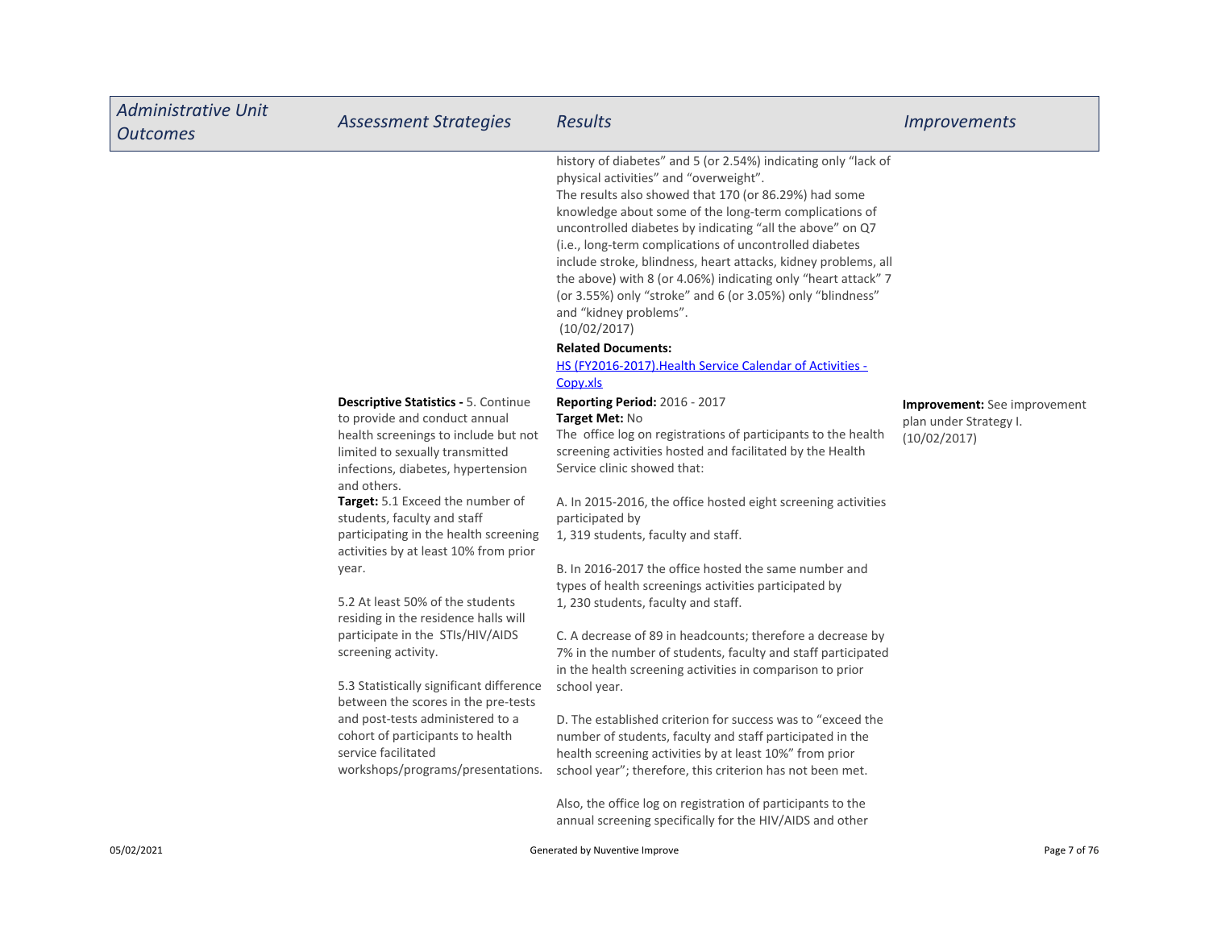| Administrative Unit Outcomes | Assessment Strategies | Results | Improvements |
|---|---|---|---|
| | | history of diabetes" and 5 (or 2.54%) indicating only "lack of physical activities" and "overweight".<br>The results also showed that 170 (or 86.29%) had some knowledge about some of the long-term complications of uncontrolled diabetes by indicating "all the above" on Q7 (i.e., long-term complications of uncontrolled diabetes include stroke, blindness, heart attacks, kidney problems, all the above) with 8 (or 4.06%) indicating only "heart attack" 7 (or 3.55%) only "stroke" and 6 (or 3.05%) only "blindness" and "kidney problems".<br>(10/02/2017)<br>**Related Documents:**<br>HS (FY2016-2017).Health Service Calendar of Activities - Copy.xls | |
| | **Descriptive Statistics -** 5. Continue to provide and conduct annual health screenings to include but not limited to sexually transmitted infections, diabetes, hypertension and others.<br>**Target:** 5.1 Exceed the number of students, faculty and staff participating in the health screening activities by at least 10% from prior year.<br><br>5.2 At least 50% of the students residing in the residence halls will participate in the STIs/HIV/AIDS screening activity.<br><br>5.3 Statistically significant difference between the scores in the pre-tests and post-tests administered to a cohort of participants to health service facilitated workshops/programs/presentations. | **Reporting Period:** 2016 - 2017<br>**Target Met:** No<br>The office log on registrations of participants to the health screening activities hosted and facilitated by the Health Service clinic showed that:<br><br>A. In 2015-2016, the office hosted eight screening activities participated by<br>1, 319 students, faculty and staff.<br><br>B. In 2016-2017 the office hosted the same number and types of health screenings activities participated by<br>1, 230 students, faculty and staff.<br><br>C. A decrease of 89 in headcounts; therefore a decrease by 7% in the number of students, faculty and staff participated in the health screening activities in comparison to prior school year.<br><br>D. The established criterion for success was to "exceed the number of students, faculty and staff participated in the health screening activities by at least 10%" from prior school year"; therefore, this criterion has not been met.<br><br>Also, the office log on registration of participants to the annual screening specifically for the HIV/AIDS and other | **Improvement:** See improvement plan under Strategy I.<br>(10/02/2017) |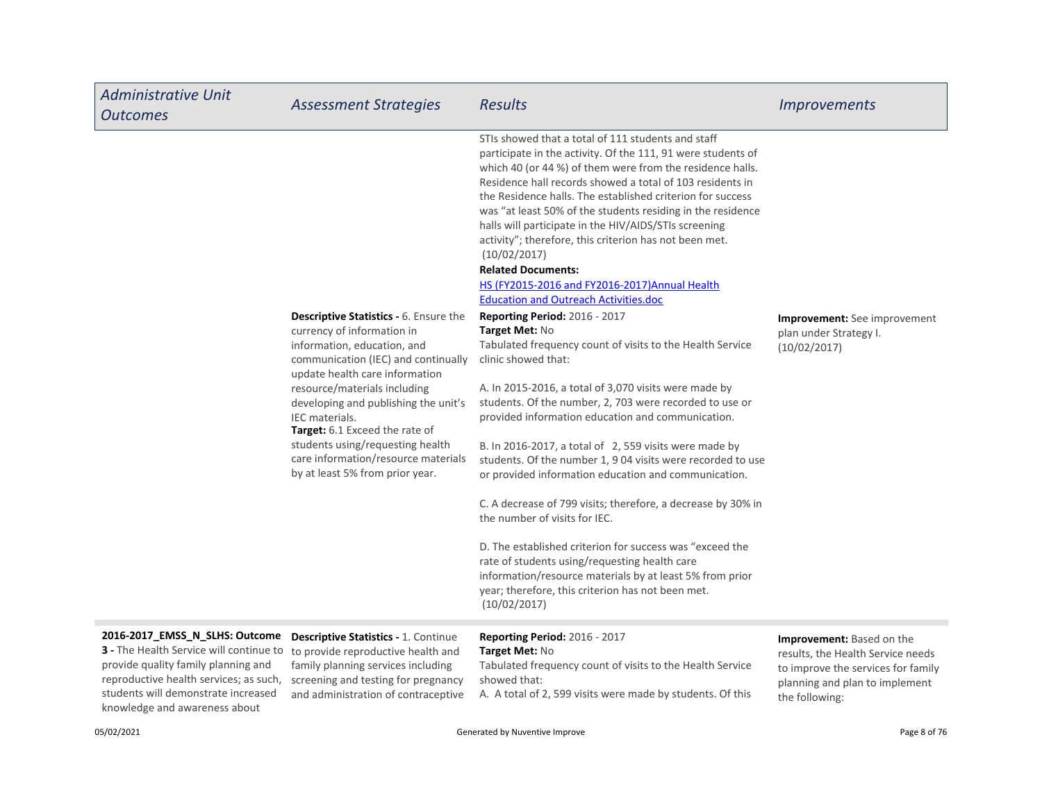| Administrative Unit Outcomes | Assessment Strategies | Results | Improvements |
|---|---|---|---|
| | | STIs showed that a total of 111 students and staff participate in the activity. Of the 111, 91 were students of which 40 (or 44 %) of them were from the residence halls. Residence hall records showed a total of 103 residents in the Residence halls. The established criterion for success was "at least 50% of the students residing in the residence halls will participate in the HIV/AIDS/STIs screening activity"; therefore, this criterion has not been met. (10/02/2017)<br>**Related Documents:**<br>[HS (FY2015-2016 and FY2016-2017)Annual Health Education and Outreach Activities.doc]() | |
| | **Descriptive Statistics -** 6. Ensure the currency of information in information, education, and communication (IEC) and continually update health care information resource/materials including developing and publishing the unit's IEC materials.<br>**Target:** 6.1 Exceed the rate of students using/requesting health care information/resource materials by at least 5% from prior year. | **Reporting Period:** 2016 - 2017<br>**Target Met:** No<br>Tabulated frequency count of visits to the Health Service clinic showed that:<br><br>A. In 2015-2016, a total of 3,070 visits were made by students. Of the number, 2, 703 were recorded to use or provided information education and communication.<br><br>B. In 2016-2017, a total of 2, 559 visits were made by students. Of the number 1, 9 04 visits were recorded to use or provided information education and communication.<br><br>C. A decrease of 799 visits; therefore, a decrease by 30% in the number of visits for IEC.<br><br>D. The established criterion for success was "exceed the rate of students using/requesting health care information/resource materials by at least 5% from prior year; therefore, this criterion has not been met. (10/02/2017) | **Improvement:** See improvement plan under Strategy I. (10/02/2017) |
| **2016-2017_EMSS_N_SLHS: Outcome 3 -** The Health Service will continue to provide quality family planning and reproductive health services; as such, students will demonstrate increased knowledge and awareness about | **Descriptive Statistics -** 1. Continue to provide reproductive health and family planning services including screening and testing for pregnancy and administration of contraceptive | **Reporting Period:** 2016 - 2017<br>**Target Met:** No<br>Tabulated frequency count of visits to the Health Service showed that:<br>A. A total of 2, 599 visits were made by students. Of this | **Improvement:** Based on the results, the Health Service needs to improve the services for family planning and plan to implement the following: |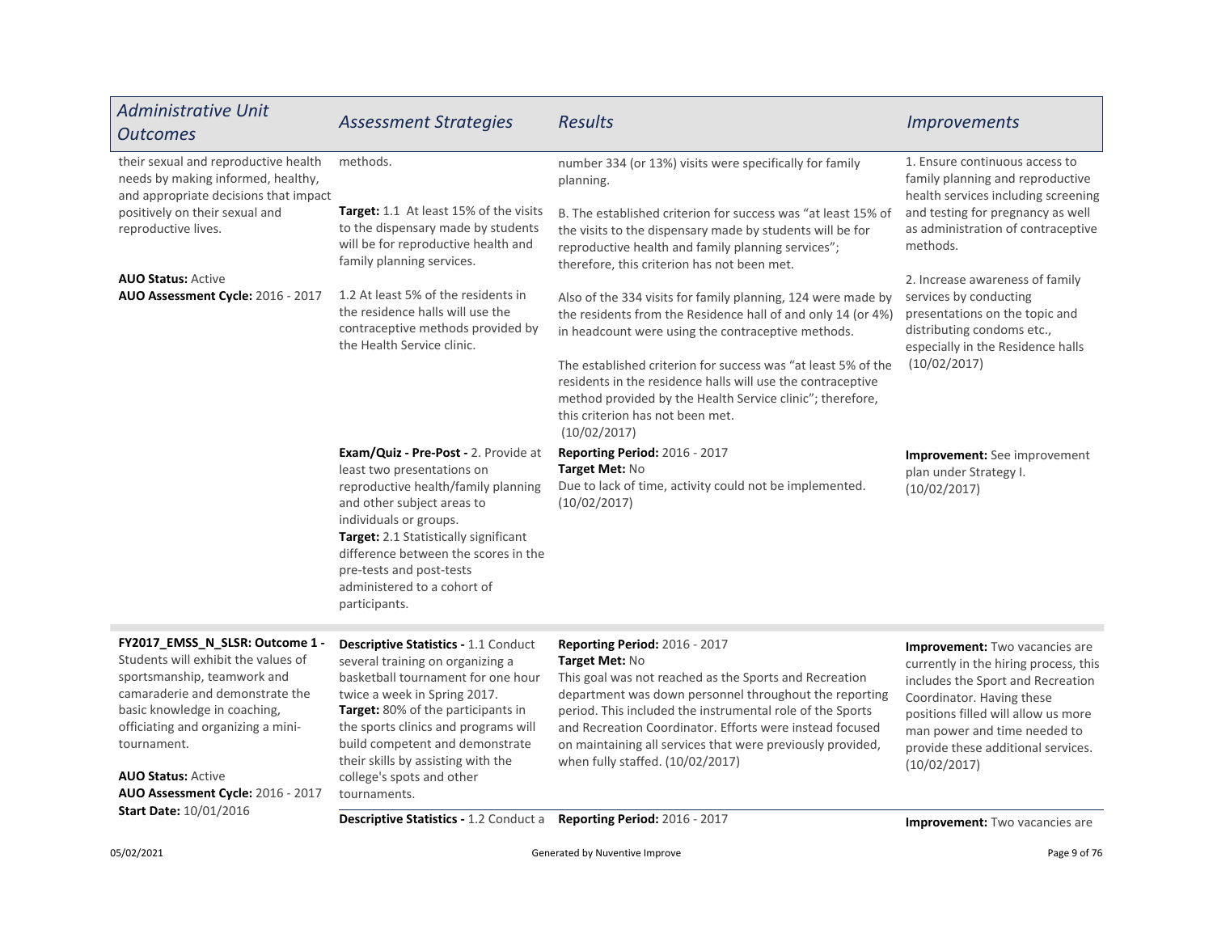| Administrative Unit Outcomes | Assessment Strategies | Results | Improvements |
|---|---|---|---|
| their sexual and reproductive health needs by making informed, healthy, and appropriate decisions that impact positively on their sexual and reproductive lives.<br><br>**AUO Status:** Active<br>**AUO Assessment Cycle:** 2016 - 2017 | methods.<br><br>**Target:** 1.1 At least 15% of the visits to the dispensary made by students will be for reproductive health and family planning services.<br><br>1.2 At least 5% of the residents in the residence halls will use the contraceptive methods provided by the Health Service clinic. | number 334 (or 13%) visits were specifically for family planning.<br><br>B. The established criterion for success was "at least 15% of the visits to the dispensary made by students will be for reproductive health and family planning services"; therefore, this criterion has not been met.<br><br>Also of the 334 visits for family planning, 124 were made by the residents from the Residence hall of and only 14 (or 4%) in headcount were using the contraceptive methods.<br><br>The established criterion for success was "at least 5% of the residents in the residence halls will use the contraceptive method provided by the Health Service clinic"; therefore, this criterion has not been met.<br>(10/02/2017) | 1. Ensure continuous access to family planning and reproductive health services including screening and testing for pregnancy as well as administration of contraceptive methods.<br><br>2. Increase awareness of family services by conducting presentations on the topic and distributing condoms etc., especially in the Residence halls<br>(10/02/2017) |
| | **Exam/Quiz - Pre-Post -** 2. Provide at least two presentations on reproductive health/family planning and other subject areas to individuals or groups.<br>**Target:** 2.1 Statistically significant difference between the scores in the pre-tests and post-tests administered to a cohort of participants. | **Reporting Period:** 2016 - 2017<br>**Target Met:** No<br>Due to lack of time, activity could not be implemented. (10/02/2017) | **Improvement:** See improvement plan under Strategy I. (10/02/2017) |
| **FY2017_EMSS_N_SLSR: Outcome 1 -** Students will exhibit the values of sportsmanship, teamwork and camaraderie and demonstrate the basic knowledge in coaching, officiating and organizing a mini-tournament.<br><br>**AUO Status:** Active<br>**AUO Assessment Cycle:** 2016 - 2017<br>**Start Date:** 10/01/2016 | **Descriptive Statistics -** 1.1 Conduct several training on organizing a basketball tournament for one hour twice a week in Spring 2017.<br>**Target:** 80% of the participants in the sports clinics and programs will build competent and demonstrate their skills by assisting with the college's spots and other tournaments. | **Reporting Period:** 2016 - 2017<br>**Target Met:** No<br>This goal was not reached as the Sports and Recreation department was down personnel throughout the reporting period. This included the instrumental role of the Sports and Recreation Coordinator. Efforts were instead focused on maintaining all services that were previously provided, when fully staffed. (10/02/2017) | **Improvement:** Two vacancies are currently in the hiring process, this includes the Sport and Recreation Coordinator. Having these positions filled will allow us more man power and time needed to provide these additional services. (10/02/2017) |
| | **Descriptive Statistics -** 1.2 Conduct a | **Reporting Period:** 2016 - 2017 | **Improvement:** Two vacancies are |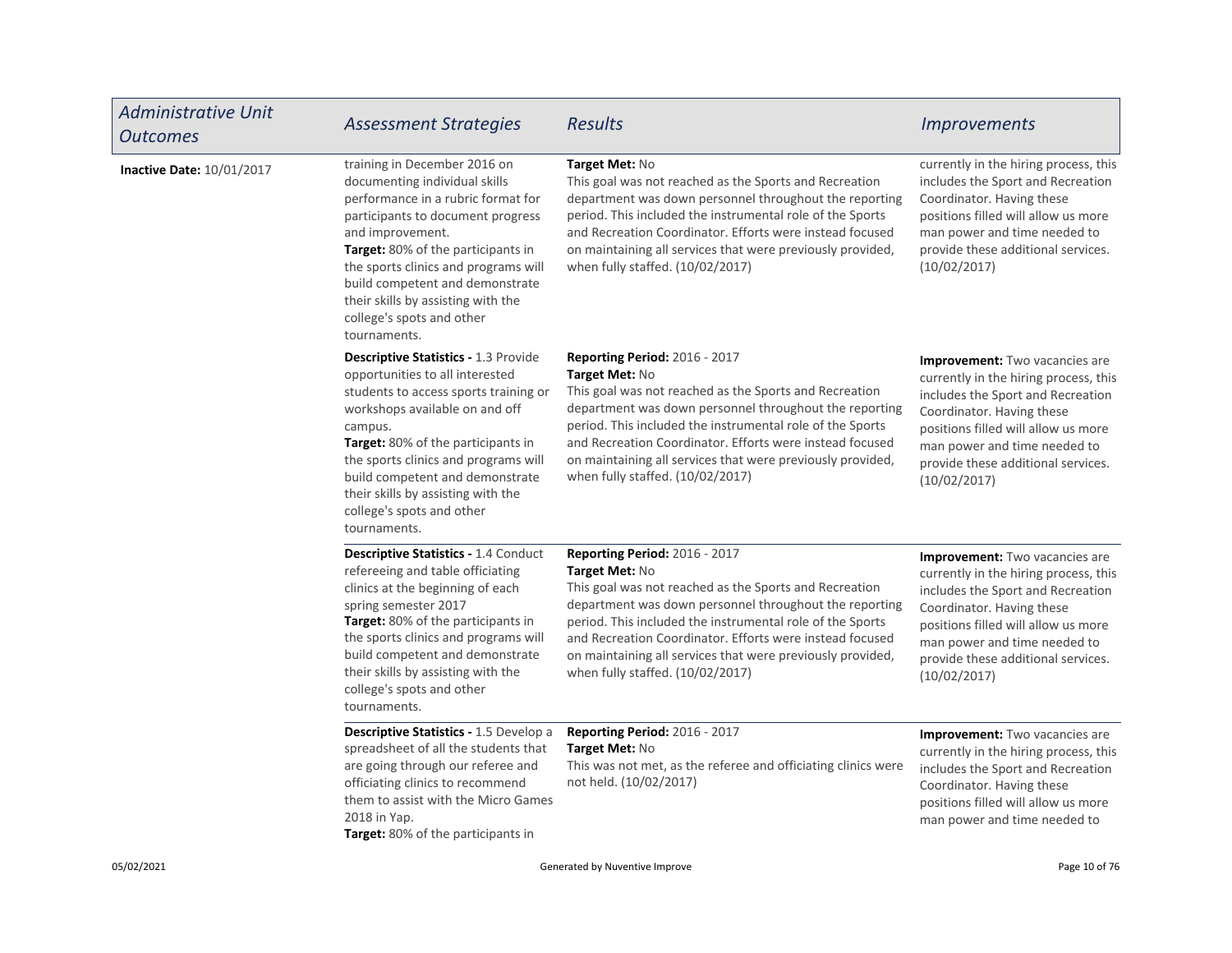| Administrative Unit Outcomes | Assessment Strategies | Results | Improvements |
|---|---|---|---|
| **Inactive Date:** 10/01/2017 | training in December 2016 on documenting individual skills performance in a rubric format for participants to document progress and improvement.<br>**Target:** 80% of the participants in the sports clinics and programs will build competent and demonstrate their skills by assisting with the college's spots and other tournaments. | **Target Met:** No<br>This goal was not reached as the Sports and Recreation department was down personnel throughout the reporting period. This included the instrumental role of the Sports and Recreation Coordinator. Efforts were instead focused on maintaining all services that were previously provided, when fully staffed. (10/02/2017) | currently in the hiring process, this includes the Sport and Recreation Coordinator. Having these positions filled will allow us more man power and time needed to provide these additional services. (10/02/2017) |
| | **Descriptive Statistics -** 1.3 Provide opportunities to all interested students to access sports training or workshops available on and off campus.<br>**Target:** 80% of the participants in the sports clinics and programs will build competent and demonstrate their skills by assisting with the college's spots and other tournaments. | **Reporting Period:** 2016 - 2017<br>**Target Met:** No<br>This goal was not reached as the Sports and Recreation department was down personnel throughout the reporting period. This included the instrumental role of the Sports and Recreation Coordinator. Efforts were instead focused on maintaining all services that were previously provided, when fully staffed. (10/02/2017) | **Improvement:** Two vacancies are currently in the hiring process, this includes the Sport and Recreation Coordinator. Having these positions filled will allow us more man power and time needed to provide these additional services. (10/02/2017) |
| | **Descriptive Statistics -** 1.4 Conduct refereeing and table officiating clinics at the beginning of each spring semester 2017<br>**Target:** 80% of the participants in the sports clinics and programs will build competent and demonstrate their skills by assisting with the college's spots and other tournaments. | **Reporting Period:** 2016 - 2017<br>**Target Met:** No<br>This goal was not reached as the Sports and Recreation department was down personnel throughout the reporting period. This included the instrumental role of the Sports and Recreation Coordinator. Efforts were instead focused on maintaining all services that were previously provided, when fully staffed. (10/02/2017) | **Improvement:** Two vacancies are currently in the hiring process, this includes the Sport and Recreation Coordinator. Having these positions filled will allow us more man power and time needed to provide these additional services. (10/02/2017) |
| | **Descriptive Statistics -** 1.5 Develop a spreadsheet of all the students that are going through our referee and officiating clinics to recommend them to assist with the Micro Games 2018 in Yap.<br>**Target:** 80% of the participants in | **Reporting Period:** 2016 - 2017<br>**Target Met:** No<br>This was not met, as the referee and officiating clinics were not held. (10/02/2017) | **Improvement:** Two vacancies are currently in the hiring process, this includes the Sport and Recreation Coordinator. Having these positions filled will allow us more man power and time needed to |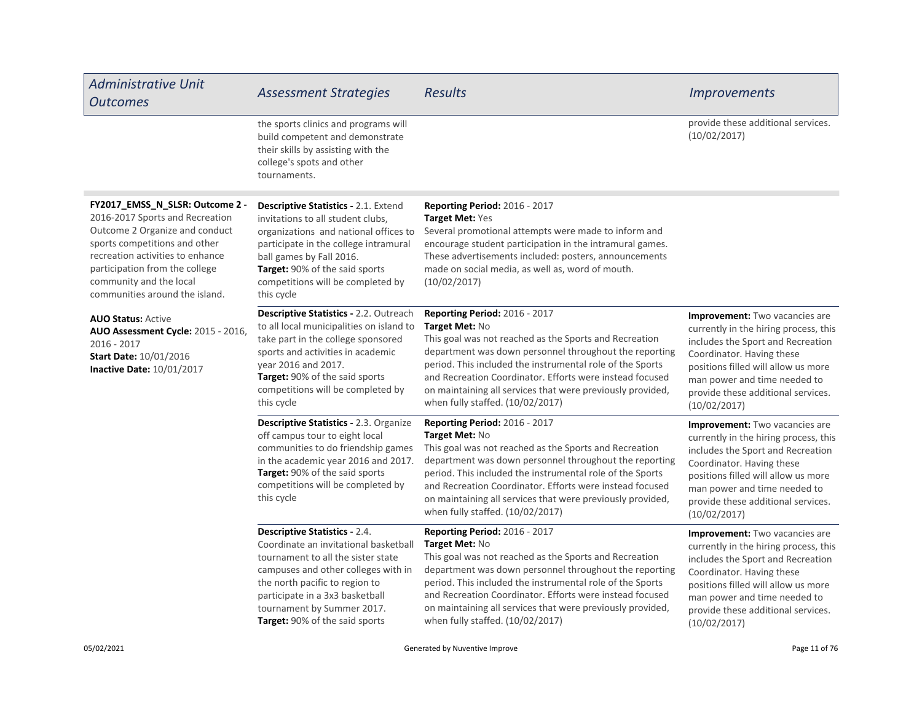| Administrative Unit Outcomes | Assessment Strategies | Results | Improvements |
|---|---|---|---|
| | the sports clinics and programs will build competent and demonstrate their skills by assisting with the college's spots and other tournaments. | | provide these additional services. (10/02/2017) |
| **FY2017_EMSS_N_SLSR: Outcome 2 -** 2016-2017 Sports and Recreation Outcome 2 Organize and conduct sports competitions and other recreation activities to enhance participation from the college community and the local communities around the island.<br><br>**AUO Status:** Active<br>**AUO Assessment Cycle:** 2015 - 2016, 2016 - 2017<br>**Start Date:** 10/01/2016<br>**Inactive Date:** 10/01/2017 | **Descriptive Statistics -** 2.1. Extend invitations to all student clubs, organizations and national offices to participate in the college intramural ball games by Fall 2016.<br>**Target:** 90% of the said sports competitions will be completed by this cycle | **Reporting Period:** 2016 - 2017<br>**Target Met:** Yes<br>Several promotional attempts were made to inform and encourage student participation in the intramural games. These advertisements included: posters, announcements made on social media, as well as, word of mouth. (10/02/2017) | |
| | **Descriptive Statistics -** 2.2. Outreach to all local municipalities on island to take part in the college sponsored sports and activities in academic year 2016 and 2017.<br>**Target:** 90% of the said sports competitions will be completed by this cycle | **Reporting Period:** 2016 - 2017<br>**Target Met:** No<br>This goal was not reached as the Sports and Recreation department was down personnel throughout the reporting period. This included the instrumental role of the Sports and Recreation Coordinator. Efforts were instead focused on maintaining all services that were previously provided, when fully staffed. (10/02/2017) | **Improvement:** Two vacancies are currently in the hiring process, this includes the Sport and Recreation Coordinator. Having these positions filled will allow us more man power and time needed to provide these additional services. (10/02/2017) |
| | **Descriptive Statistics -** 2.3. Organize off campus tour to eight local communities to do friendship games in the academic year 2016 and 2017.<br>**Target:** 90% of the said sports competitions will be completed by this cycle | **Reporting Period:** 2016 - 2017<br>**Target Met:** No<br>This goal was not reached as the Sports and Recreation department was down personnel throughout the reporting period. This included the instrumental role of the Sports and Recreation Coordinator. Efforts were instead focused on maintaining all services that were previously provided, when fully staffed. (10/02/2017) | **Improvement:** Two vacancies are currently in the hiring process, this includes the Sport and Recreation Coordinator. Having these positions filled will allow us more man power and time needed to provide these additional services. (10/02/2017) |
| | **Descriptive Statistics -** 2.4. Coordinate an invitational basketball tournament to all the sister state campuses and other colleges with in the north pacific to region to participate in a 3x3 basketball tournament by Summer 2017.<br>**Target:** 90% of the said sports | **Reporting Period:** 2016 - 2017<br>**Target Met:** No<br>This goal was not reached as the Sports and Recreation department was down personnel throughout the reporting period. This included the instrumental role of the Sports and Recreation Coordinator. Efforts were instead focused on maintaining all services that were previously provided, when fully staffed. (10/02/2017) | **Improvement:** Two vacancies are currently in the hiring process, this includes the Sport and Recreation Coordinator. Having these positions filled will allow us more man power and time needed to provide these additional services. (10/02/2017) |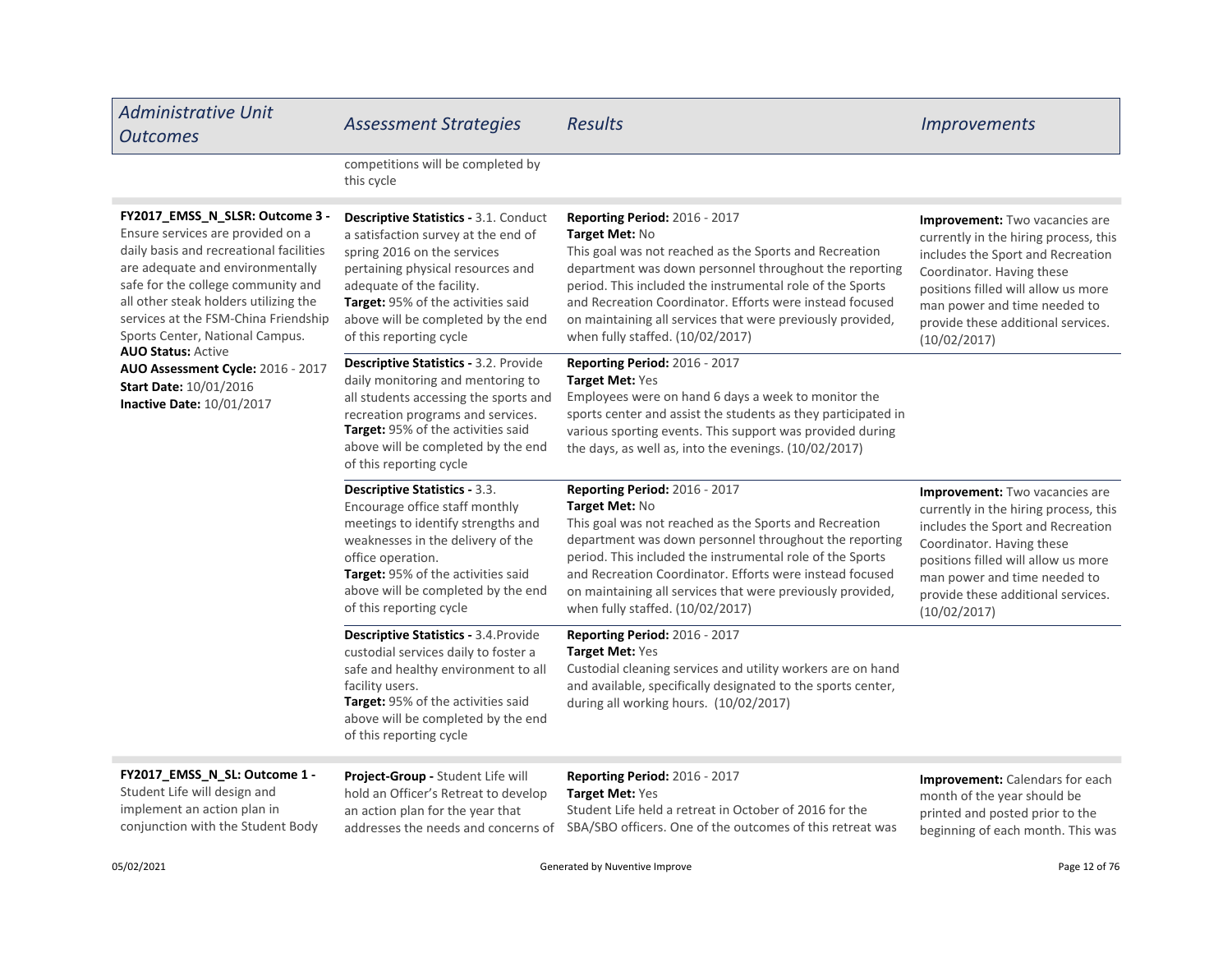| Administrative Unit Outcomes | Assessment Strategies | Results | Improvements |
|---|---|---|---|
| | competitions will be completed by this cycle | | |
| **FY2017_EMSS_N_SLSR: Outcome 3 -** Ensure services are provided on a daily basis and recreational facilities are adequate and environmentally safe for the college community and all other steak holders utilizing the services at the FSM-China Friendship Sports Center, National Campus.<br>**AUO Status:** Active<br>**AUO Assessment Cycle:** 2016 - 2017<br>**Start Date:** 10/01/2016<br>**Inactive Date:** 10/01/2017 | **Descriptive Statistics -** 3.1. Conduct a satisfaction survey at the end of spring 2016 on the services pertaining physical resources and adequate of the facility.<br>**Target:** 95% of the activities said above will be completed by the end of this reporting cycle | **Reporting Period:** 2016 - 2017<br>**Target Met:** No<br>This goal was not reached as the Sports and Recreation department was down personnel throughout the reporting period. This included the instrumental role of the Sports and Recreation Coordinator. Efforts were instead focused on maintaining all services that were previously provided, when fully staffed. (10/02/2017) | **Improvement:** Two vacancies are currently in the hiring process, this includes the Sport and Recreation Coordinator. Having these positions filled will allow us more man power and time needed to provide these additional services. (10/02/2017) |
| | **Descriptive Statistics -** 3.2. Provide daily monitoring and mentoring to all students accessing the sports and recreation programs and services.<br>**Target:** 95% of the activities said above will be completed by the end of this reporting cycle | **Reporting Period:** 2016 - 2017<br>**Target Met:** Yes<br>Employees were on hand 6 days a week to monitor the sports center and assist the students as they participated in various sporting events. This support was provided during the days, as well as, into the evenings. (10/02/2017) | |
| | **Descriptive Statistics -** 3.3. Encourage office staff monthly meetings to identify strengths and weaknesses in the delivery of the office operation.<br>**Target:** 95% of the activities said above will be completed by the end of this reporting cycle | **Reporting Period:** 2016 - 2017<br>**Target Met:** No<br>This goal was not reached as the Sports and Recreation department was down personnel throughout the reporting period. This included the instrumental role of the Sports and Recreation Coordinator. Efforts were instead focused on maintaining all services that were previously provided, when fully staffed. (10/02/2017) | **Improvement:** Two vacancies are currently in the hiring process, this includes the Sport and Recreation Coordinator. Having these positions filled will allow us more man power and time needed to provide these additional services. (10/02/2017) |
| | **Descriptive Statistics -** 3.4.Provide custodial services daily to foster a safe and healthy environment to all facility users.<br>**Target:** 95% of the activities said above will be completed by the end of this reporting cycle | **Reporting Period:** 2016 - 2017<br>**Target Met:** Yes<br>Custodial cleaning services and utility workers are on hand and available, specifically designated to the sports center, during all working hours. (10/02/2017) | |
| **FY2017_EMSS_N_SL: Outcome 1 -** Student Life will design and implement an action plan in conjunction with the Student Body | **Project-Group -** Student Life will hold an Officer's Retreat to develop an action plan for the year that addresses the needs and concerns of | **Reporting Period:** 2016 - 2017<br>**Target Met:** Yes<br>Student Life held a retreat in October of 2016 for the SBA/SBO officers. One of the outcomes of this retreat was | **Improvement:** Calendars for each month of the year should be printed and posted prior to the beginning of each month. This was |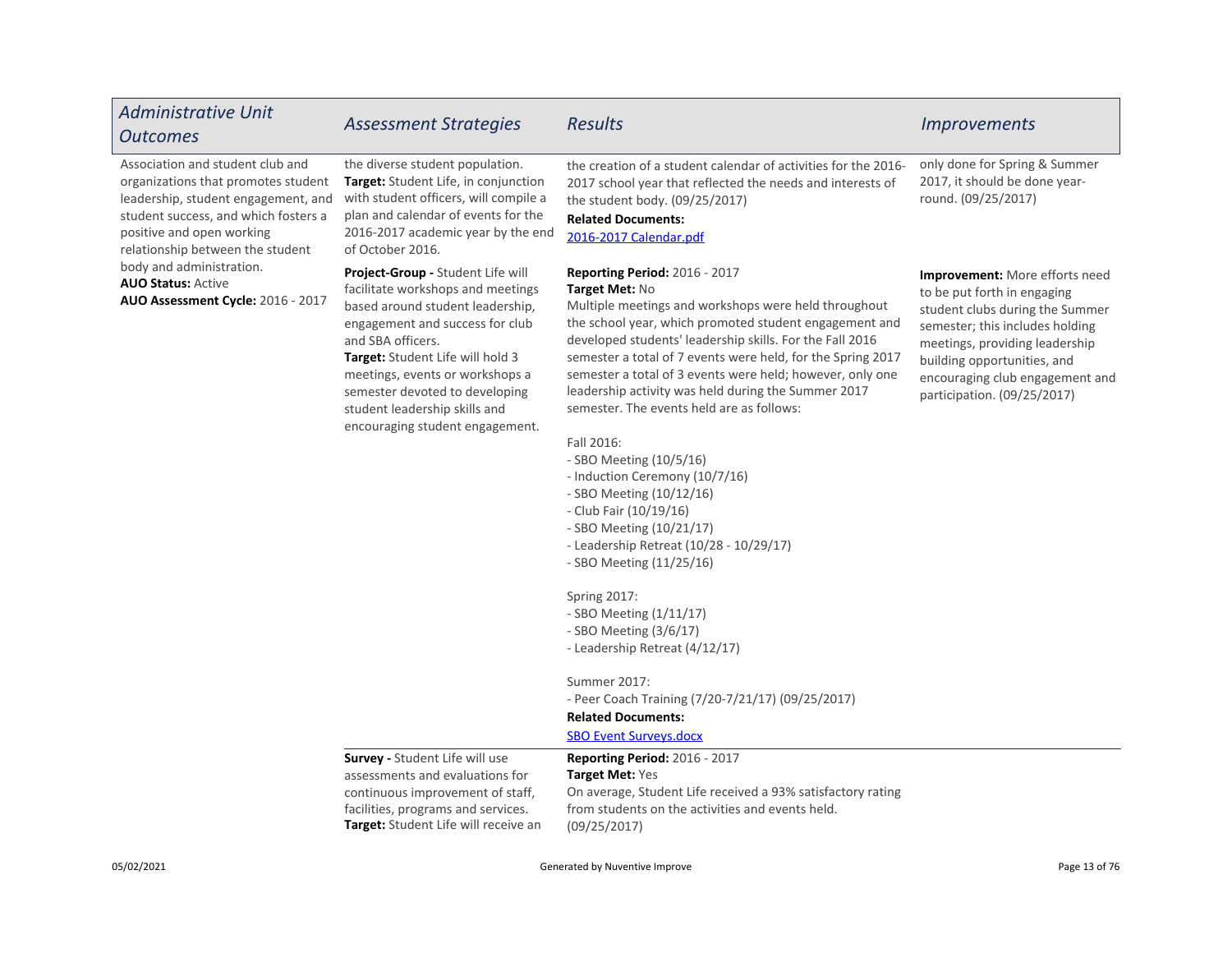| Administrative Unit Outcomes | Assessment Strategies | Results | Improvements |
| --- | --- | --- | --- |
| Association and student club and organizations that promotes student leadership, student engagement, and student success, and which fosters a positive and open working relationship between the student body and administration.<br>**AUO Status:** Active<br>**AUO Assessment Cycle:** 2016 - 2017 | the diverse student population.<br>**Target:** Student Life, in conjunction with student officers, will compile a plan and calendar of events for the 2016-2017 academic year by the end of October 2016. | the creation of a student calendar of activities for the 2016-2017 school year that reflected the needs and interests of the student body. (09/25/2017)<br>**Related Documents:**<br>2016-2017 Calendar.pdf | only done for Spring & Summer 2017, it should be done year-round. (09/25/2017) |
| | **Project-Group -** Student Life will facilitate workshops and meetings based around student leadership, engagement and success for club and SBA officers.<br>**Target:** Student Life will hold 3 meetings, events or workshops a semester devoted to developing student leadership skills and encouraging student engagement. | **Reporting Period:** 2016 - 2017<br>**Target Met:** No<br>Multiple meetings and workshops were held throughout the school year, which promoted student engagement and developed students' leadership skills. For the Fall 2016 semester a total of 7 events were held, for the Spring 2017 semester a total of 3 events were held; however, only one leadership activity was held during the Summer 2017 semester. The events held are as follows:<br><br>Fall 2016:<br>- SBO Meeting (10/5/16)<br>- Induction Ceremony (10/7/16)<br>- SBO Meeting (10/12/16)<br>- Club Fair (10/19/16)<br>- SBO Meeting (10/21/17)<br>- Leadership Retreat (10/28 - 10/29/17)<br>- SBO Meeting (11/25/16)<br><br>Spring 2017:<br>- SBO Meeting (1/11/17)<br>- SBO Meeting (3/6/17)<br>- Leadership Retreat (4/12/17)<br><br>Summer 2017:<br>- Peer Coach Training (7/20-7/21/17) (09/25/2017)<br>**Related Documents:**<br>SBO Event Surveys.docx | **Improvement:** More efforts need to be put forth in engaging student clubs during the Summer semester; this includes holding meetings, providing leadership building opportunities, and encouraging club engagement and participation. (09/25/2017) |
| | **Survey -** Student Life will use assessments and evaluations for continuous improvement of staff, facilities, programs and services.<br>**Target:** Student Life will receive an | **Reporting Period:** 2016 - 2017<br>**Target Met:** Yes<br>On average, Student Life received a 93% satisfactory rating from students on the activities and events held. (09/25/2017) | |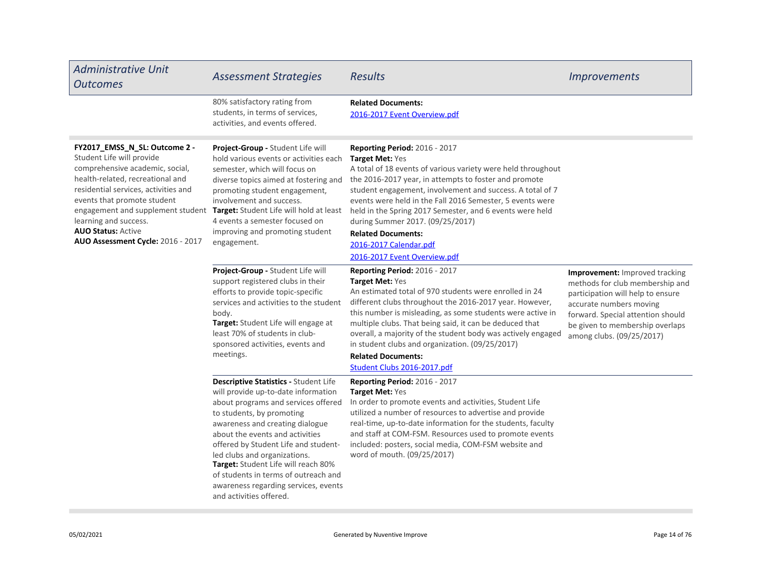| Administrative Unit Outcomes | Assessment Strategies | Results | Improvements |
|---|---|---|---|
| | 80% satisfactory rating from students, in terms of services, activities, and events offered. | **Related Documents:**<br>2016-2017 Event Overview.pdf | |
| **FY2017_EMSS_N_SL: Outcome 2 -** Student Life will provide comprehensive academic, social, health-related, recreational and residential services, activities and events that promote student engagement and supplement student learning and success.<br>**AUO Status:** Active<br>**AUO Assessment Cycle:** 2016 - 2017 | **Project-Group -** Student Life will hold various events or activities each semester, which will focus on diverse topics aimed at fostering and promoting student engagement, involvement and success.<br>**Target:** Student Life will hold at least 4 events a semester focused on improving and promoting student engagement. | **Reporting Period:** 2016 - 2017<br>**Target Met:** Yes<br>A total of 18 events of various variety were held throughout the 2016-2017 year, in attempts to foster and promote student engagement, involvement and success. A total of 7 events were held in the Fall 2016 Semester, 5 events were held in the Spring 2017 Semester, and 6 events were held during Summer 2017. (09/25/2017)<br>**Related Documents:**<br>2016-2017 Calendar.pdf<br>2016-2017 Event Overview.pdf | |
| | **Project-Group -** Student Life will support registered clubs in their efforts to provide topic-specific services and activities to the student body.<br>**Target:** Student Life will engage at least 70% of students in club-sponsored activities, events and meetings. | **Reporting Period:** 2016 - 2017<br>**Target Met:** Yes<br>An estimated total of 970 students were enrolled in 24 different clubs throughout the 2016-2017 year. However, this number is misleading, as some students were active in multiple clubs. That being said, it can be deduced that overall, a majority of the student body was actively engaged in student clubs and organization. (09/25/2017)<br>**Related Documents:**<br>Student Clubs 2016-2017.pdf | **Improvement:** Improved tracking methods for club membership and participation will help to ensure accurate numbers moving forward. Special attention should be given to membership overlaps among clubs. (09/25/2017) |
| | **Descriptive Statistics -** Student Life will provide up-to-date information about programs and services offered to students, by promoting awareness and creating dialogue about the events and activities offered by Student Life and student-led clubs and organizations.<br>**Target:** Student Life will reach 80% of students in terms of outreach and awareness regarding services, events and activities offered. | **Reporting Period:** 2016 - 2017<br>**Target Met:** Yes<br>In order to promote events and activities, Student Life utilized a number of resources to advertise and provide real-time, up-to-date information for the students, faculty and staff at COM-FSM. Resources used to promote events included: posters, social media, COM-FSM website and word of mouth. (09/25/2017) | |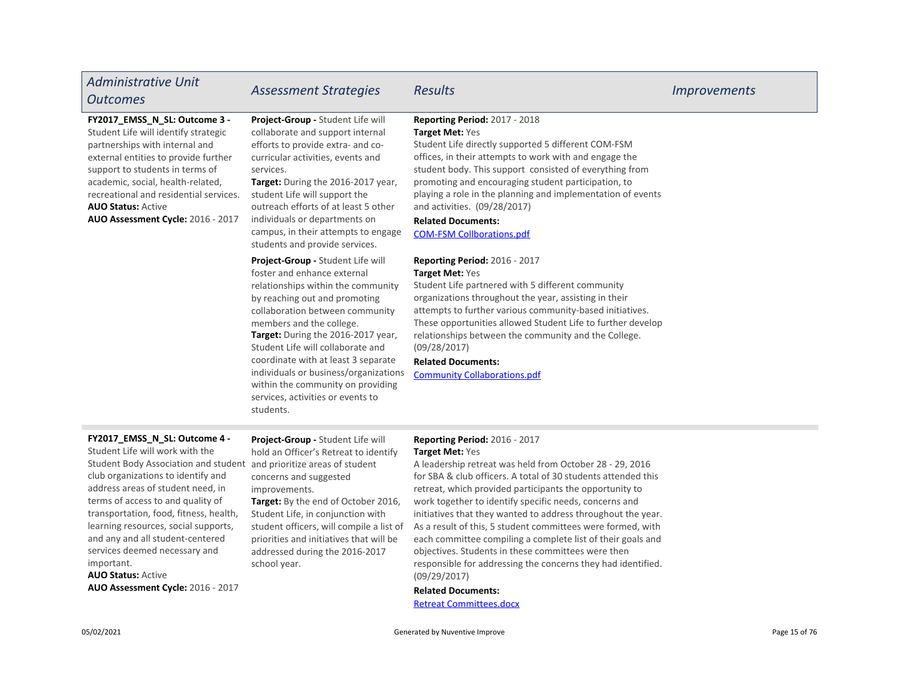| *Administrative Unit Outcomes* | *Assessment Strategies* | *Results* | *Improvements* |
|---|---|---|---|
| **FY2017_EMSS_N_SL: Outcome 3 -** Student Life will identify strategic partnerships with internal and external entities to provide further support to students in terms of academic, social, health-related, recreational and residential services.<br>**AUO Status:** Active<br>**AUO Assessment Cycle:** 2016 - 2017 | **Project-Group -** Student Life will collaborate and support internal efforts to provide extra- and co-curricular activities, events and services.<br>**Target:** During the 2016-2017 year, student Life will support the outreach efforts of at least 5 other individuals or departments on campus, in their attempts to engage students and provide services. | **Reporting Period:** 2017 - 2018<br>**Target Met:** Yes<br>Student Life directly supported 5 different COM-FSM offices, in their attempts to work with and engage the student body. This support consisted of everything from promoting and encouraging student participation, to playing a role in the planning and implementation of events and activities. (09/28/2017)<br>**Related Documents:**<br>COM-FSM Collborations.pdf | |
| | **Project-Group -** Student Life will foster and enhance external relationships within the community by reaching out and promoting collaboration between community members and the college.<br>**Target:** During the 2016-2017 year, Student Life will collaborate and coordinate with at least 3 separate individuals or business/organizations within the community on providing services, activities or events to students. | **Reporting Period:** 2016 - 2017<br>**Target Met:** Yes<br>Student Life partnered with 5 different community organizations throughout the year, assisting in their attempts to further various community-based initiatives. These opportunities allowed Student Life to further develop relationships between the community and the College. (09/28/2017)<br>**Related Documents:**<br>Community Collaborations.pdf | |
| **FY2017_EMSS_N_SL: Outcome 4 -** Student Life will work with the Student Body Association and student club organizations to identify and address areas of student need, in terms of access to and quality of transportation, food, fitness, health, learning resources, social supports, and any and all student-centered services deemed necessary and important.<br>**AUO Status:** Active<br>**AUO Assessment Cycle:** 2016 - 2017 | **Project-Group -** Student Life will hold an Officer's Retreat to identify and prioritize areas of student concerns and suggested improvements.<br>**Target:** By the end of October 2016, Student Life, in conjunction with student officers, will compile a list of priorities and initiatives that will be addressed during the 2016-2017 school year. | **Reporting Period:** 2016 - 2017<br>**Target Met:** Yes<br>A leadership retreat was held from October 28 - 29, 2016 for SBA & club officers. A total of 30 students attended this retreat, which provided participants the opportunity to work together to identify specific needs, concerns and initiatives that they wanted to address throughout the year. As a result of this, 5 student committees were formed, with each committee compiling a complete list of their goals and objectives. Students in these committees were then responsible for addressing the concerns they had identified. (09/29/2017)<br>**Related Documents:**<br>Retreat Committees.docx | |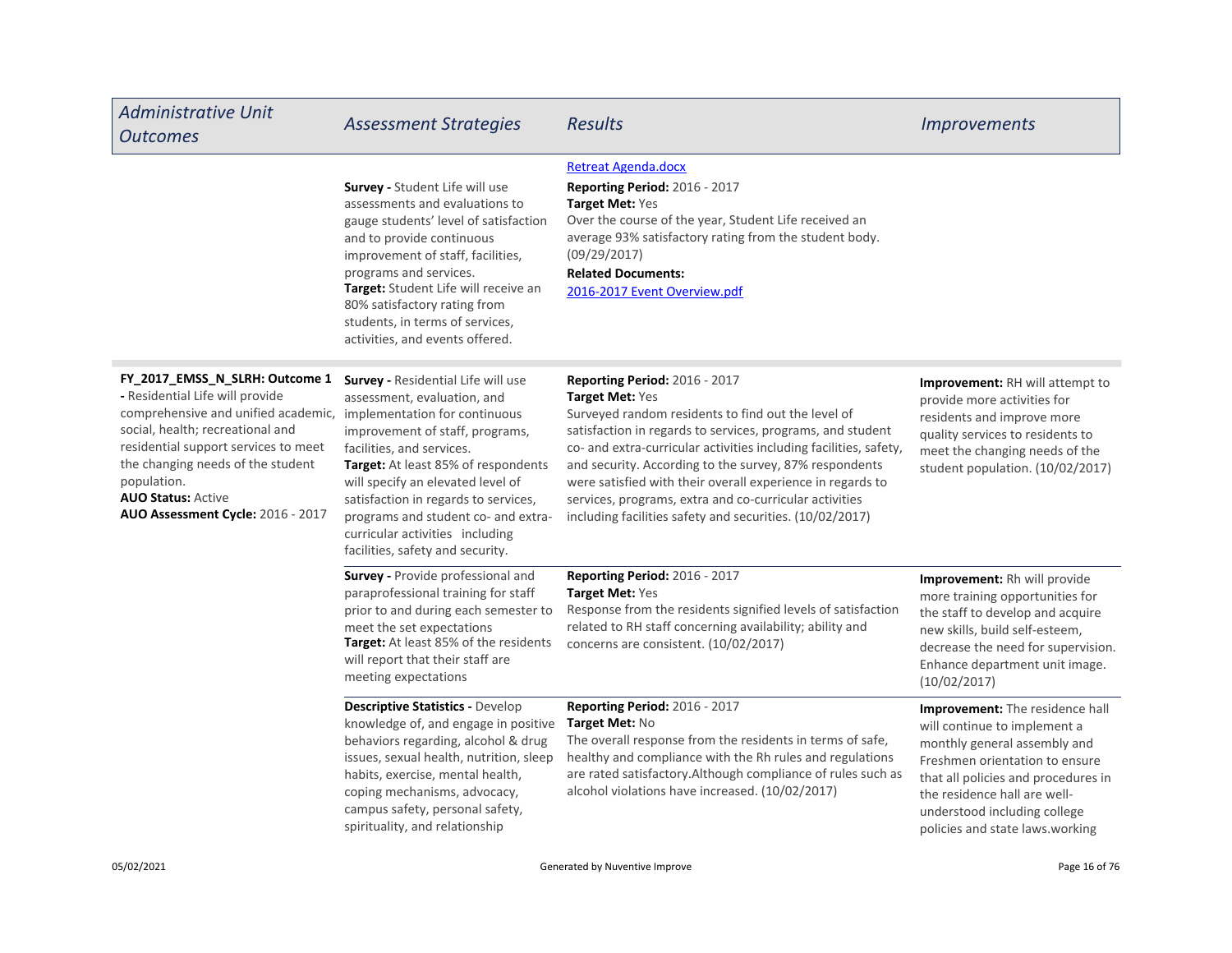| *Administrative Unit Outcomes* | *Assessment Strategies* | *Results* | *Improvements* |
| --- | --- | --- | --- |
| | | Retreat Agenda.docx | |
| | **Survey -** Student Life will use assessments and evaluations to gauge students' level of satisfaction and to provide continuous improvement of staff, facilities, programs and services.<br>**Target:** Student Life will receive an 80% satisfactory rating from students, in terms of services, activities, and events offered. | **Reporting Period:** 2016 - 2017<br>**Target Met:** Yes<br>Over the course of the year, Student Life received an average 93% satisfactory rating from the student body. (09/29/2017)<br>**Related Documents:**<br>2016-2017 Event Overview.pdf | |
| **FY_2017_EMSS_N_SLRH: Outcome 1 -** Residential Life will provide comprehensive and unified academic, social, health; recreational and residential support services to meet the changing needs of the student population.<br>**AUO Status:** Active<br>**AUO Assessment Cycle:** 2016 - 2017 | **Survey -** Residential Life will use assessment, evaluation, and implementation for continuous improvement of staff, programs, facilities, and services.<br>**Target:** At least 85% of respondents will specify an elevated level of satisfaction in regards to services, programs and student co- and extra-curricular activities including facilities, safety and security. | **Reporting Period:** 2016 - 2017<br>**Target Met:** Yes<br>Surveyed random residents to find out the level of satisfaction in regards to services, programs, and student co- and extra-curricular activities including facilities, safety, and security. According to the survey, 87% respondents were satisfied with their overall experience in regards to services, programs, extra and co-curricular activities including facilities safety and securities. (10/02/2017) | **Improvement:** RH will attempt to provide more activities for residents and improve more quality services to residents to meet the changing needs of the student population. (10/02/2017) |
| | **Survey -** Provide professional and paraprofessional training for staff prior to and during each semester to meet the set expectations<br>**Target:** At least 85% of the residents will report that their staff are meeting expectations | **Reporting Period:** 2016 - 2017<br>**Target Met:** Yes<br>Response from the residents signified levels of satisfaction related to RH staff concerning availability; ability and concerns are consistent. (10/02/2017) | **Improvement:** Rh will provide more training opportunities for the staff to develop and acquire new skills, build self-esteem, decrease the need for supervision. Enhance department unit image. (10/02/2017) |
| | **Descriptive Statistics -** Develop knowledge of, and engage in positive behaviors regarding, alcohol & drug issues, sexual health, nutrition, sleep habits, exercise, mental health, coping mechanisms, advocacy, campus safety, personal safety, spirituality, and relationship | **Reporting Period:** 2016 - 2017<br>**Target Met:** No<br>The overall response from the residents in terms of safe, healthy and compliance with the Rh rules and regulations are rated satisfactory.Although compliance of rules such as alcohol violations have increased. (10/02/2017) | **Improvement:** The residence hall will continue to implement a monthly general assembly and Freshmen orientation to ensure that all policies and procedures in the residence hall are well-understood including college policies and state laws.working |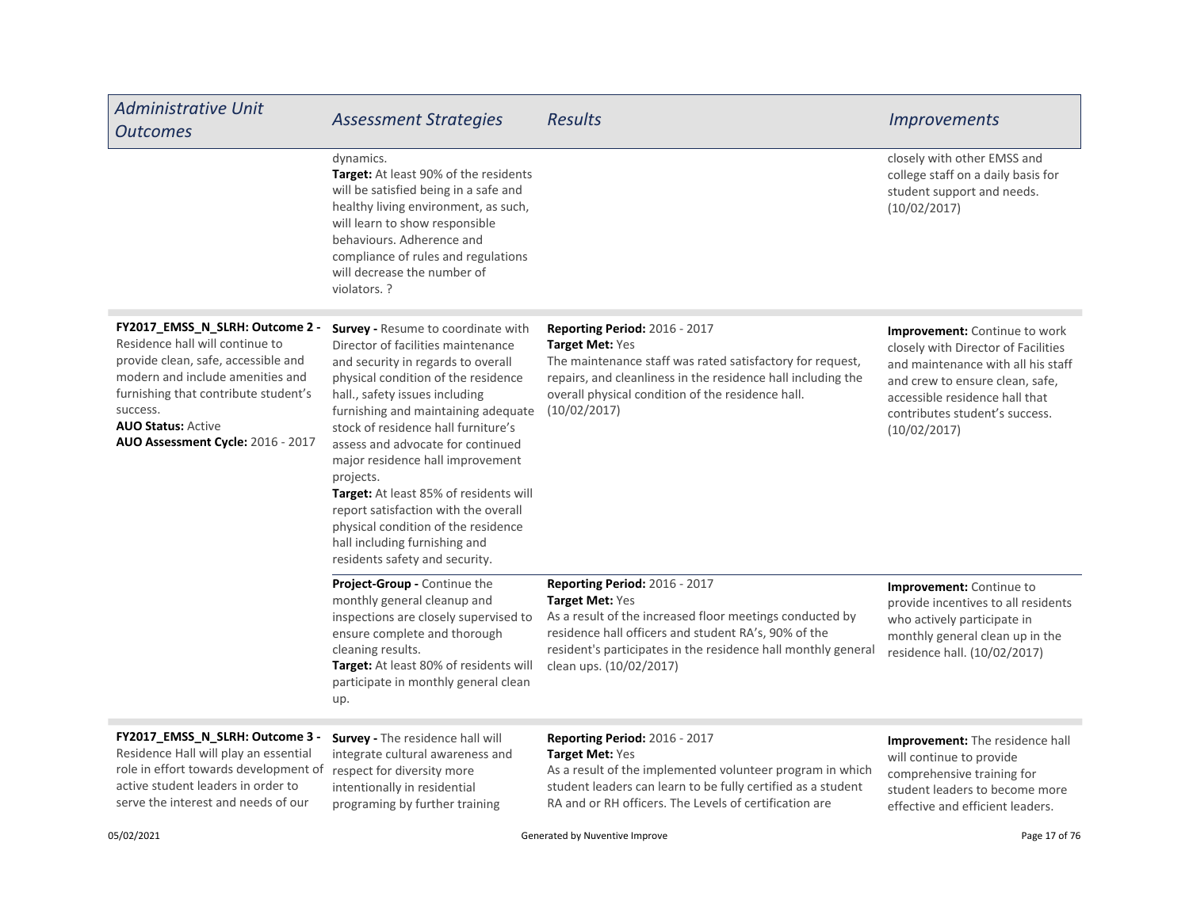| Administrative Unit Outcomes | Assessment Strategies | Results | Improvements |
|---|---|---|---|
| | dynamics.<br>**Target:** At least 90% of the residents will be satisfied being in a safe and healthy living environment, as such, will learn to show responsible behaviours. Adherence and compliance of rules and regulations will decrease the number of violators. ? | | closely with other EMSS and college staff on a daily basis for student support and needs. (10/02/2017) |
| **FY2017_EMSS_N_SLRH: Outcome 2 -** Residence hall will continue to provide clean, safe, accessible and modern and include amenities and furnishing that contribute student's success.<br>**AUO Status:** Active<br>**AUO Assessment Cycle:** 2016 - 2017 | **Survey -** Resume to coordinate with Director of facilities maintenance and security in regards to overall physical condition of the residence hall., safety issues including furnishing and maintaining adequate stock of residence hall furniture's assess and advocate for continued major residence hall improvement projects.<br>**Target:** At least 85% of residents will report satisfaction with the overall physical condition of the residence hall including furnishing and residents safety and security. | **Reporting Period:** 2016 - 2017<br>**Target Met:** Yes<br>The maintenance staff was rated satisfactory for request, repairs, and cleanliness in the residence hall including the overall physical condition of the residence hall. (10/02/2017) | **Improvement:** Continue to work closely with Director of Facilities and maintenance with all his staff and crew to ensure clean, safe, accessible residence hall that contributes student's success. (10/02/2017) |
| | **Project-Group -** Continue the monthly general cleanup and inspections are closely supervised to ensure complete and thorough cleaning results.<br>**Target:** At least 80% of residents will participate in monthly general clean up. | **Reporting Period:** 2016 - 2017<br>**Target Met:** Yes<br>As a result of the increased floor meetings conducted by residence hall officers and student RA's, 90% of the resident's participates in the residence hall monthly general clean ups. (10/02/2017) | **Improvement:** Continue to provide incentives to all residents who actively participate in monthly general clean up in the residence hall. (10/02/2017) |
| **FY2017_EMSS_N_SLRH: Outcome 3 -** Residence Hall will play an essential role in effort towards development of active student leaders in order to serve the interest and needs of our | **Survey -** The residence hall will integrate cultural awareness and respect for diversity more intentionally in residential programing by further training | **Reporting Period:** 2016 - 2017<br>**Target Met:** Yes<br>As a result of the implemented volunteer program in which student leaders can learn to be fully certified as a student RA and or RH officers. The Levels of certification are | **Improvement:** The residence hall will continue to provide comprehensive training for student leaders to become more effective and efficient leaders. |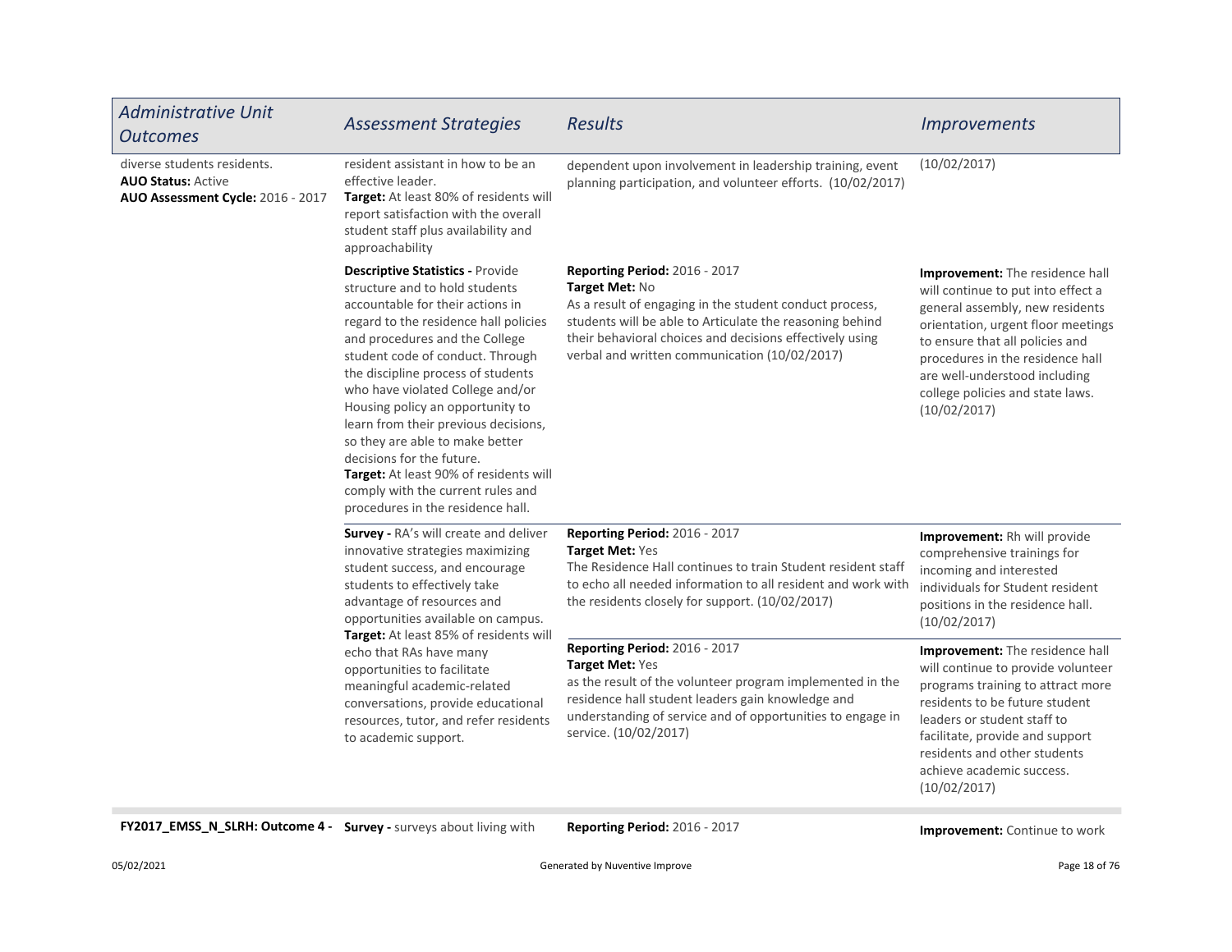| Administrative Unit Outcomes | Assessment Strategies | Results | Improvements |
|---|---|---|---|
| diverse students residents.<br>**AUO Status:** Active<br>**AUO Assessment Cycle:** 2016 - 2017 | resident assistant in how to be an effective leader.<br>**Target:** At least 80% of residents will report satisfaction with the overall student staff plus availability and approachability | dependent upon involvement in leadership training, event planning participation, and volunteer efforts. (10/02/2017) | (10/02/2017) |
| | **Descriptive Statistics -** Provide structure and to hold students accountable for their actions in regard to the residence hall policies and procedures and the College student code of conduct. Through the discipline process of students who have violated College and/or Housing policy an opportunity to learn from their previous decisions, so they are able to make better decisions for the future.<br>**Target:** At least 90% of residents will comply with the current rules and procedures in the residence hall. | **Reporting Period:** 2016 - 2017<br>**Target Met:** No<br>As a result of engaging in the student conduct process, students will be able to Articulate the reasoning behind their behavioral choices and decisions effectively using verbal and written communication (10/02/2017) | **Improvement:** The residence hall will continue to put into effect a general assembly, new residents orientation, urgent floor meetings to ensure that all policies and procedures in the residence hall are well-understood including college policies and state laws. (10/02/2017) |
| | **Survey -** RA's will create and deliver innovative strategies maximizing student success, and encourage students to effectively take advantage of resources and opportunities available on campus.<br>**Target:** At least 85% of residents will echo that RAs have many opportunities to facilitate meaningful academic-related conversations, provide educational resources, tutor, and refer residents to academic support. | **Reporting Period:** 2016 - 2017<br>**Target Met:** Yes<br>The Residence Hall continues to train Student resident staff to echo all needed information to all resident and work with the residents closely for support. (10/02/2017) | **Improvement:** Rh will provide comprehensive trainings for incoming and interested individuals for Student resident positions in the residence hall. (10/02/2017) |
| | | **Reporting Period:** 2016 - 2017<br>**Target Met:** Yes<br>as the result of the volunteer program implemented in the residence hall student leaders gain knowledge and understanding of service and of opportunities to engage in service. (10/02/2017) | **Improvement:** The residence hall will continue to provide volunteer programs training to attract more residents to be future student leaders or student staff to facilitate, provide and support residents and other students achieve academic success. (10/02/2017) |
| **FY2017_EMSS_N_SLRH: Outcome 4 -** | **Survey -** surveys about living with | **Reporting Period:** 2016 - 2017 | **Improvement:** Continue to work |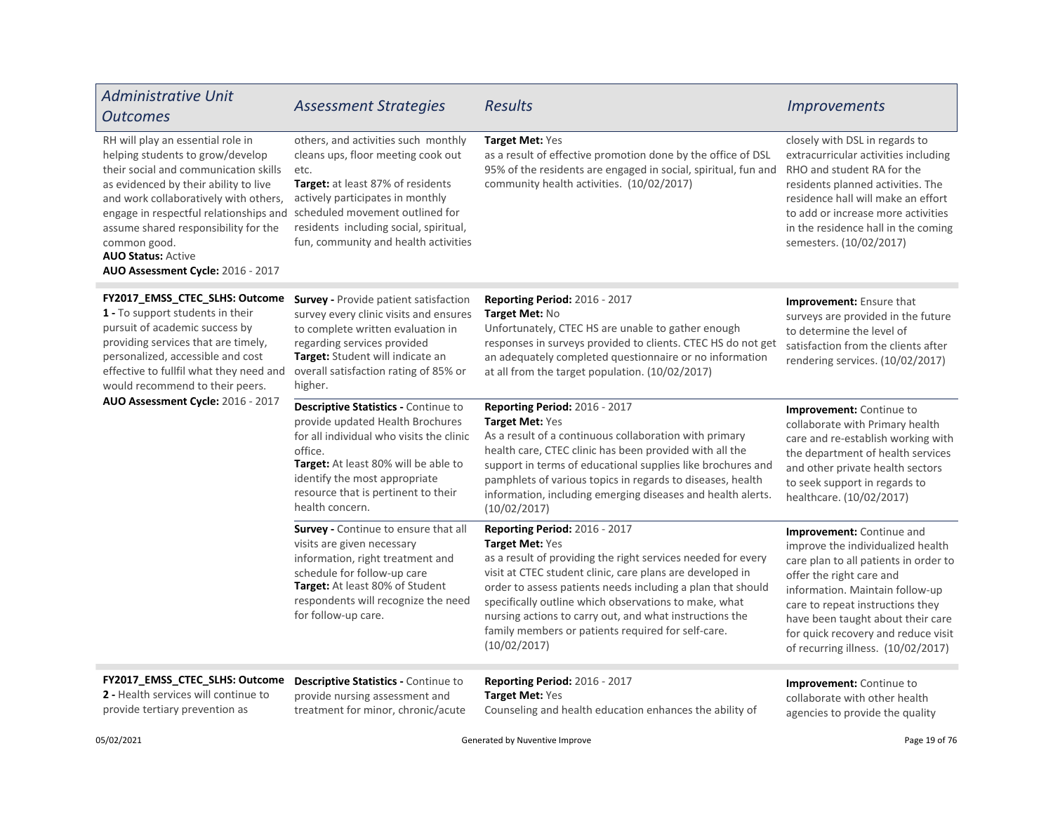| Administrative Unit Outcomes | Assessment Strategies | Results | Improvements |
|---|---|---|---|
| RH will play an essential role in helping students to grow/develop their social and communication skills as evidenced by their ability to live and work collaboratively with others, engage in respectful relationships and assume shared responsibility for the common good.<br>**AUO Status:** Active<br>**AUO Assessment Cycle:** 2016 - 2017 | others, and activities such monthly cleans ups, floor meeting cook out etc.<br>**Target:** at least 87% of residents actively participates in monthly scheduled movement outlined for residents including social, spiritual, fun, community and health activities | **Target Met:** Yes<br>as a result of effective promotion done by the office of DSL 95% of the residents are engaged in social, spiritual, fun and community health activities. (10/02/2017) | closely with DSL in regards to extracurricular activities including RHO and student RA for the residents planned activities. The residence hall will make an effort to add or increase more activities in the residence hall in the coming semesters. (10/02/2017) |
| **FY2017_EMSS_CTEC_SLHS: Outcome 1 -** To support students in their pursuit of academic success by providing services that are timely, personalized, accessible and cost effective to fullfil what they need and would recommend to their peers.<br>**AUO Assessment Cycle:** 2016 - 2017 | **Survey -** Provide patient satisfaction survey every clinic visits and ensures to complete written evaluation in regarding services provided<br>**Target:** Student will indicate an overall satisfaction rating of 85% or higher. | **Reporting Period:** 2016 - 2017<br>**Target Met:** No<br>Unfortunately, CTEC HS are unable to gather enough responses in surveys provided to clients. CTEC HS do not get an adequately completed questionnaire or no information at all from the target population. (10/02/2017) | **Improvement:** Ensure that surveys are provided in the future to determine the level of satisfaction from the clients after rendering services. (10/02/2017) |
| | **Descriptive Statistics -** Continue to provide updated Health Brochures for all individual who visits the clinic office.<br>**Target:** At least 80% will be able to identify the most appropriate resource that is pertinent to their health concern. | **Reporting Period:** 2016 - 2017<br>**Target Met:** Yes<br>As a result of a continuous collaboration with primary health care, CTEC clinic has been provided with all the support in terms of educational supplies like brochures and pamphlets of various topics in regards to diseases, health information, including emerging diseases and health alerts. (10/02/2017) | **Improvement:** Continue to collaborate with Primary health care and re-establish working with the department of health services and other private health sectors to seek support in regards to healthcare. (10/02/2017) |
| | **Survey -** Continue to ensure that all visits are given necessary information, right treatment and schedule for follow-up care<br>**Target:** At least 80% of Student respondents will recognize the need for follow-up care. | **Reporting Period:** 2016 - 2017<br>**Target Met:** Yes<br>as a result of providing the right services needed for every visit at CTEC student clinic, care plans are developed in order to assess patients needs including a plan that should specifically outline which observations to make, what nursing actions to carry out, and what instructions the family members or patients required for self-care. (10/02/2017) | **Improvement:** Continue and improve the individualized health care plan to all patients in order to offer the right care and information. Maintain follow-up care to repeat instructions they have been taught about their care for quick recovery and reduce visit of recurring illness. (10/02/2017) |
| **FY2017_EMSS_CTEC_SLHS: Outcome 2 -** Health services will continue to provide tertiary prevention as | **Descriptive Statistics -** Continue to provide nursing assessment and treatment for minor, chronic/acute | **Reporting Period:** 2016 - 2017<br>**Target Met:** Yes<br>Counseling and health education enhances the ability of | **Improvement:** Continue to collaborate with other health agencies to provide the quality |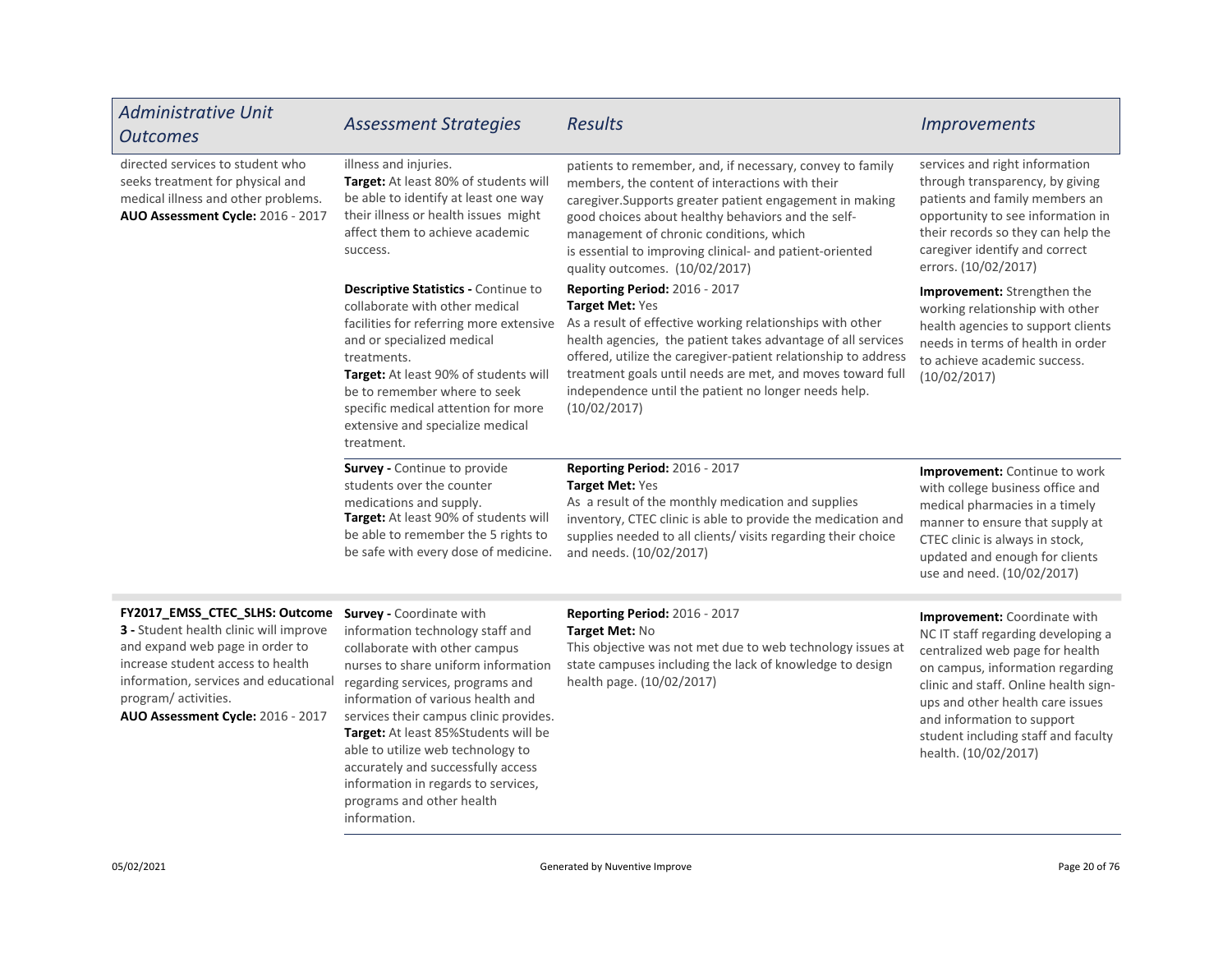| Administrative Unit Outcomes | Assessment Strategies | Results | Improvements |
|---|---|---|---|
| directed services to student who seeks treatment for physical and medical illness and other problems.<br>**AUO Assessment Cycle:** 2016 - 2017 | illness and injuries.<br>**Target:** At least 80% of students will be able to identify at least one way their illness or health issues might affect them to achieve academic success. | patients to remember, and, if necessary, convey to family members, the content of interactions with their caregiver.Supports greater patient engagement in making good choices about healthy behaviors and the self-management of chronic conditions, which is essential to improving clinical- and patient-oriented quality outcomes. (10/02/2017) | services and right information through transparency, by giving patients and family members an opportunity to see information in their records so they can help the caregiver identify and correct errors. (10/02/2017) |
| | **Descriptive Statistics -** Continue to collaborate with other medical facilities for referring more extensive and or specialized medical treatments.<br>**Target:** At least 90% of students will be to remember where to seek specific medical attention for more extensive and specialize medical treatment. | **Reporting Period:** 2016 - 2017<br>**Target Met:** Yes<br>As a result of effective working relationships with other health agencies, the patient takes advantage of all services offered, utilize the caregiver-patient relationship to address treatment goals until needs are met, and moves toward full independence until the patient no longer needs help. (10/02/2017) | **Improvement:** Strengthen the working relationship with other health agencies to support clients needs in terms of health in order to achieve academic success. (10/02/2017) |
| | **Survey -** Continue to provide students over the counter medications and supply.<br>**Target:** At least 90% of students will be able to remember the 5 rights to be safe with every dose of medicine. | **Reporting Period:** 2016 - 2017<br>**Target Met:** Yes<br>As a result of the monthly medication and supplies inventory, CTEC clinic is able to provide the medication and supplies needed to all clients/ visits regarding their choice and needs. (10/02/2017) | **Improvement:** Continue to work with college business office and medical pharmacies in a timely manner to ensure that supply at CTEC clinic is always in stock, updated and enough for clients use and need. (10/02/2017) |
| **FY2017_EMSS_CTEC_SLHS: Outcome 3 -** Student health clinic will improve and expand web page in order to increase student access to health information, services and educational program/ activities.<br>**AUO Assessment Cycle:** 2016 - 2017 | **Survey -** Coordinate with information technology staff and collaborate with other campus nurses to share uniform information regarding services, programs and information of various health and services their campus clinic provides.<br>**Target:** At least 85%Students will be able to utilize web technology to accurately and successfully access information in regards to services, programs and other health information. | **Reporting Period:** 2016 - 2017<br>**Target Met:** No<br>This objective was not met due to web technology issues at state campuses including the lack of knowledge to design health page. (10/02/2017) | **Improvement:** Coordinate with NC IT staff regarding developing a centralized web page for health on campus, information regarding clinic and staff. Online health sign-ups and other health care issues and information to support student including staff and faculty health. (10/02/2017) |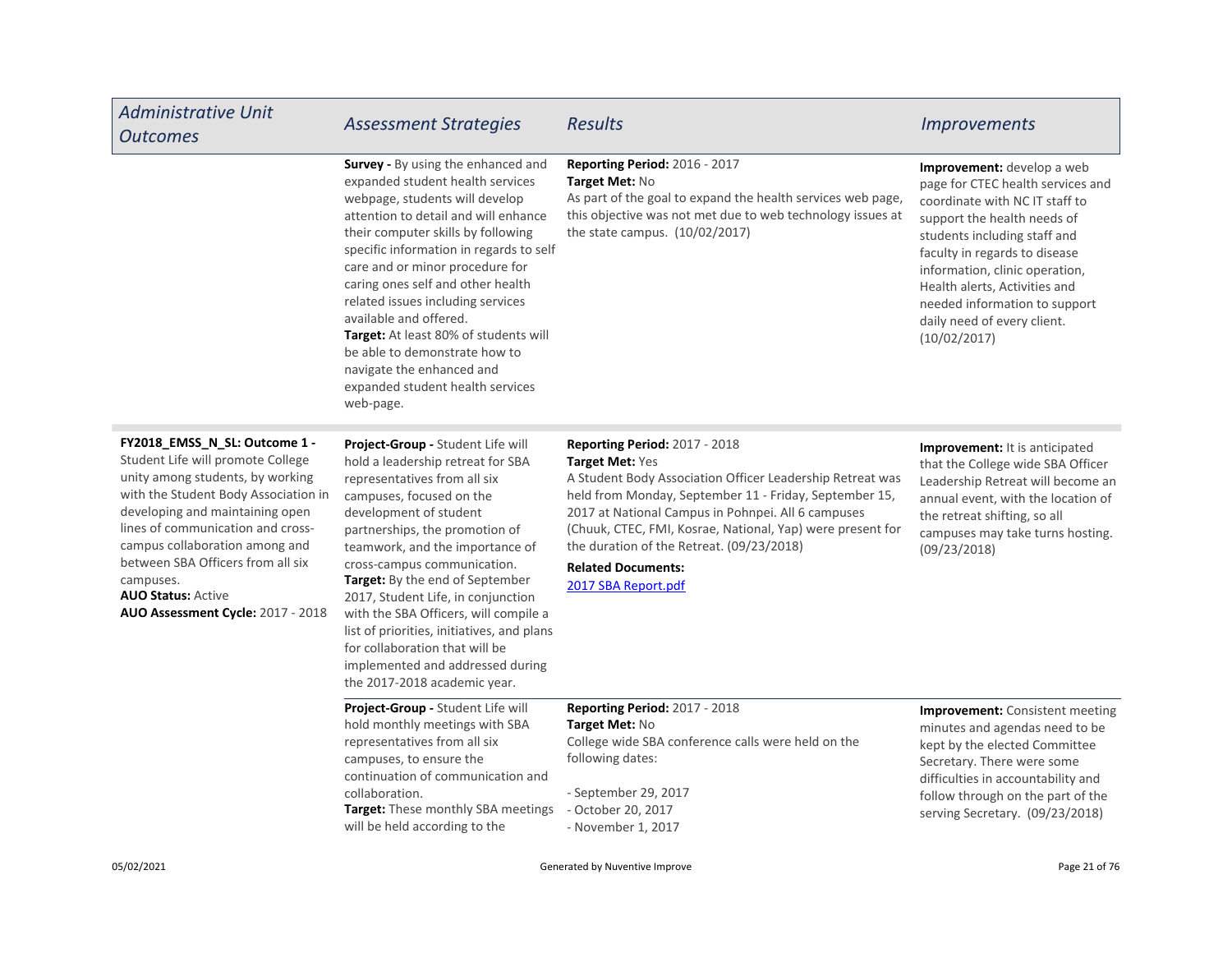| Administrative Unit Outcomes | Assessment Strategies | Results | Improvements |
|---|---|---|---|
| | **Survey -** By using the enhanced and expanded student health services webpage, students will develop attention to detail and will enhance their computer skills by following specific information in regards to self care and or minor procedure for caring ones self and other health related issues including services available and offered.<br>**Target:** At least 80% of students will be able to demonstrate how to navigate the enhanced and expanded student health services web-page. | **Reporting Period:** 2016 - 2017<br>**Target Met:** No<br>As part of the goal to expand the health services web page, this objective was not met due to web technology issues at the state campus. (10/02/2017) | **Improvement:** develop a web page for CTEC health services and coordinate with NC IT staff to support the health needs of students including staff and faculty in regards to disease information, clinic operation, Health alerts, Activities and needed information to support daily need of every client. (10/02/2017) |
| **FY2018_EMSS_N_SL: Outcome 1 -** Student Life will promote College unity among students, by working with the Student Body Association in developing and maintaining open lines of communication and cross-campus collaboration among and between SBA Officers from all six campuses.<br>**AUO Status:** Active<br>**AUO Assessment Cycle:** 2017 - 2018 | **Project-Group -** Student Life will hold a leadership retreat for SBA representatives from all six campuses, focused on the development of student partnerships, the promotion of teamwork, and the importance of cross-campus communication.<br>**Target:** By the end of September 2017, Student Life, in conjunction with the SBA Officers, will compile a list of priorities, initiatives, and plans for collaboration that will be implemented and addressed during the 2017-2018 academic year. | **Reporting Period:** 2017 - 2018<br>**Target Met:** Yes<br>A Student Body Association Officer Leadership Retreat was held from Monday, September 11 - Friday, September 15, 2017 at National Campus in Pohnpei. All 6 campuses (Chuuk, CTEC, FMI, Kosrae, National, Yap) were present for the duration of the Retreat. (09/23/2018)<br>**Related Documents:**<br>2017 SBA Report.pdf | **Improvement:** It is anticipated that the College wide SBA Officer Leadership Retreat will become an annual event, with the location of the retreat shifting, so all campuses may take turns hosting. (09/23/2018) |
| | **Project-Group -** Student Life will hold monthly meetings with SBA representatives from all six campuses, to ensure the continuation of communication and collaboration.<br>**Target:** These monthly SBA meetings will be held according to the | **Reporting Period:** 2017 - 2018<br>**Target Met:** No<br>College wide SBA conference calls were held on the following dates:<br><br>- September 29, 2017<br>- October 20, 2017<br>- November 1, 2017 | **Improvement:** Consistent meeting minutes and agendas need to be kept by the elected Committee Secretary. There were some difficulties in accountability and follow through on the part of the serving Secretary. (09/23/2018) |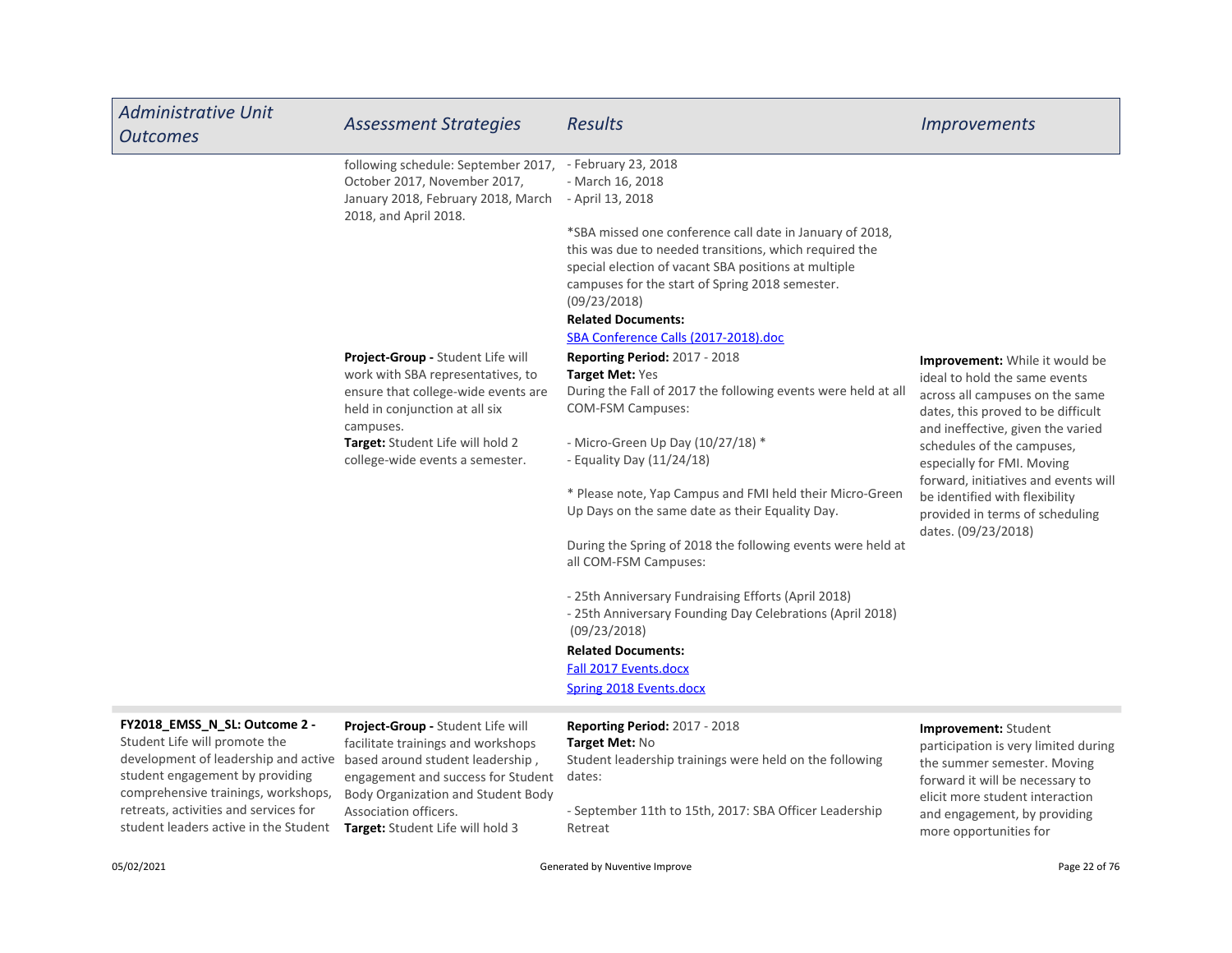| Administrative Unit Outcomes | Assessment Strategies | Results | Improvements |
|---|---|---|---|
| | following schedule: September 2017, October 2017, November 2017, January 2018, February 2018, March 2018, and April 2018. | - February 23, 2018<br>- March 16, 2018<br>- April 13, 2018<br><br>*SBA missed one conference call date in January of 2018, this was due to needed transitions, which required the special election of vacant SBA positions at multiple campuses for the start of Spring 2018 semester. (09/23/2018)<br>**Related Documents:**<br>SBA Conference Calls (2017-2018).doc | |
| | **Project-Group -** Student Life will work with SBA representatives, to ensure that college-wide events are held in conjunction at all six campuses.<br>**Target:** Student Life will hold 2 college-wide events a semester. | **Reporting Period:** 2017 - 2018<br>**Target Met:** Yes<br>During the Fall of 2017 the following events were held at all COM-FSM Campuses:<br><br>- Micro-Green Up Day (10/27/18) *<br>- Equality Day (11/24/18)<br><br>* Please note, Yap Campus and FMI held their Micro-Green Up Days on the same date as their Equality Day.<br><br>During the Spring of 2018 the following events were held at all COM-FSM Campuses:<br><br>- 25th Anniversary Fundraising Efforts (April 2018)<br>- 25th Anniversary Founding Day Celebrations (April 2018) (09/23/2018)<br>**Related Documents:**<br>Fall 2017 Events.docx<br>Spring 2018 Events.docx | **Improvement:** While it would be ideal to hold the same events across all campuses on the same dates, this proved to be difficult and ineffective, given the varied schedules of the campuses, especially for FMI. Moving forward, initiatives and events will be identified with flexibility provided in terms of scheduling dates. (09/23/2018) |
| **FY2018_EMSS_N_SL: Outcome 2 -** Student Life will promote the development of leadership and active student engagement by providing comprehensive trainings, workshops, retreats, activities and services for student leaders active in the Student | **Project-Group -** Student Life will facilitate trainings and workshops based around student leadership , engagement and success for Student Body Organization and Student Body Association officers.<br>**Target:** Student Life will hold 3 | **Reporting Period:** 2017 - 2018<br>**Target Met:** No<br>Student leadership trainings were held on the following dates:<br><br>- September 11th to 15th, 2017: SBA Officer Leadership Retreat | **Improvement:** Student participation is very limited during the summer semester. Moving forward it will be necessary to elicit more student interaction and engagement, by providing more opportunities for |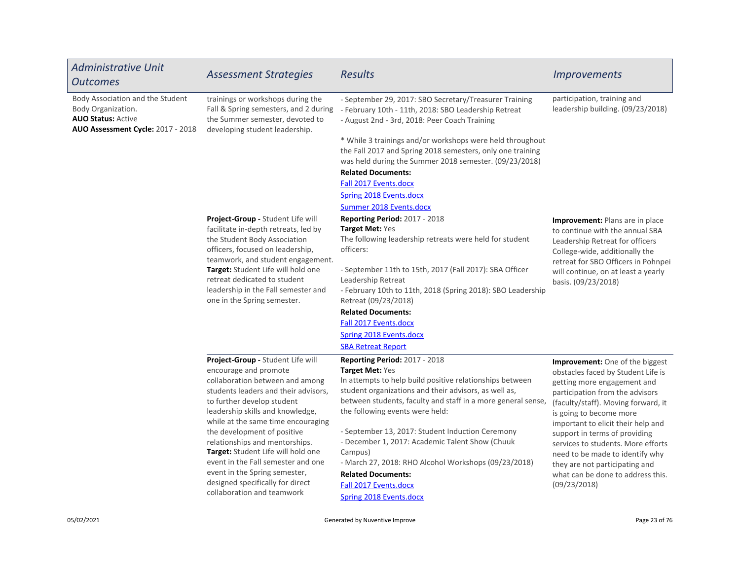| Administrative Unit Outcomes | Assessment Strategies | Results | Improvements |
|---|---|---|---|
| Body Association and the Student Body Organization.<br>**AUO Status:** Active<br>**AUO Assessment Cycle:** 2017 - 2018 | trainings or workshops during the Fall & Spring semesters, and 2 during the Summer semester, devoted to developing student leadership. | - September 29, 2017: SBO Secretary/Treasurer Training<br>- February 10th - 11th, 2018: SBO Leadership Retreat<br>- August 2nd - 3rd, 2018: Peer Coach Training<br><br>* While 3 trainings and/or workshops were held throughout the Fall 2017 and Spring 2018 semesters, only one training was held during the Summer 2018 semester. (09/23/2018)<br>**Related Documents:**<br>Fall 2017 Events.docx<br>Spring 2018 Events.docx<br>Summer 2018 Events.docx | participation, training and leadership building. (09/23/2018) |
| | **Project-Group -** Student Life will facilitate in-depth retreats, led by the Student Body Association officers, focused on leadership, teamwork, and student engagement.<br>**Target:** Student Life will hold one retreat dedicated to student leadership in the Fall semester and one in the Spring semester. | **Reporting Period:** 2017 - 2018<br>**Target Met:** Yes<br>The following leadership retreats were held for student officers:<br><br>- September 11th to 15th, 2017 (Fall 2017): SBA Officer Leadership Retreat<br>- February 10th to 11th, 2018 (Spring 2018): SBO Leadership Retreat (09/23/2018)<br>**Related Documents:**<br>Fall 2017 Events.docx<br>Spring 2018 Events.docx<br>SBA Retreat Report | **Improvement:** Plans are in place to continue with the annual SBA Leadership Retreat for officers College-wide, additionally the retreat for SBO Officers in Pohnpei will continue, on at least a yearly basis. (09/23/2018) |
| | **Project-Group -** Student Life will encourage and promote collaboration between and among students leaders and their advisors, to further develop student leadership skills and knowledge, while at the same time encouraging the development of positive relationships and mentorships.<br>**Target:** Student Life will hold one event in the Fall semester and one event in the Spring semester, designed specifically for direct collaboration and teamwork | **Reporting Period:** 2017 - 2018<br>**Target Met:** Yes<br>In attempts to help build positive relationships between student organizations and their advisors, as well as, between students, faculty and staff in a more general sense, the following events were held:<br><br>- September 13, 2017: Student Induction Ceremony<br>- December 1, 2017: Academic Talent Show (Chuuk Campus)<br>- March 27, 2018: RHO Alcohol Workshops (09/23/2018)<br>**Related Documents:**<br>Fall 2017 Events.docx<br>Spring 2018 Events.docx | **Improvement:** One of the biggest obstacles faced by Student Life is getting more engagement and participation from the advisors (faculty/staff). Moving forward, it is going to become more important to elicit their help and support in terms of providing services to students. More efforts need to be made to identify why they are not participating and what can be done to address this. (09/23/2018) |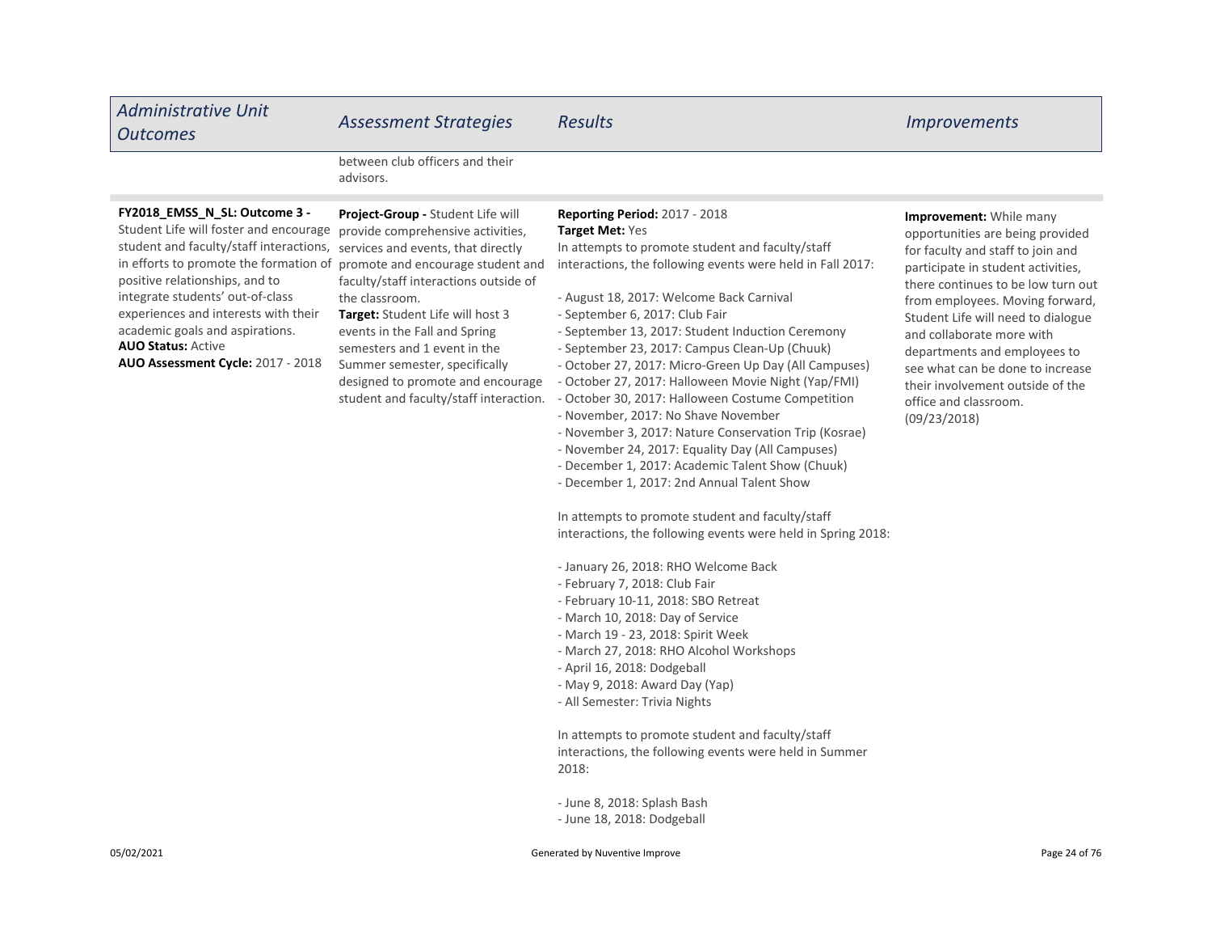| Administrative Unit Outcomes | Assessment Strategies | Results | Improvements |
|---|---|---|---|
| | between club officers and their advisors. | | |
| **FY2018_EMSS_N_SL: Outcome 3 -** Student Life will foster and encourage student and faculty/staff interactions, in efforts to promote the formation of positive relationships, and to integrate students' out-of-class experiences and interests with their academic goals and aspirations.<br>**AUO Status:** Active<br>**AUO Assessment Cycle:** 2017 - 2018 | **Project-Group -** Student Life will provide comprehensive activities, services and events, that directly promote and encourage student and faculty/staff interactions outside of the classroom.<br>**Target:** Student Life will host 3 events in the Fall and Spring semesters and 1 event in the Summer semester, specifically designed to promote and encourage student and faculty/staff interaction. | **Reporting Period:** 2017 - 2018<br>**Target Met:** Yes<br>In attempts to promote student and faculty/staff interactions, the following events were held in Fall 2017:<br><br>- August 18, 2017: Welcome Back Carnival<br>- September 6, 2017: Club Fair<br>- September 13, 2017: Student Induction Ceremony<br>- September 23, 2017: Campus Clean-Up (Chuuk)<br>- October 27, 2017: Micro-Green Up Day (All Campuses)<br>- October 27, 2017: Halloween Movie Night (Yap/FMI)<br>- October 30, 2017: Halloween Costume Competition<br>- November, 2017: No Shave November<br>- November 3, 2017: Nature Conservation Trip (Kosrae)<br>- November 24, 2017: Equality Day (All Campuses)<br>- December 1, 2017: Academic Talent Show (Chuuk)<br>- December 1, 2017: 2nd Annual Talent Show<br><br>In attempts to promote student and faculty/staff interactions, the following events were held in Spring 2018:<br><br>- January 26, 2018: RHO Welcome Back<br>- February 7, 2018: Club Fair<br>- February 10-11, 2018: SBO Retreat<br>- March 10, 2018: Day of Service<br>- March 19 - 23, 2018: Spirit Week<br>- March 27, 2018: RHO Alcohol Workshops<br>- April 16, 2018: Dodgeball<br>- May 9, 2018: Award Day (Yap)<br>- All Semester: Trivia Nights<br><br>In attempts to promote student and faculty/staff interactions, the following events were held in Summer 2018:<br><br>- June 8, 2018: Splash Bash<br>- June 18, 2018: Dodgeball | **Improvement:** While many opportunities are being provided for faculty and staff to join and participate in student activities, there continues to be low turn out from employees. Moving forward, Student Life will need to dialogue and collaborate more with departments and employees to see what can be done to increase their involvement outside of the office and classroom. (09/23/2018) |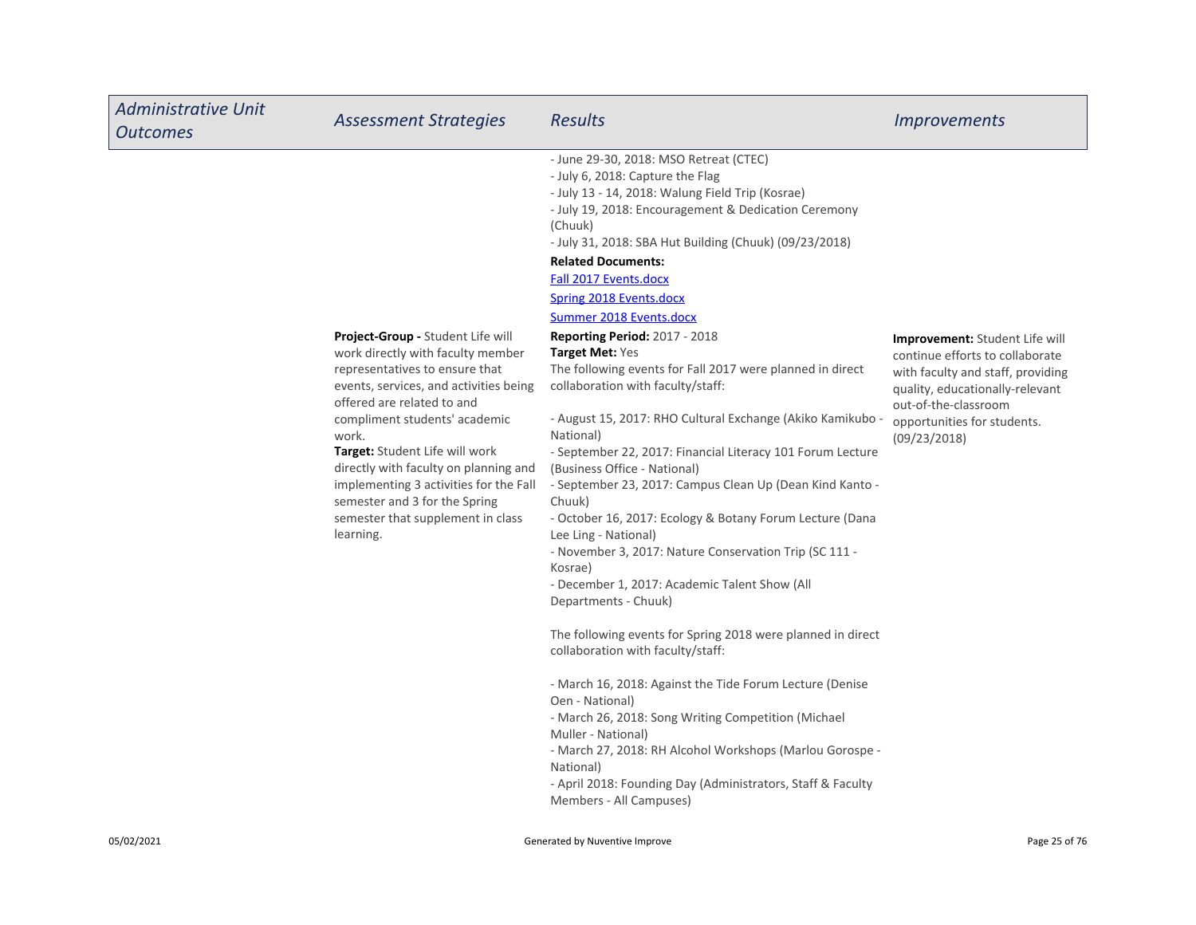| *Administrative Unit Outcomes* | *Assessment Strategies* | *Results* | *Improvements* |
|---|---|---|---|
| | | - June 29-30, 2018: MSO Retreat (CTEC)<br>- July 6, 2018: Capture the Flag<br>- July 13 - 14, 2018: Walung Field Trip (Kosrae)<br>- July 19, 2018: Encouragement & Dedication Ceremony (Chuuk)<br>- July 31, 2018: SBA Hut Building (Chuuk) (09/23/2018)<br>**Related Documents:**<br>Fall 2017 Events.docx<br>Spring 2018 Events.docx<br>Summer 2018 Events.docx | |
| | **Project-Group -** Student Life will work directly with faculty member representatives to ensure that events, services, and activities being offered are related to and compliment students' academic work.<br>**Target:** Student Life will work directly with faculty on planning and implementing 3 activities for the Fall semester and 3 for the Spring semester that supplement in class learning. | **Reporting Period:** 2017 - 2018<br>**Target Met:** Yes<br>The following events for Fall 2017 were planned in direct collaboration with faculty/staff:<br><br>- August 15, 2017: RHO Cultural Exchange (Akiko Kamikubo - National)<br>- September 22, 2017: Financial Literacy 101 Forum Lecture (Business Office - National)<br>- September 23, 2017: Campus Clean Up (Dean Kind Kanto - Chuuk)<br>- October 16, 2017: Ecology & Botany Forum Lecture (Dana Lee Ling - National)<br>- November 3, 2017: Nature Conservation Trip (SC 111 - Kosrae)<br>- December 1, 2017: Academic Talent Show (All Departments - Chuuk)<br><br>The following events for Spring 2018 were planned in direct collaboration with faculty/staff:<br><br>- March 16, 2018: Against the Tide Forum Lecture (Denise Oen - National)<br>- March 26, 2018: Song Writing Competition (Michael Muller - National)<br>- March 27, 2018: RH Alcohol Workshops (Marlou Gorospe - National)<br>- April 2018: Founding Day (Administrators, Staff & Faculty Members - All Campuses) | **Improvement:** Student Life will continue efforts to collaborate with faculty and staff, providing quality, educationally-relevant out-of-the-classroom opportunities for students. (09/23/2018) |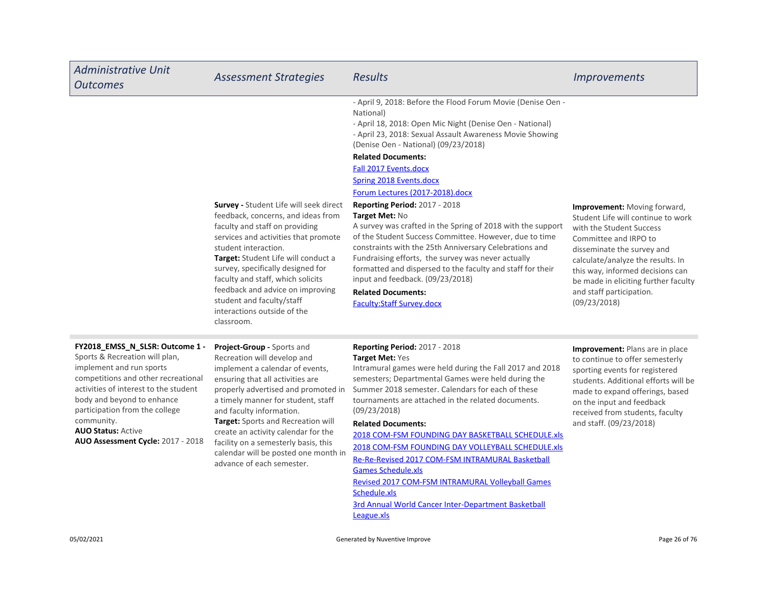| Administrative Unit Outcomes | Assessment Strategies | Results | Improvements |
|---|---|---|---|
| | | - April 9, 2018: Before the Flood Forum Movie (Denise Oen - National)<br>- April 18, 2018: Open Mic Night (Denise Oen - National)<br>- April 23, 2018: Sexual Assault Awareness Movie Showing (Denise Oen - National) (09/23/2018)<br>**Related Documents:**<br>Fall 2017 Events.docx<br>Spring 2018 Events.docx<br>Forum Lectures (2017-2018).docx | |
| | **Survey -** Student Life will seek direct feedback, concerns, and ideas from faculty and staff on providing services and activities that promote student interaction.<br>**Target:** Student Life will conduct a survey, specifically designed for faculty and staff, which solicits feedback and advice on improving student and faculty/staff interactions outside of the classroom. | **Reporting Period:** 2017 - 2018<br>**Target Met:** No<br>A survey was crafted in the Spring of 2018 with the support of the Student Success Committee. However, due to time constraints with the 25th Anniversary Celebrations and Fundraising efforts, the survey was never actually formatted and dispersed to the faculty and staff for their input and feedback. (09/23/2018)<br>**Related Documents:**<br>Faculty:Staff Survey.docx | **Improvement:** Moving forward, Student Life will continue to work with the Student Success Committee and IRPO to disseminate the survey and calculate/analyze the results. In this way, informed decisions can be made in eliciting further faculty and staff participation. (09/23/2018) |
| **FY2018_EMSS_N_SLSR: Outcome 1 -** Sports & Recreation will plan, implement and run sports competitions and other recreational activities of interest to the student body and beyond to enhance participation from the college community.<br>**AUO Status:** Active<br>**AUO Assessment Cycle:** 2017 - 2018 | **Project-Group -** Sports and Recreation will develop and implement a calendar of events, ensuring that all activities are properly advertised and promoted in a timely manner for student, staff and faculty information.<br>**Target:** Sports and Recreation will create an activity calendar for the facility on a semesterly basis, this calendar will be posted one month in advance of each semester. | **Reporting Period:** 2017 - 2018<br>**Target Met:** Yes<br>Intramural games were held during the Fall 2017 and 2018 semesters; Departmental Games were held during the Summer 2018 semester. Calendars for each of these tournaments are attached in the related documents. (09/23/2018)<br>**Related Documents:**<br>2018 COM-FSM FOUNDING DAY BASKETBALL SCHEDULE.xls<br>2018 COM-FSM FOUNDING DAY VOLLEYBALL SCHEDULE.xls<br>Re-Re-Revised 2017 COM-FSM INTRAMURAL Basketball Games Schedule.xls<br>Revised 2017 COM-FSM INTRAMURAL Volleyball Games Schedule.xls<br>3rd Annual World Cancer Inter-Department Basketball League.xls | **Improvement:** Plans are in place to continue to offer semesterly sporting events for registered students. Additional efforts will be made to expand offerings, based on the input and feedback received from students, faculty and staff. (09/23/2018) |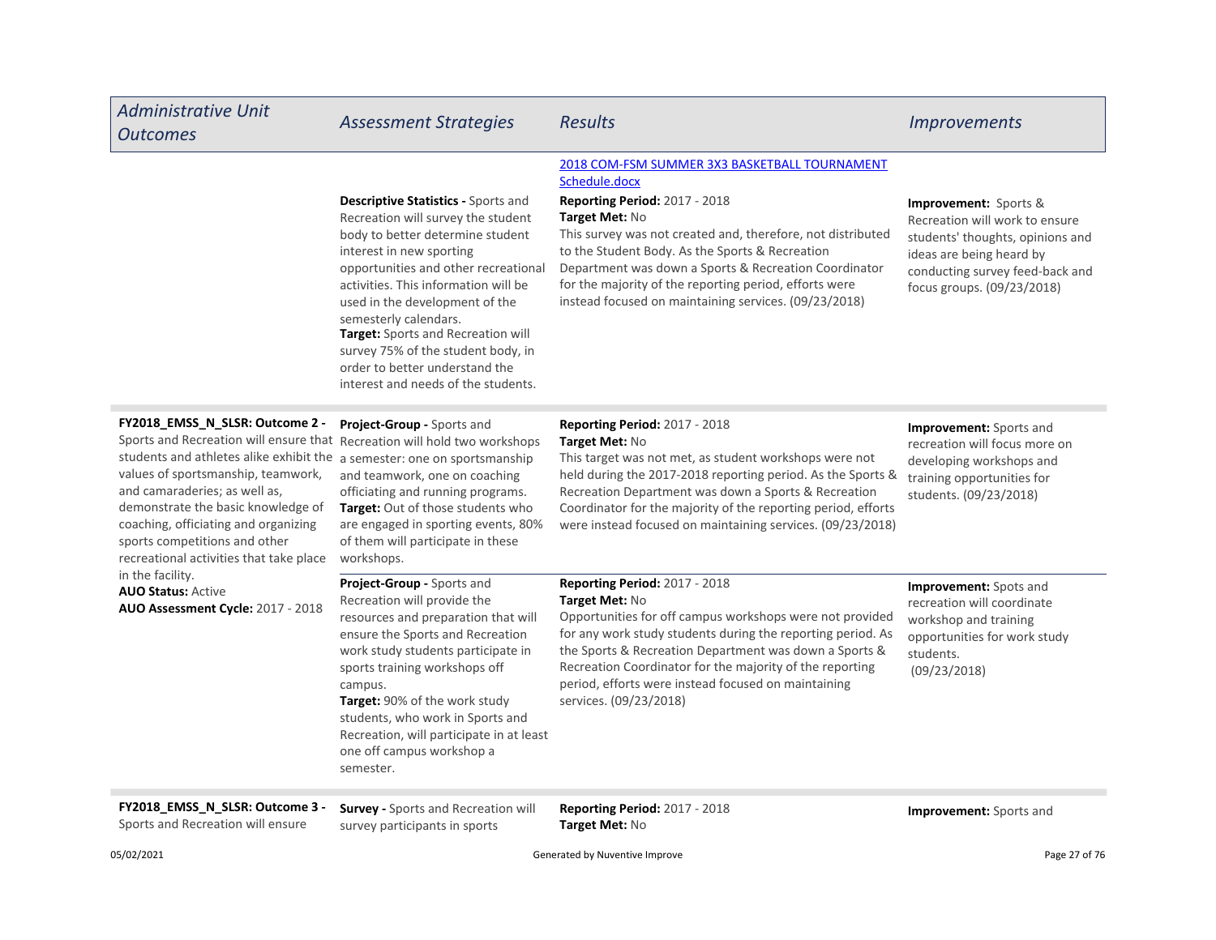| Administrative Unit Outcomes | Assessment Strategies | Results | Improvements |
|---|---|---|---|
| | **Descriptive Statistics -** Sports and Recreation will survey the student body to better determine student interest in new sporting opportunities and other recreational activities. This information will be used in the development of the semesterly calendars.<br>**Target:** Sports and Recreation will survey 75% of the student body, in order to better understand the interest and needs of the students. | 2018 COM-FSM SUMMER 3X3 BASKETBALL TOURNAMENT Schedule.docx<br>**Reporting Period:** 2017 - 2018<br>**Target Met:** No<br>This survey was not created and, therefore, not distributed to the Student Body. As the Sports & Recreation Department was down a Sports & Recreation Coordinator for the majority of the reporting period, efforts were instead focused on maintaining services. (09/23/2018) | **Improvement:** Sports & Recreation will work to ensure students' thoughts, opinions and ideas are being heard by conducting survey feed-back and focus groups. (09/23/2018) |
| **FY2018_EMSS_N_SLSR: Outcome 2 -** Sports and Recreation will ensure that students and athletes alike exhibit the values of sportsmanship, teamwork, and camaraderies; as well as, demonstrate the basic knowledge of coaching, officiating and organizing sports competitions and other recreational activities that take place in the facility.<br>**AUO Status:** Active<br>**AUO Assessment Cycle:** 2017 - 2018 | **Project-Group -** Sports and Recreation will hold two workshops a semester: one on sportsmanship and teamwork, one on coaching officiating and running programs.<br>**Target:** Out of those students who are engaged in sporting events, 80% of them will participate in these workshops. | **Reporting Period:** 2017 - 2018<br>**Target Met:** No<br>This target was not met, as student workshops were not held during the 2017-2018 reporting period. As the Sports & Recreation Department was down a Sports & Recreation Coordinator for the majority of the reporting period, efforts were instead focused on maintaining services. (09/23/2018) | **Improvement:** Sports and recreation will focus more on developing workshops and training opportunities for students. (09/23/2018) |
| | **Project-Group -** Sports and Recreation will provide the resources and preparation that will ensure the Sports and Recreation work study students participate in sports training workshops off campus.<br>**Target:** 90% of the work study students, who work in Sports and Recreation, will participate in at least one off campus workshop a semester. | **Reporting Period:** 2017 - 2018<br>**Target Met:** No<br>Opportunities for off campus workshops were not provided for any work study students during the reporting period. As the Sports & Recreation Department was down a Sports & Recreation Coordinator for the majority of the reporting period, efforts were instead focused on maintaining services. (09/23/2018) | **Improvement:** Spots and recreation will coordinate workshop and training opportunities for work study students.<br>(09/23/2018) |
| **FY2018_EMSS_N_SLSR: Outcome 3 -** Sports and Recreation will ensure | **Survey -** Sports and Recreation will survey participants in sports | **Reporting Period:** 2017 - 2018<br>**Target Met:** No | **Improvement:** Sports and |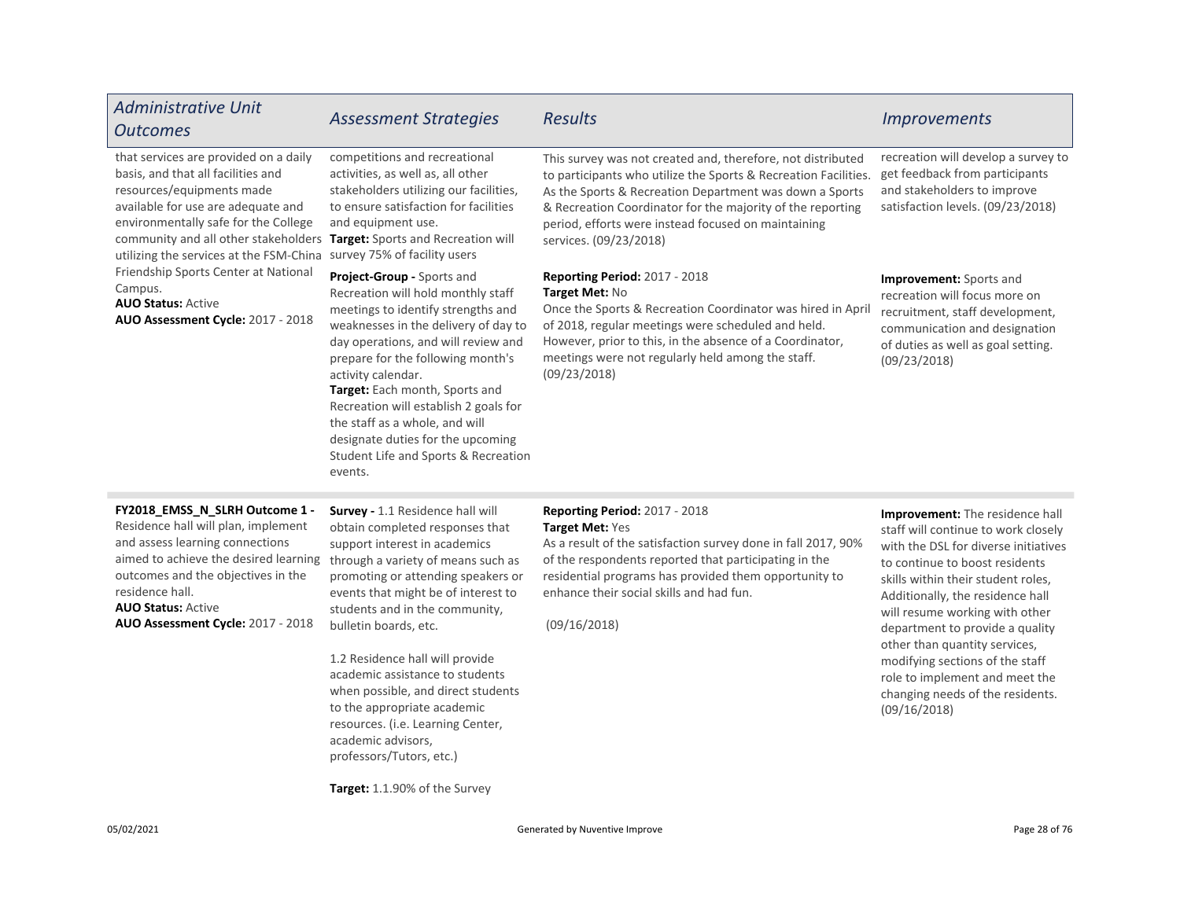| Administrative Unit Outcomes | Assessment Strategies | Results | Improvements |
| --- | --- | --- | --- |
| that services are provided on a daily basis, and that all facilities and resources/equipments made available for use are adequate and environmentally safe for the College community and all other stakeholders utilizing the services at the FSM-China Friendship Sports Center at National Campus.<br>**AUO Status:** Active<br>**AUO Assessment Cycle:** 2017 - 2018 | competitions and recreational activities, as well as, all other stakeholders utilizing our facilities, to ensure satisfaction for facilities and equipment use.<br>**Target:** Sports and Recreation will survey 75% of facility users | This survey was not created and, therefore, not distributed to participants who utilize the Sports & Recreation Facilities. As the Sports & Recreation Department was down a Sports & Recreation Coordinator for the majority of the reporting period, efforts were instead focused on maintaining services. (09/23/2018) | recreation will develop a survey to get feedback from participants and stakeholders to improve satisfaction levels. (09/23/2018) |
| | **Project-Group -** Sports and Recreation will hold monthly staff meetings to identify strengths and weaknesses in the delivery of day to day operations, and will review and prepare for the following month's activity calendar.<br>**Target:** Each month, Sports and Recreation will establish 2 goals for the staff as a whole, and will designate duties for the upcoming Student Life and Sports & Recreation events. | **Reporting Period:** 2017 - 2018<br>**Target Met:** No<br>Once the Sports & Recreation Coordinator was hired in April of 2018, regular meetings were scheduled and held. However, prior to this, in the absence of a Coordinator, meetings were not regularly held among the staff. (09/23/2018) | **Improvement:** Sports and recreation will focus more on recruitment, staff development, communication and designation of duties as well as goal setting. (09/23/2018) |
| **FY2018_EMSS_N_SLRH Outcome 1 -** Residence hall will plan, implement and assess learning connections aimed to achieve the desired learning outcomes and the objectives in the residence hall.<br>**AUO Status:** Active<br>**AUO Assessment Cycle:** 2017 - 2018 | **Survey -** 1.1 Residence hall will obtain completed responses that support interest in academics through a variety of means such as promoting or attending speakers or events that might be of interest to students and in the community, bulletin boards, etc.<br><br>1.2 Residence hall will provide academic assistance to students when possible, and direct students to the appropriate academic resources. (i.e. Learning Center, academic advisors, professors/Tutors, etc.)<br><br>**Target:** 1.1.90% of the Survey | **Reporting Period:** 2017 - 2018<br>**Target Met:** Yes<br>As a result of the satisfaction survey done in fall 2017, 90% of the respondents reported that participating in the residential programs has provided them opportunity to enhance their social skills and had fun.<br><br>(09/16/2018) | **Improvement:** The residence hall staff will continue to work closely with the DSL for diverse initiatives to continue to boost residents skills within their student roles, Additionally, the residence hall will resume working with other department to provide a quality other than quantity services, modifying sections of the staff role to implement and meet the changing needs of the residents. (09/16/2018) |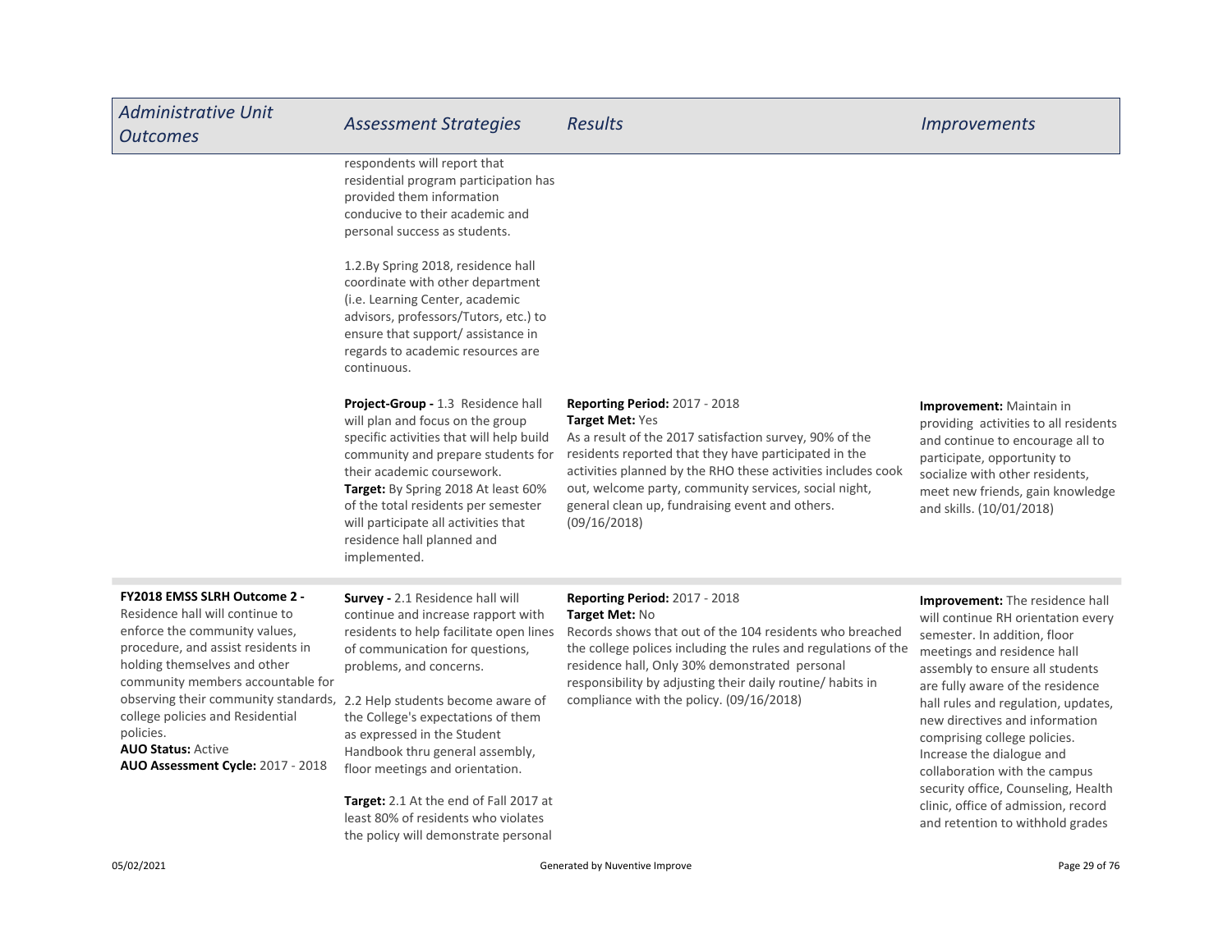| Administrative Unit Outcomes | Assessment Strategies | Results | Improvements |
|---|---|---|---|
| | respondents will report that residential program participation has provided them information conducive to their academic and personal success as students.<br><br>1.2.By Spring 2018, residence hall coordinate with other department (i.e. Learning Center, academic advisors, professors/Tutors, etc.) to ensure that support/ assistance in regards to academic resources are continuous. | | |
| | **Project-Group -** 1.3 Residence hall will plan and focus on the group specific activities that will help build community and prepare students for their academic coursework.<br>**Target:** By Spring 2018 At least 60% of the total residents per semester will participate all activities that residence hall planned and implemented. | **Reporting Period:** 2017 - 2018<br>**Target Met:** Yes<br>As a result of the 2017 satisfaction survey, 90% of the residents reported that they have participated in the activities planned by the RHO these activities includes cook out, welcome party, community services, social night, general clean up, fundraising event and others. (09/16/2018) | **Improvement:** Maintain in providing activities to all residents and continue to encourage all to participate, opportunity to socialize with other residents, meet new friends, gain knowledge and skills. (10/01/2018) |
| **FY2018 EMSS SLRH Outcome 2 -** Residence hall will continue to enforce the community values, procedure, and assist residents in holding themselves and other community members accountable for observing their community standards, college policies and Residential policies.<br>**AUO Status:** Active<br>**AUO Assessment Cycle:** 2017 - 2018 | **Survey -** 2.1 Residence hall will continue and increase rapport with residents to help facilitate open lines of communication for questions, problems, and concerns.<br><br>2.2 Help students become aware of the College's expectations of them as expressed in the Student Handbook thru general assembly, floor meetings and orientation.<br><br>**Target:** 2.1 At the end of Fall 2017 at least 80% of residents who violates the policy will demonstrate personal | **Reporting Period:** 2017 - 2018<br>**Target Met:** No<br>Records shows that out of the 104 residents who breached the college polices including the rules and regulations of the residence hall, Only 30% demonstrated personal responsibility by adjusting their daily routine/ habits in compliance with the policy. (09/16/2018) | **Improvement:** The residence hall will continue RH orientation every semester. In addition, floor meetings and residence hall assembly to ensure all students are fully aware of the residence hall rules and regulation, updates, new directives and information comprising college policies. Increase the dialogue and collaboration with the campus security office, Counseling, Health clinic, office of admission, record and retention to withhold grades |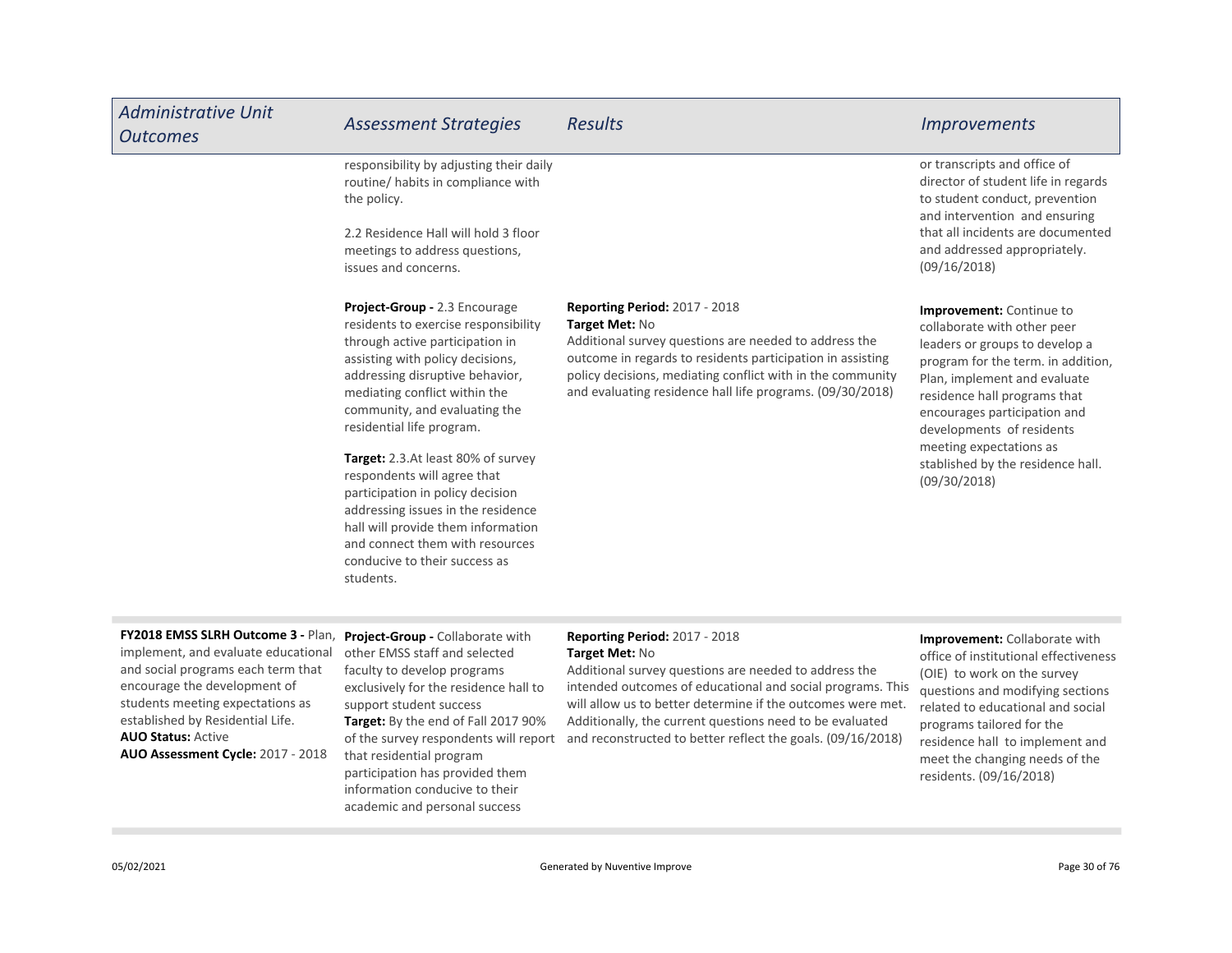| Administrative Unit Outcomes | Assessment Strategies | Results | Improvements |
|---|---|---|---|
| | responsibility by adjusting their daily routine/ habits in compliance with the policy.<br><br>2.2 Residence Hall will hold 3 floor meetings to address questions, issues and concerns. | | or transcripts and office of director of student life in regards to student conduct, prevention and intervention and ensuring that all incidents are documented and addressed appropriately. (09/16/2018) |
| | **Project-Group -** 2.3 Encourage residents to exercise responsibility through active participation in assisting with policy decisions, addressing disruptive behavior, mediating conflict within the community, and evaluating the residential life program.<br><br>**Target:** 2.3.At least 80% of survey respondents will agree that participation in policy decision addressing issues in the residence hall will provide them information and connect them with resources conducive to their success as students. | **Reporting Period:** 2017 - 2018<br>**Target Met:** No<br>Additional survey questions are needed to address the outcome in regards to residents participation in assisting policy decisions, mediating conflict with in the community and evaluating residence hall life programs. (09/30/2018) | **Improvement:** Continue to collaborate with other peer leaders or groups to develop a program for the term. in addition, Plan, implement and evaluate residence hall programs that encourages participation and developments of residents meeting expectations as stablished by the residence hall. (09/30/2018) |
| **FY2018 EMSS SLRH Outcome 3 -** Plan, implement, and evaluate educational and social programs each term that encourage the development of students meeting expectations as established by Residential Life.<br>**AUO Status:** Active<br>**AUO Assessment Cycle:** 2017 - 2018 | **Project-Group -** Collaborate with other EMSS staff and selected faculty to develop programs exclusively for the residence hall to support student success<br>**Target:** By the end of Fall 2017 90% of the survey respondents will report that residential program participation has provided them information conducive to their academic and personal success | **Reporting Period:** 2017 - 2018<br>**Target Met:** No<br>Additional survey questions are needed to address the intended outcomes of educational and social programs. This will allow us to better determine if the outcomes were met. Additionally, the current questions need to be evaluated and reconstructed to better reflect the goals. (09/16/2018) | **Improvement:** Collaborate with office of institutional effectiveness (OIE) to work on the survey questions and modifying sections related to educational and social programs tailored for the residence hall to implement and meet the changing needs of the residents. (09/16/2018) |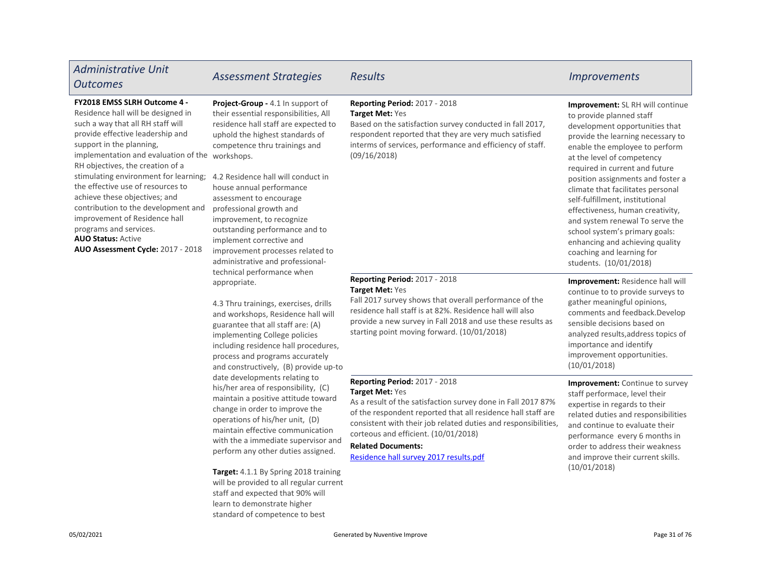| *Administrative Unit Outcomes* | *Assessment Strategies* | *Results* | *Improvements* |
|---|---|---|---|
| **FY2018 EMSS SLRH Outcome 4 -** Residence hall will be designed in such a way that all RH staff will provide effective leadership and support in the planning, implementation and evaluation of the RH objectives, the creation of a stimulating environment for learning; the effective use of resources to achieve these objectives; and contribution to the development and improvement of Residence hall programs and services.<br>**AUO Status:** Active<br>**AUO Assessment Cycle:** 2017 - 2018 | **Project-Group -** 4.1 In support of their essential responsibilities, All residence hall staff are expected to uphold the highest standards of competence thru trainings and workshops.<br><br>4.2 Residence hall will conduct in house annual performance assessment to encourage professional growth and improvement, to recognize outstanding performance and to implement corrective and improvement processes related to administrative and professional-technical performance when appropriate.<br><br>4.3 Thru trainings, exercises, drills and workshops, Residence hall will guarantee that all staff are: (A) implementing College policies including residence hall procedures, process and programs accurately and constructively, (B) provide up-to date developments relating to his/her area of responsibility, (C) maintain a positive attitude toward change in order to improve the operations of his/her unit, (D) maintain effective communication with the a immediate supervisor and perform any other duties assigned.<br><br>**Target:** 4.1.1 By Spring 2018 training will be provided to all regular current staff and expected that 90% will learn to demonstrate higher standard of competence to best | **Reporting Period:** 2017 - 2018<br>**Target Met:** Yes<br>Based on the satisfaction survey conducted in fall 2017, respondent reported that they are very much satisfied interms of services, performance and efficiency of staff. (09/16/2018) | **Improvement:** SL RH will continue to provide planned staff development opportunities that provide the learning necessary to enable the employee to perform at the level of competency required in current and future position assignments and foster a climate that facilitates personal self-fulfillment, institutional effectiveness, human creativity, and system renewal To serve the school system's primary goals: enhancing and achieving quality coaching and learning for students. (10/01/2018) |
| | | **Reporting Period:** 2017 - 2018<br>**Target Met:** Yes<br>Fall 2017 survey shows that overall performance of the residence hall staff is at 82%. Residence hall will also provide a new survey in Fall 2018 and use these results as starting point moving forward. (10/01/2018) | **Improvement:** Residence hall will continue to to provide surveys to gather meaningful opinions, comments and feedback.Develop sensible decisions based on analyzed results,address topics of importance and identify improvement opportunities. (10/01/2018) |
| | | **Reporting Period:** 2017 - 2018<br>**Target Met:** Yes<br>As a result of the satisfaction survey done in Fall 2017 87% of the respondent reported that all residence hall staff are consistent with their job related duties and responsibilities, corteous and efficient. (10/01/2018)<br>**Related Documents:**<br>Residence hall survey 2017 results.pdf | **Improvement:** Continue to survey staff performace, level their expertise in regards to their related duties and responsibilities and continue to evaluate their performance every 6 months in order to address their weakness and improve their current skills. (10/01/2018) |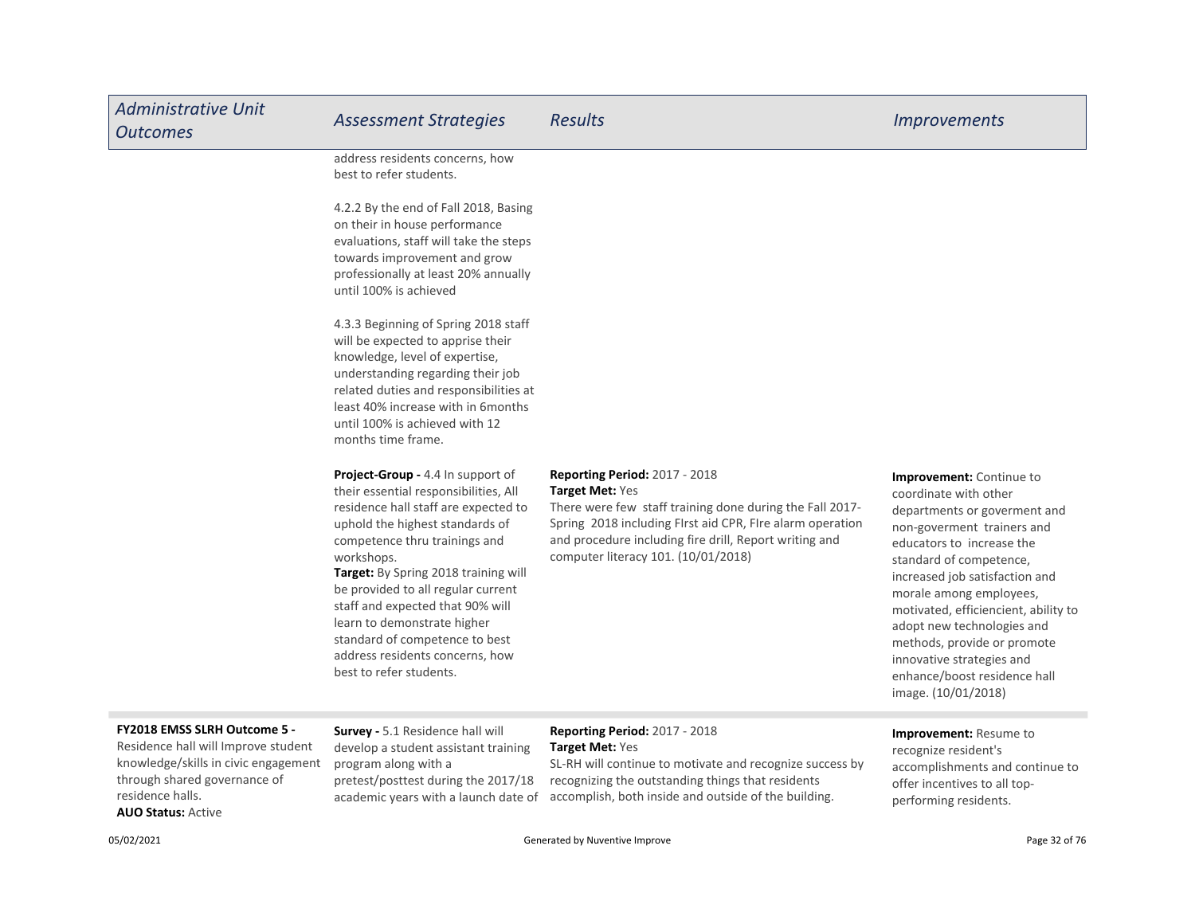| Administrative Unit Outcomes | Assessment Strategies | Results | Improvements |
|---|---|---|---|
| | address residents concerns, how best to refer students.<br><br>4.2.2 By the end of Fall 2018, Basing on their in house performance evaluations, staff will take the steps towards improvement and grow professionally at least 20% annually until 100% is achieved<br><br>4.3.3 Beginning of Spring 2018 staff will be expected to apprise their knowledge, level of expertise, understanding regarding their job related duties and responsibilities at least 40% increase with in 6months until 100% is achieved with 12 months time frame. | | |
| | **Project-Group -** 4.4 In support of their essential responsibilities, All residence hall staff are expected to uphold the highest standards of competence thru trainings and workshops.<br>**Target:** By Spring 2018 training will be provided to all regular current staff and expected that 90% will learn to demonstrate higher standard of competence to best address residents concerns, how best to refer students. | **Reporting Period:** 2017 - 2018<br>**Target Met:** Yes<br>There were few staff training done during the Fall 2017-Spring 2018 including FIrst aid CPR, FIre alarm operation and procedure including fire drill, Report writing and computer literacy 101. (10/01/2018) | **Improvement:** Continue to coordinate with other departments or goverment and non-goverment trainers and educators to increase the standard of competence, increased job satisfaction and morale among employees, motivated, efficiencient, ability to adopt new technologies and methods, provide or promote innovative strategies and enhance/boost residence hall image. (10/01/2018) |
| **FY2018 EMSS SLRH Outcome 5 -** Residence hall will Improve student knowledge/skills in civic engagement through shared governance of residence halls.<br>**AUO Status:** Active | **Survey -** 5.1 Residence hall will develop a student assistant training program along with a pretest/posttest during the 2017/18 academic years with a launch date of | **Reporting Period:** 2017 - 2018<br>**Target Met:** Yes<br>SL-RH will continue to motivate and recognize success by recognizing the outstanding things that residents accomplish, both inside and outside of the building. | **Improvement:** Resume to recognize resident's accomplishments and continue to offer incentives to all top-performing residents. |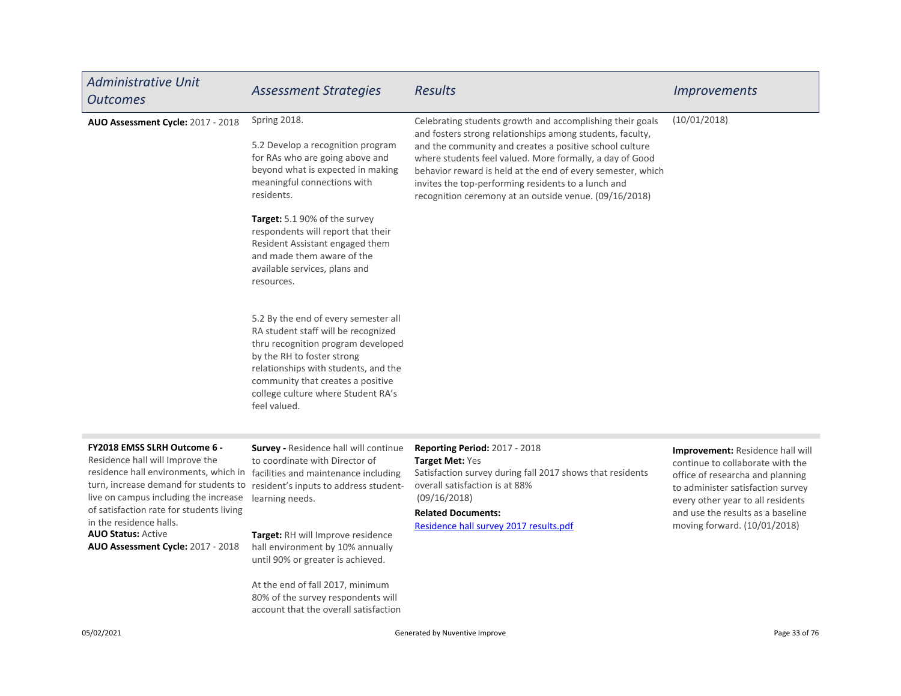| Administrative Unit Outcomes | Assessment Strategies | Results | Improvements |
|---|---|---|---|
| **AUO Assessment Cycle:** 2017 - 2018 | Spring 2018.<br><br>5.2 Develop a recognition program for RAs who are going above and beyond what is expected in making meaningful connections with residents.<br><br>**Target:** 5.1 90% of the survey respondents will report that their Resident Assistant engaged them and made them aware of the available services, plans and resources.<br><br>5.2 By the end of every semester all RA student staff will be recognized thru recognition program developed by the RH to foster strong relationships with students, and the community that creates a positive college culture where Student RA's feel valued. | Celebrating students growth and accomplishing their goals and fosters strong relationships among students, faculty, and the community and creates a positive school culture where students feel valued. More formally, a day of Good behavior reward is held at the end of every semester, which invites the top-performing residents to a lunch and recognition ceremony at an outside venue. (09/16/2018) | (10/01/2018) |
| **FY2018 EMSS SLRH Outcome 6 -** Residence hall will Improve the residence hall environments, which in turn, increase demand for students to live on campus including the increase of satisfaction rate for students living in the residence halls.<br>**AUO Status:** Active<br>**AUO Assessment Cycle:** 2017 - 2018 | **Survey -** Residence hall will continue to coordinate with Director of facilities and maintenance including resident's inputs to address student-learning needs.<br><br>**Target:** RH will Improve residence hall environment by 10% annually until 90% or greater is achieved.<br><br>At the end of fall 2017, minimum 80% of the survey respondents will account that the overall satisfaction | **Reporting Period:** 2017 - 2018<br>**Target Met:** Yes<br>Satisfaction survey during fall 2017 shows that residents overall satisfaction is at 88%<br>(09/16/2018)<br>**Related Documents:**<br>[Residence hall survey 2017 results.pdf]() | **Improvement:** Residence hall will continue to collaborate with the office of researcha and planning to administer satisfaction survey every other year to all residents and use the results as a baseline moving forward. (10/01/2018) |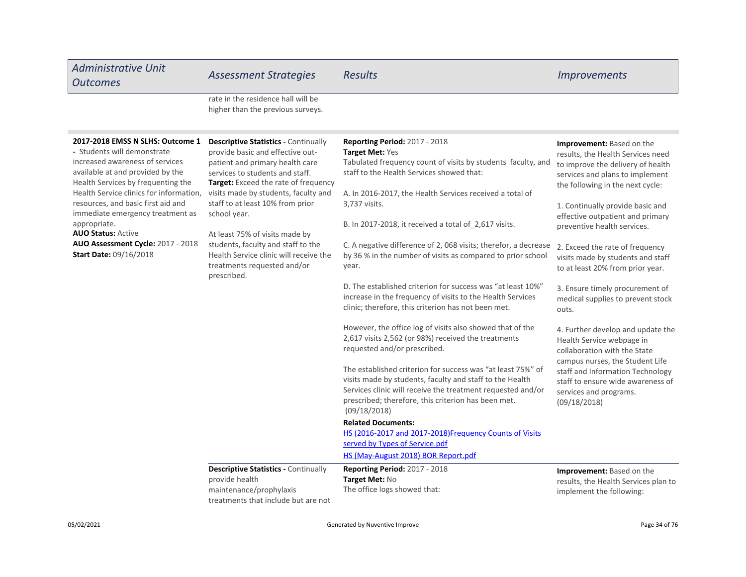| Administrative Unit Outcomes | Assessment Strategies | Results | Improvements |
|---|---|---|---|
| | rate in the residence hall will be higher than the previous surveys. | | |
| **2017-2018 EMSS N SLHS: Outcome 1 -** Students will demonstrate increased awareness of services available at and provided by the Health Services by frequenting the Health Service clinics for information, resources, and basic first aid and immediate emergency treatment as appropriate.<br>**AUO Status:** Active<br>**AUO Assessment Cycle:** 2017 - 2018<br>**Start Date:** 09/16/2018 | **Descriptive Statistics -** Continually provide basic and effective out-patient and primary health care services to students and staff.<br>**Target:** Exceed the rate of frequency visits made by students, faculty and staff to at least 10% from prior school year.<br><br>At least 75% of visits made by students, faculty and staff to the Health Service clinic will receive the treatments requested and/or prescribed. | **Reporting Period:** 2017 - 2018<br>**Target Met:** Yes<br>Tabulated frequency count of visits by students faculty, and staff to the Health Services showed that:<br><br>A. In 2016-2017, the Health Services received a total of 3,737 visits.<br><br>B. In 2017-2018, it received a total of_2,617 visits.<br><br>C. A negative difference of 2, 068 visits; therefor, a decrease by 36 % in the number of visits as compared to prior school year.<br><br>D. The established criterion for success was "at least 10%" increase in the frequency of visits to the Health Services clinic; therefore, this criterion has not been met.<br><br>However, the office log of visits also showed that of the 2,617 visits 2,562 (or 98%) received the treatments requested and/or prescribed.<br><br>The established criterion for success was "at least 75%" of visits made by students, faculty and staff to the Health Services clinic will receive the treatment requested and/or prescribed; therefore, this criterion has been met. (09/18/2018)<br>**Related Documents:**<br>HS (2016-2017 and 2017-2018)Frequency Counts of Visits served by Types of Service.pdf<br>HS (May-August 2018) BOR Report.pdf | **Improvement:** Based on the results, the Health Services need to improve the delivery of health services and plans to implement the following in the next cycle:<br><br>1. Continually provide basic and effective outpatient and primary preventive health services.<br><br>2. Exceed the rate of frequency visits made by students and staff to at least 20% from prior year.<br><br>3. Ensure timely procurement of medical supplies to prevent stock outs.<br><br>4. Further develop and update the Health Service webpage in collaboration with the State campus nurses, the Student Life staff and Information Technology staff to ensure wide awareness of services and programs. (09/18/2018) |
| | **Descriptive Statistics -** Continually provide health maintenance/prophylaxis treatments that include but are not | **Reporting Period:** 2017 - 2018<br>**Target Met:** No<br>The office logs showed that: | **Improvement:** Based on the results, the Health Services plan to implement the following: |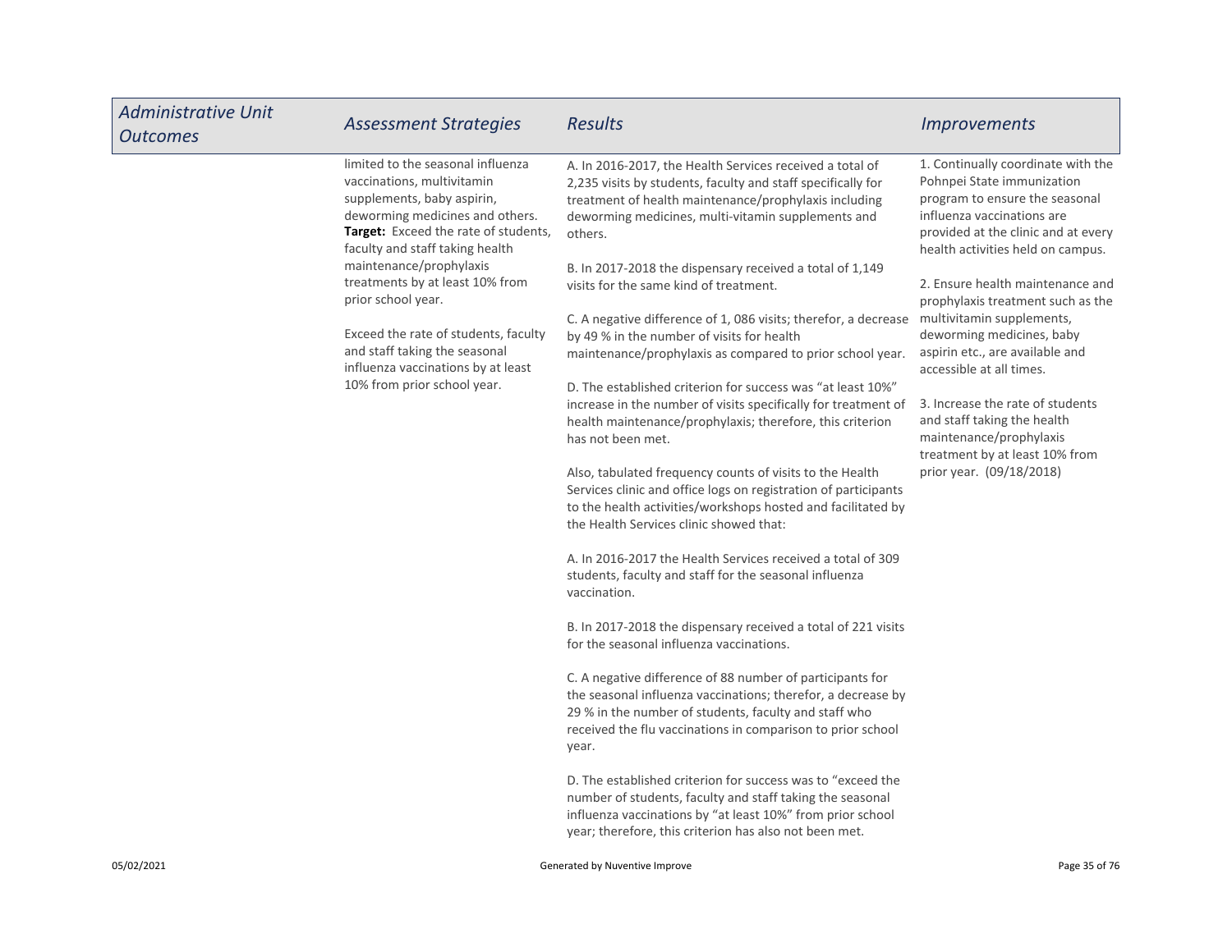| *Administrative Unit Outcomes* | *Assessment Strategies* | *Results* | *Improvements* |
|---|---|---|---|
| | limited to the seasonal influenza vaccinations, multivitamin supplements, baby aspirin, deworming medicines and others.<br>**Target:** Exceed the rate of students, faculty and staff taking health maintenance/prophylaxis treatments by at least 10% from prior school year.<br><br>Exceed the rate of students, faculty and staff taking the seasonal influenza vaccinations by at least 10% from prior school year. | A. In 2016-2017, the Health Services received a total of 2,235 visits by students, faculty and staff specifically for treatment of health maintenance/prophylaxis including deworming medicines, multi-vitamin supplements and others.<br><br>B. In 2017-2018 the dispensary received a total of 1,149 visits for the same kind of treatment.<br><br>C. A negative difference of 1, 086 visits; therefore, a decrease by 49 % in the number of visits for health maintenance/prophylaxis as compared to prior school year.<br><br>D. The established criterion for success was "at least 10%" increase in the number of visits specifically for treatment of health maintenance/prophylaxis; therefore, this criterion has not been met.<br><br>Also, tabulated frequency counts of visits to the Health Services clinic and office logs on registration of participants to the health activities/workshops hosted and facilitated by the Health Services clinic showed that:<br><br>A. In 2016-2017 the Health Services received a total of 309 students, faculty and staff for the seasonal influenza vaccination.<br><br>B. In 2017-2018 the dispensary received a total of 221 visits for the seasonal influenza vaccinations.<br><br>C. A negative difference of 88 number of participants for the seasonal influenza vaccinations; therefor, a decrease by 29 % in the number of students, faculty and staff who received the flu vaccinations in comparison to prior school year.<br><br>D. The established criterion for success was to "exceed the number of students, faculty and staff taking the seasonal influenza vaccinations by "at least 10%" from prior school year; therefore, this criterion has also not been met. | 1. Continually coordinate with the Pohnpei State immunization program to ensure the seasonal influenza vaccinations are provided at the clinic and at every health activities held on campus.<br><br>2. Ensure health maintenance and prophylaxis treatment such as the multivitamin supplements, deworming medicines, baby aspirin etc., are available and accessible at all times.<br><br>3. Increase the rate of students and staff taking the health maintenance/prophylaxis treatment by at least 10% from prior year. (09/18/2018) |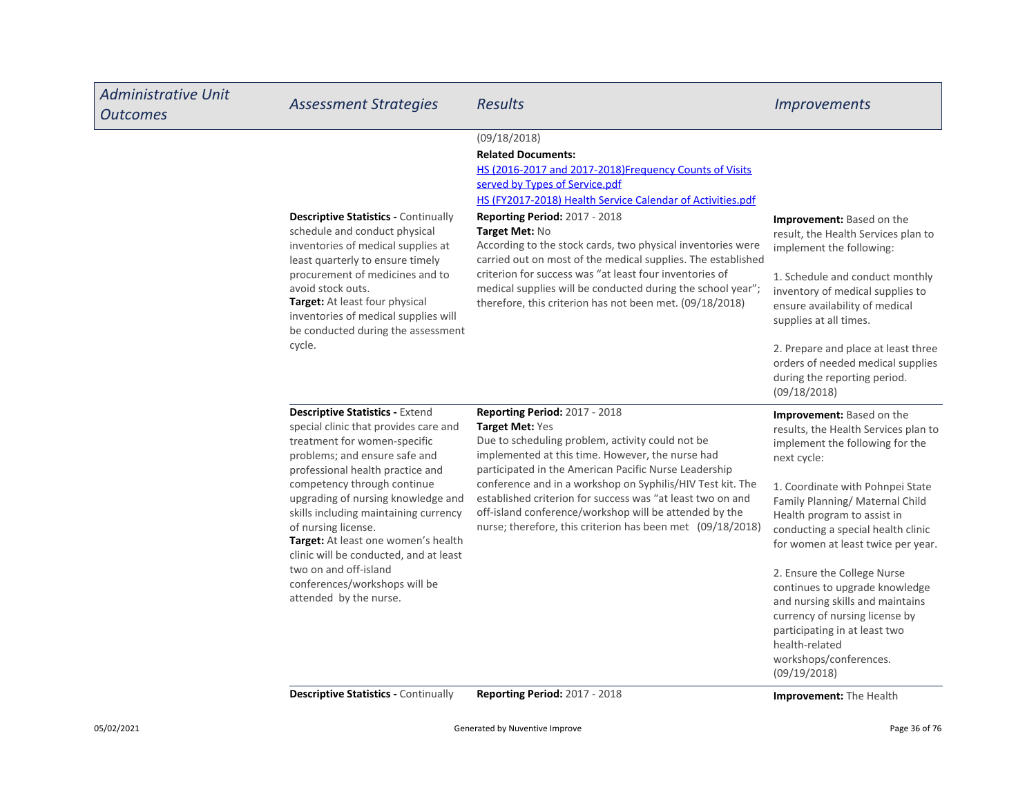| Administrative Unit Outcomes | Assessment Strategies | Results | Improvements |
|---|---|---|---|
| | | (09/18/2018)<br>**Related Documents:**<br>HS (2016-2017 and 2017-2018)Frequency Counts of Visits served by Types of Service.pdf<br>HS (FY2017-2018) Health Service Calendar of Activities.pdf | |
| | **Descriptive Statistics -** Continually schedule and conduct physical inventories of medical supplies at least quarterly to ensure timely procurement of medicines and to avoid stock outs.<br>**Target:** At least four physical inventories of medical supplies will be conducted during the assessment cycle. | **Reporting Period:** 2017 - 2018<br>**Target Met:** No<br>According to the stock cards, two physical inventories were carried out on most of the medical supplies. The established criterion for success was "at least four inventories of medical supplies will be conducted during the school year"; therefore, this criterion has not been met. (09/18/2018) | **Improvement:** Based on the result, the Health Services plan to implement the following:<br><br>1. Schedule and conduct monthly inventory of medical supplies to ensure availability of medical supplies at all times.<br><br>2. Prepare and place at least three orders of needed medical supplies during the reporting period. (09/18/2018) |
| | **Descriptive Statistics -** Extend special clinic that provides care and treatment for women-specific problems; and ensure safe and professional health practice and competency through continue upgrading of nursing knowledge and skills including maintaining currency of nursing license.<br>**Target:** At least one women's health clinic will be conducted, and at least two on and off-island conferences/workshops will be attended by the nurse. | **Reporting Period:** 2017 - 2018<br>**Target Met:** Yes<br>Due to scheduling problem, activity could not be implemented at this time. However, the nurse had participated in the American Pacific Nurse Leadership conference and in a workshop on Syphilis/HIV Test kit. The established criterion for success was "at least two on and off-island conference/workshop will be attended by the nurse; therefore, this criterion has been met (09/18/2018) | **Improvement:** Based on the results, the Health Services plan to implement the following for the next cycle:<br><br>1. Coordinate with Pohnpei State Family Planning/ Maternal Child Health program to assist in conducting a special health clinic for women at least twice per year.<br><br>2. Ensure the College Nurse continues to upgrade knowledge and nursing skills and maintains currency of nursing license by participating in at least two health-related workshops/conferences. (09/19/2018) |
| | **Descriptive Statistics -** Continually | **Reporting Period:** 2017 - 2018 | **Improvement:** The Health |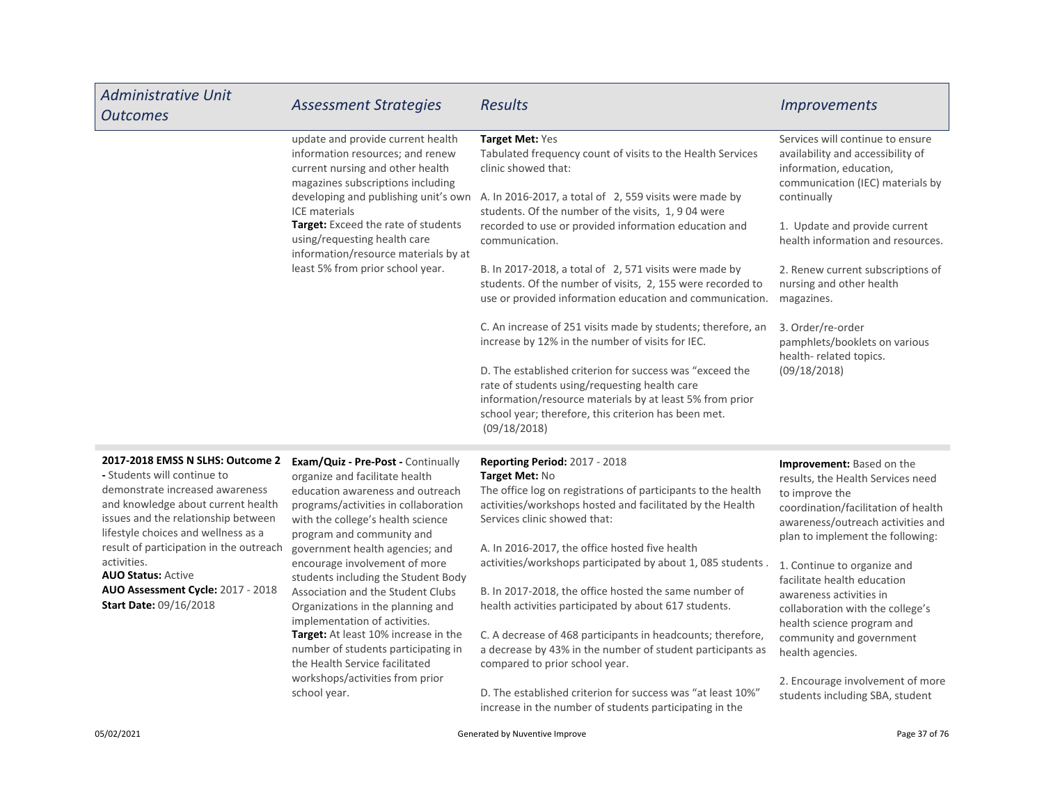| Administrative Unit Outcomes | Assessment Strategies | Results | Improvements |
|---|---|---|---|
| | update and provide current health information resources; and renew current nursing and other health magazines subscriptions including developing and publishing unit's own ICE materials<br>**Target:** Exceed the rate of students using/requesting health care information/resource materials by at least 5% from prior school year. | **Target Met:** Yes<br>Tabulated frequency count of visits to the Health Services clinic showed that:<br><br>A. In 2016-2017, a total of 2, 559 visits were made by students. Of the number of the visits, 1, 9 04 were recorded to use or provided information education and communication.<br><br>B. In 2017-2018, a total of 2, 571 visits were made by students. Of the number of visits, 2, 155 were recorded to use or provided information education and communication.<br><br>C. An increase of 251 visits made by students; therefore, an increase by 12% in the number of visits for IEC.<br><br>D. The established criterion for success was "exceed the rate of students using/requesting health care information/resource materials by at least 5% from prior school year; therefore, this criterion has been met. (09/18/2018) | Services will continue to ensure availability and accessibility of information, education, communication (IEC) materials by continually<br><br>1. Update and provide current health information and resources.<br><br>2. Renew current subscriptions of nursing and other health magazines.<br><br>3. Order/re-order pamphlets/booklets on various health- related topics. (09/18/2018) |
| **2017-2018 EMSS N SLHS: Outcome 2 -** Students will continue to demonstrate increased awareness and knowledge about current health issues and the relationship between lifestyle choices and wellness as a result of participation in the outreach activities.<br>**AUO Status:** Active<br>**AUO Assessment Cycle:** 2017 - 2018<br>**Start Date:** 09/16/2018 | **Exam/Quiz - Pre-Post -** Continually organize and facilitate health education awareness and outreach programs/activities in collaboration with the college's health science program and community and government health agencies; and encourage involvement of more students including the Student Body Association and the Student Clubs Organizations in the planning and implementation of activities.<br>**Target:** At least 10% increase in the number of students participating in the Health Service facilitated workshops/activities from prior school year. | **Reporting Period:** 2017 - 2018<br>**Target Met:** No<br>The office log on registrations of participants to the health activities/workshops hosted and facilitated by the Health Services clinic showed that:<br><br>A. In 2016-2017, the office hosted five health activities/workshops participated by about 1, 085 students .<br><br>B. In 2017-2018, the office hosted the same number of health activities participated by about 617 students.<br><br>C. A decrease of 468 participants in headcounts; therefore, a decrease by 43% in the number of student participants as compared to prior school year.<br><br>D. The established criterion for success was "at least 10%" increase in the number of students participating in the | **Improvement:** Based on the results, the Health Services need to improve the coordination/facilitation of health awareness/outreach activities and plan to implement the following:<br><br>1. Continue to organize and facilitate health education awareness activities in collaboration with the college's health science program and community and government health agencies.<br><br>2. Encourage involvement of more students including SBA, student |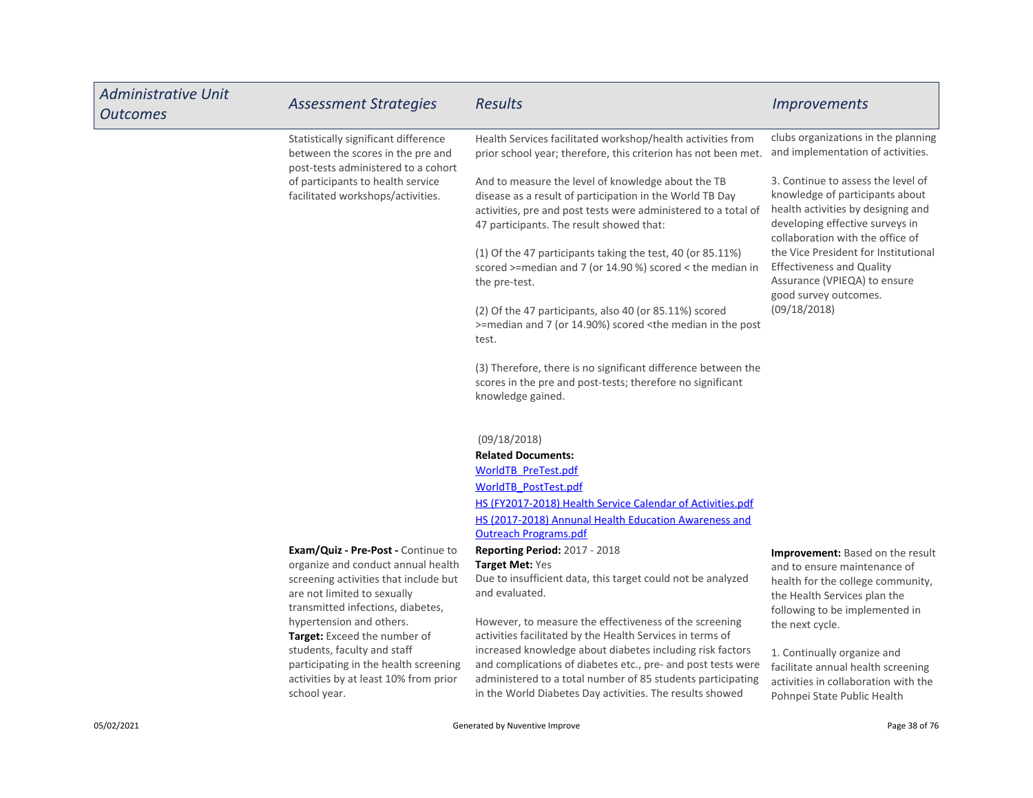| *Administrative Unit Outcomes* | *Assessment Strategies* | *Results* | *Improvements* |
|---|---|---|---|
| | Statistically significant difference between the scores in the pre and post-tests administered to a cohort of participants to health service facilitated workshops/activities. | Health Services facilitated workshop/health activities from prior school year; therefore, this criterion has not been met.<br><br>And to measure the level of knowledge about the TB disease as a result of participation in the World TB Day activities, pre and post tests were administered to a total of 47 participants. The result showed that:<br><br>(1) Of the 47 participants taking the test, 40 (or 85.11%) scored >=median and 7 (or 14.90 %) scored < the median in the pre-test.<br><br>(2) Of the 47 participants, also 40 (or 85.11%) scored >=median and 7 (or 14.90%) scored <the median in the post test.<br><br>(3) Therefore, there is no significant difference between the scores in the pre and post-tests; therefore no significant knowledge gained.<br><br>(09/18/2018)<br>**Related Documents:**<br>WorldTB_PreTest.pdf<br>WorldTB_PostTest.pdf<br>HS (FY2017-2018) Health Service Calendar of Activities.pdf<br>HS (2017-2018) Annual Health Education Awareness and Outreach Programs.pdf | clubs organizations in the planning and implementation of activities.<br><br>3. Continue to assess the level of knowledge of participants about health activities by designing and developing effective surveys in collaboration with the office of the Vice President for Institutional Effectiveness and Quality Assurance (VPIEQA) to ensure good survey outcomes. (09/18/2018) |
| | **Exam/Quiz - Pre-Post -** Continue to organize and conduct annual health screening activities that include but are not limited to sexually transmitted infections, diabetes, hypertension and others.<br>**Target:** Exceed the number of students, faculty and staff participating in the health screening activities by at least 10% from prior school year. | **Reporting Period:** 2017 - 2018<br>**Target Met:** Yes<br>Due to insufficient data, this target could not be analyzed and evaluated.<br><br>However, to measure the effectiveness of the screening activities facilitated by the Health Services in terms of increased knowledge about diabetes including risk factors and complications of diabetes etc., pre- and post tests were administered to a total number of 85 students participating in the World Diabetes Day activities. The results showed | **Improvement:** Based on the result and to ensure maintenance of health for the college community, the Health Services plan the following to be implemented in the next cycle.<br><br>1. Continually organize and facilitate annual health screening activities in collaboration with the Pohnpei State Public Health |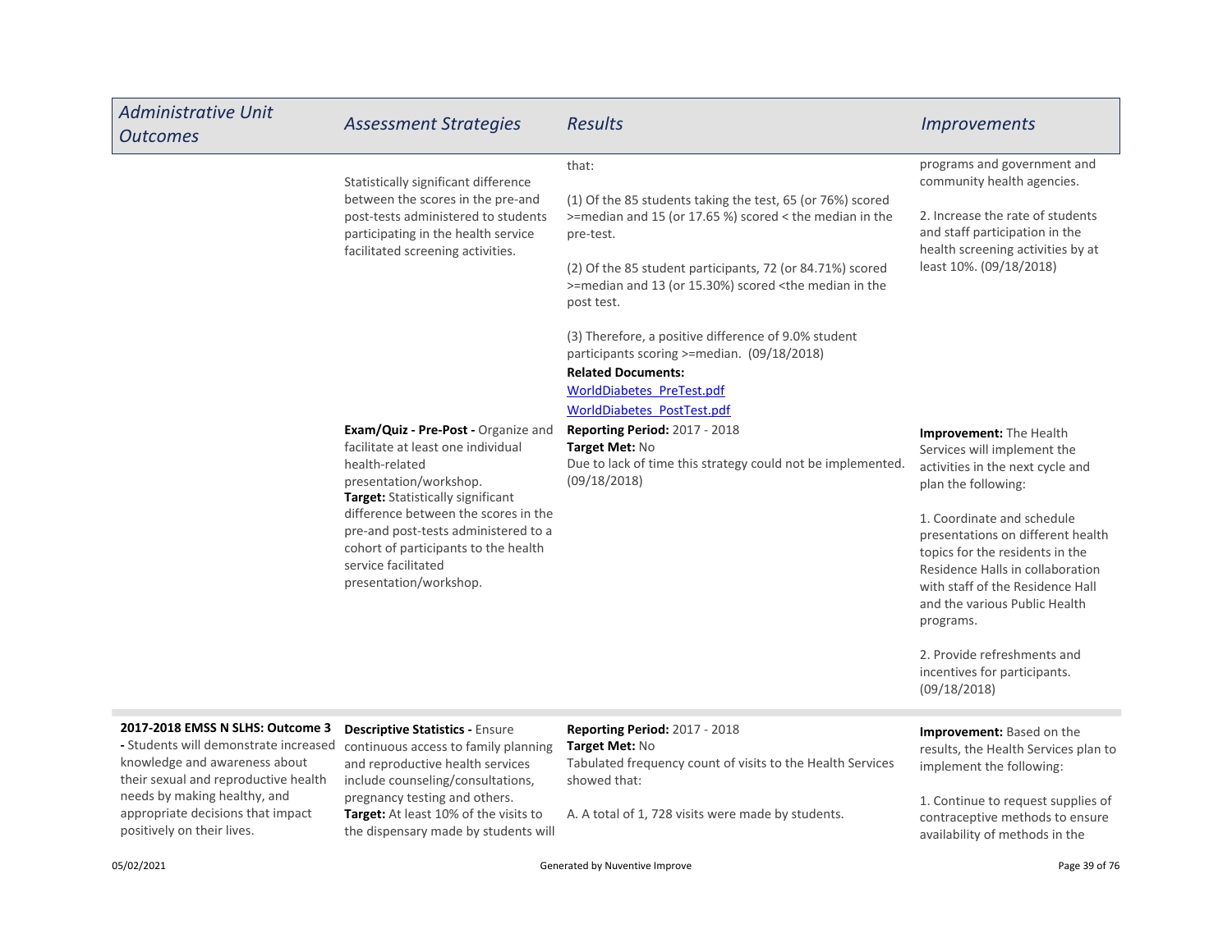| Administrative Unit Outcomes | Assessment Strategies | Results | Improvements |
| --- | --- | --- | --- |
| | Statistically significant difference between the scores in the pre-and post-tests administered to students participating in the health service facilitated screening activities. | that:<br><br>(1) Of the 85 students taking the test, 65 (or 76%) scored >=median and 15 (or 17.65 %) scored < the median in the pre-test.<br><br>(2) Of the 85 student participants, 72 (or 84.71%) scored >=median and 13 (or 15.30%) scored <the median in the post test.<br><br>(3) Therefore, a positive difference of 9.0% student participants scoring >=median. (09/18/2018)<br>**Related Documents:**<br>WorldDiabetes_PreTest.pdf<br>WorldDiabetes_PostTest.pdf | programs and government and community health agencies.<br><br>2. Increase the rate of students and staff participation in the health screening activities by at least 10%. (09/18/2018) |
| | **Exam/Quiz - Pre-Post -** Organize and facilitate at least one individual health-related presentation/workshop.<br>**Target:** Statistically significant difference between the scores in the pre-and post-tests administered to a cohort of participants to the health service facilitated presentation/workshop. | **Reporting Period:** 2017 - 2018<br>**Target Met:** No<br>Due to lack of time this strategy could not be implemented. (09/18/2018) | **Improvement:** The Health Services will implement the activities in the next cycle and plan the following:<br><br>1. Coordinate and schedule presentations on different health topics for the residents in the Residence Halls in collaboration with staff of the Residence Hall and the various Public Health programs.<br><br>2. Provide refreshments and incentives for participants. (09/18/2018) |
| **2017-2018 EMSS N SLHS: Outcome 3 -** Students will demonstrate increased knowledge and awareness about their sexual and reproductive health needs by making healthy, and appropriate decisions that impact positively on their lives. | **Descriptive Statistics -** Ensure continuous access to family planning and reproductive health services include counseling/consultations, pregnancy testing and others.<br>**Target:** At least 10% of the visits to the dispensary made by students will | **Reporting Period:** 2017 - 2018<br>**Target Met:** No<br>Tabulated frequency count of visits to the Health Services showed that:<br><br>A. A total of 1, 728 visits were made by students. | **Improvement:** Based on the results, the Health Services plan to implement the following:<br><br>1. Continue to request supplies of contraceptive methods to ensure availability of methods in the |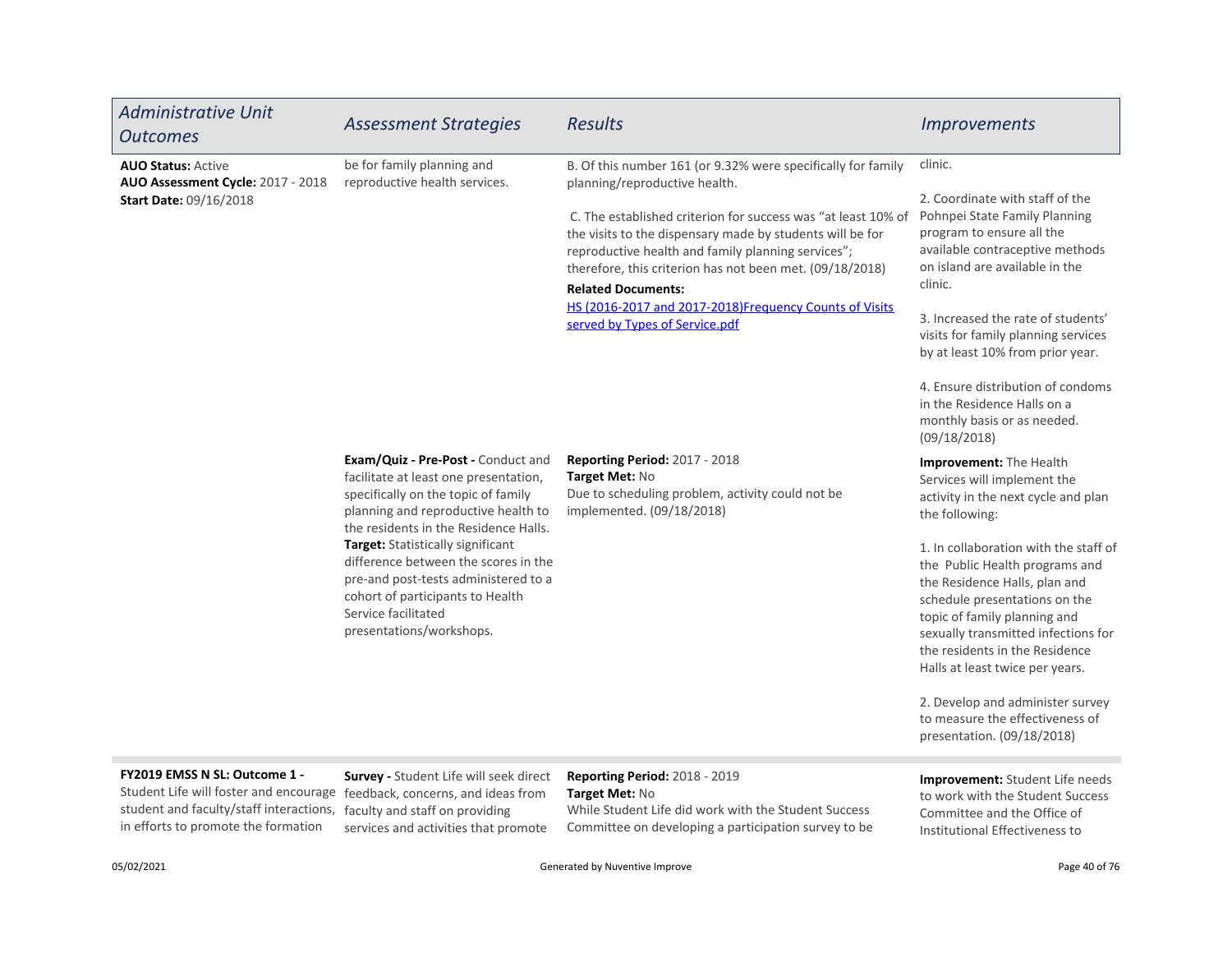| Administrative Unit Outcomes | Assessment Strategies | Results | Improvements |
|---|---|---|---|
| **AUO Status:** Active<br>**AUO Assessment Cycle:** 2017 - 2018<br>**Start Date:** 09/16/2018 | be for family planning and reproductive health services. | B. Of this number 161 (or 9.32% were specifically for family planning/reproductive health.<br><br>C. The established criterion for success was "at least 10% of the visits to the dispensary made by students will be for reproductive health and family planning services"; therefore, this criterion has not been met. (09/18/2018)<br>**Related Documents:**<br>HS (2016-2017 and 2017-2018)Frequency Counts of Visits served by Types of Service.pdf | clinic.<br><br>2. Coordinate with staff of the Pohnpei State Family Planning program to ensure all the available contraceptive methods on island are available in the clinic.<br><br>3. Increased the rate of students' visits for family planning services by at least 10% from prior year.<br><br>4. Ensure distribution of condoms in the Residence Halls on a monthly basis or as needed. (09/18/2018) |
| | **Exam/Quiz - Pre-Post -** Conduct and facilitate at least one presentation, specifically on the topic of family planning and reproductive health to the residents in the Residence Halls.<br>**Target:** Statistically significant difference between the scores in the pre-and post-tests administered to a cohort of participants to Health Service facilitated presentations/workshops. | **Reporting Period:** 2017 - 2018<br>**Target Met:** No<br>Due to scheduling problem, activity could not be implemented. (09/18/2018) | **Improvement:** The Health Services will implement the activity in the next cycle and plan the following:<br><br>1. In collaboration with the staff of the Public Health programs and the Residence Halls, plan and schedule presentations on the topic of family planning and sexually transmitted infections for the residents in the Residence Halls at least twice per years.<br><br>2. Develop and administer survey to measure the effectiveness of presentation. (09/18/2018) |
| **FY2019 EMSS N SL: Outcome 1 -** Student Life will foster and encourage student and faculty/staff interactions, in efforts to promote the formation | **Survey -** Student Life will seek direct feedback, concerns, and ideas from faculty and staff on providing services and activities that promote | **Reporting Period:** 2018 - 2019<br>**Target Met:** No<br>While Student Life did work with the Student Success Committee on developing a participation survey to be | **Improvement:** Student Life needs to work with the Student Success Committee and the Office of Institutional Effectiveness to |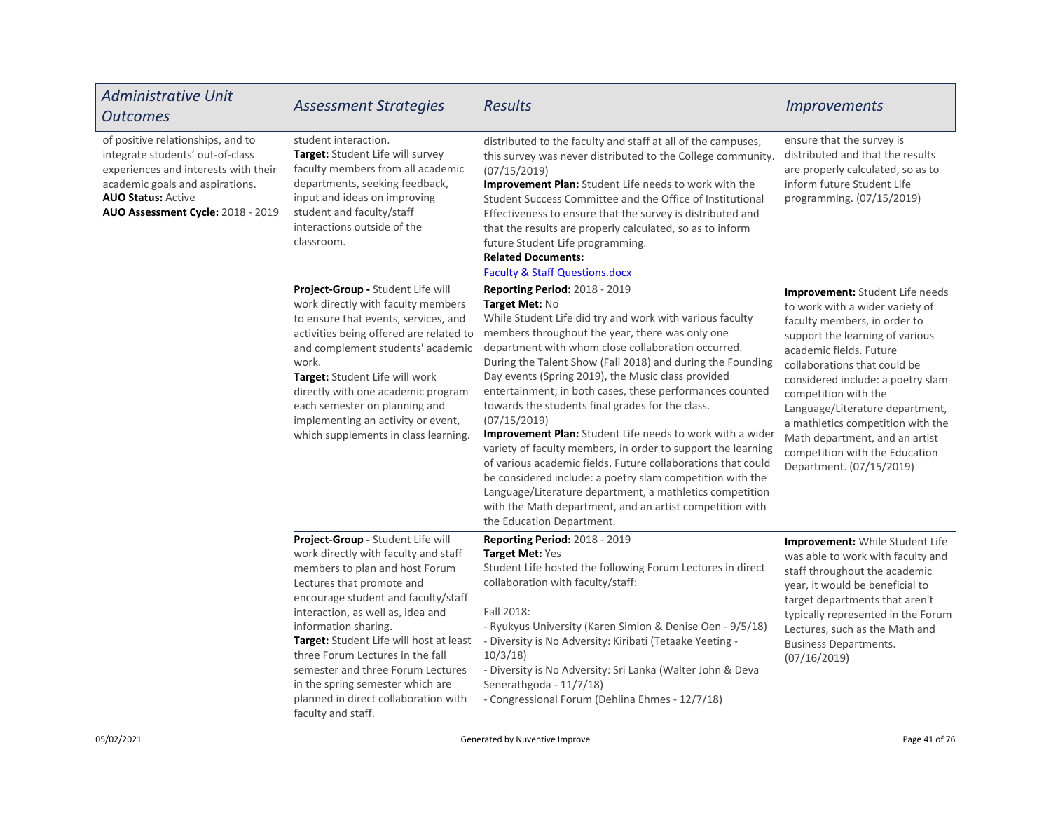| Administrative Unit Outcomes | Assessment Strategies | Results | Improvements |
|---|---|---|---|
| of positive relationships, and to integrate students' out-of-class experiences and interests with their academic goals and aspirations.<br>**AUO Status:** Active<br>**AUO Assessment Cycle:** 2018 - 2019 | student interaction.<br>**Target:** Student Life will survey faculty members from all academic departments, seeking feedback, input and ideas on improving student and faculty/staff interactions outside of the classroom. | distributed to the faculty and staff at all of the campuses, this survey was never distributed to the College community. (07/15/2019)<br>**Improvement Plan:** Student Life needs to work with the Student Success Committee and the Office of Institutional Effectiveness to ensure that the survey is distributed and that the results are properly calculated, so as to inform future Student Life programming.<br>**Related Documents:**<br>Faculty & Staff Questions.docx | ensure that the survey is distributed and that the results are properly calculated, so as to inform future Student Life programming. (07/15/2019) |
| | **Project-Group -** Student Life will work directly with faculty members to ensure that events, services, and activities being offered are related to and complement students' academic work.<br>**Target:** Student Life will work directly with one academic program each semester on planning and implementing an activity or event, which supplements in class learning. | **Reporting Period:** 2018 - 2019<br>**Target Met:** No<br>While Student Life did try and work with various faculty members throughout the year, there was only one department with whom close collaboration occurred. During the Talent Show (Fall 2018) and during the Founding Day events (Spring 2019), the Music class provided entertainment; in both cases, these performances counted towards the students final grades for the class. (07/15/2019)<br>**Improvement Plan:** Student Life needs to work with a wider variety of faculty members, in order to support the learning of various academic fields. Future collaborations that could be considered include: a poetry slam competition with the Language/Literature department, a mathletics competition with the Math department, and an artist competition with the Education Department. | **Improvement:** Student Life needs to work with a wider variety of faculty members, in order to support the learning of various academic fields. Future collaborations that could be considered include: a poetry slam competition with the Language/Literature department, a mathletics competition with the Math department, and an artist competition with the Education Department. (07/15/2019) |
| | **Project-Group -** Student Life will work directly with faculty and staff members to plan and host Forum Lectures that promote and encourage student and faculty/staff interaction, as well as, idea and information sharing.<br>**Target:** Student Life will host at least three Forum Lectures in the fall semester and three Forum Lectures in the spring semester which are planned in direct collaboration with faculty and staff. | **Reporting Period:** 2018 - 2019<br>**Target Met:** Yes<br>Student Life hosted the following Forum Lectures in direct collaboration with faculty/staff:<br><br>Fall 2018:<br>- Ryukyus University (Karen Simion & Denise Oen - 9/5/18)<br>- Diversity is No Adversity: Kiribati (Tetaake Yeeting - 10/3/18)<br>- Diversity is No Adversity: Sri Lanka (Walter John & Deva Senerathgoda - 11/7/18)<br>- Congressional Forum (Dehlina Ehmes - 12/7/18) | **Improvement:** While Student Life was able to work with faculty and staff throughout the academic year, it would be beneficial to target departments that aren't typically represented in the Forum Lectures, such as the Math and Business Departments. (07/16/2019) |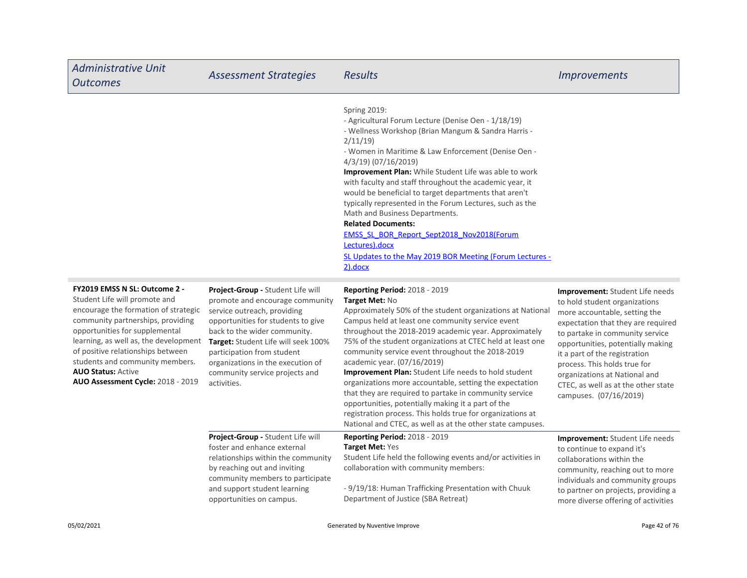| Administrative Unit Outcomes | Assessment Strategies | Results | Improvements |
|---|---|---|---|
| | | Spring 2019:<br>- Agricultural Forum Lecture (Denise Oen - 1/18/19)<br>- Wellness Workshop (Brian Mangum & Sandra Harris - 2/11/19)<br>- Women in Maritime & Law Enforcement (Denise Oen - 4/3/19) (07/16/2019)<br>**Improvement Plan:** While Student Life was able to work with faculty and staff throughout the academic year, it would be beneficial to target departments that aren't typically represented in the Forum Lectures, such as the Math and Business Departments.<br>**Related Documents:**<br>EMSS_SL_BOR_Report_Sept2018_Nov2018(Forum Lectures).docx<br>SL Updates to the May 2019 BOR Meeting (Forum Lectures - 2).docx | |
| **FY2019 EMSS N SL: Outcome 2 -** Student Life will promote and encourage the formation of strategic community partnerships, providing opportunities for supplemental learning, as well as, the development of positive relationships between students and community members.<br>**AUO Status:** Active<br>**AUO Assessment Cycle:** 2018 - 2019 | **Project-Group -** Student Life will promote and encourage community service outreach, providing opportunities for students to give back to the wider community.<br>**Target:** Student Life will seek 100% participation from student organizations in the execution of community service projects and activities. | **Reporting Period:** 2018 - 2019<br>**Target Met:** No<br>Approximately 50% of the student organizations at National Campus held at least one community service event throughout the 2018-2019 academic year. Approximately 75% of the student organizations at CTEC held at least one community service event throughout the 2018-2019 academic year. (07/16/2019)<br>**Improvement Plan:** Student Life needs to hold student organizations more accountable, setting the expectation that they are required to partake in community service opportunities, potentially making it a part of the registration process. This holds true for organizations at National and CTEC, as well as at the other state campuses. | **Improvement:** Student Life needs to hold student organizations more accountable, setting the expectation that they are required to partake in community service opportunities, potentially making it a part of the registration process. This holds true for organizations at National and CTEC, as well as at the other state campuses. (07/16/2019) |
| | **Project-Group -** Student Life will foster and enhance external relationships within the community by reaching out and inviting community members to participate and support student learning opportunities on campus. | **Reporting Period:** 2018 - 2019<br>**Target Met:** Yes<br>Student Life held the following events and/or activities in collaboration with community members:<br><br>- 9/19/18: Human Trafficking Presentation with Chuuk Department of Justice (SBA Retreat) | **Improvement:** Student Life needs to continue to expand it's collaborations within the community, reaching out to more individuals and community groups to partner on projects, providing a more diverse offering of activities |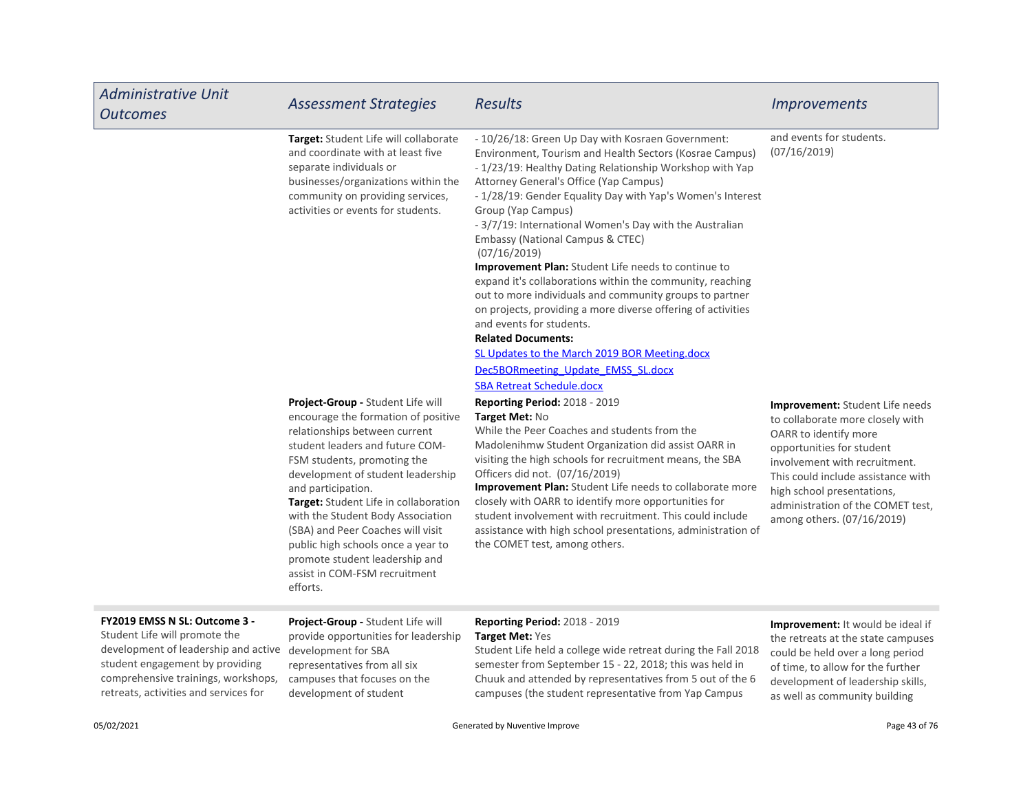| Administrative Unit Outcomes | Assessment Strategies | Results | Improvements |
|---|---|---|---|
| | **Target:** Student Life will collaborate and coordinate with at least five separate individuals or businesses/organizations within the community on providing services, activities or events for students. | - 10/26/18: Green Up Day with Kosraen Government: Environment, Tourism and Health Sectors (Kosrae Campus)<br>- 1/23/19: Healthy Dating Relationship Workshop with Yap Attorney General's Office (Yap Campus)<br>- 1/28/19: Gender Equality Day with Yap's Women's Interest Group (Yap Campus)<br>- 3/7/19: International Women's Day with the Australian Embassy (National Campus & CTEC)<br>(07/16/2019)<br>**Improvement Plan:** Student Life needs to continue to expand it's collaborations within the community, reaching out to more individuals and community groups to partner on projects, providing a more diverse offering of activities and events for students.<br>**Related Documents:**<br>SL Updates to the March 2019 BOR Meeting.docx<br>Dec5BORmeeting_Update_EMSS_SL.docx<br>SBA Retreat Schedule.docx | and events for students. (07/16/2019) |
| | **Project-Group -** Student Life will encourage the formation of positive relationships between current student leaders and future COM-FSM students, promoting the development of student leadership and participation.<br>**Target:** Student Life in collaboration with the Student Body Association (SBA) and Peer Coaches will visit public high schools once a year to promote student leadership and assist in COM-FSM recruitment efforts. | **Reporting Period:** 2018 - 2019<br>**Target Met:** No<br>While the Peer Coaches and students from the Madolenihmw Student Organization did assist OARR in visiting the high schools for recruitment means, the SBA Officers did not. (07/16/2019)<br>**Improvement Plan:** Student Life needs to collaborate more closely with OARR to identify more opportunities for student involvement with recruitment. This could include assistance with high school presentations, administration of the COMET test, among others. | **Improvement:** Student Life needs to collaborate more closely with OARR to identify more opportunities for student involvement with recruitment. This could include assistance with high school presentations, administration of the COMET test, among others. (07/16/2019) |
| **FY2019 EMSS N SL: Outcome 3 -** Student Life will promote the development of leadership and active student engagement by providing comprehensive trainings, workshops, retreats, activities and services for | **Project-Group -** Student Life will provide opportunities for leadership development for SBA representatives from all six campuses that focuses on the development of student | **Reporting Period:** 2018 - 2019<br>**Target Met:** Yes<br>Student Life held a college wide retreat during the Fall 2018 semester from September 15 - 22, 2018; this was held in Chuuk and attended by representatives from 5 out of the 6 campuses (the student representative from Yap Campus | **Improvement:** It would be ideal if the retreats at the state campuses could be held over a long period of time, to allow for the further development of leadership skills, as well as community building |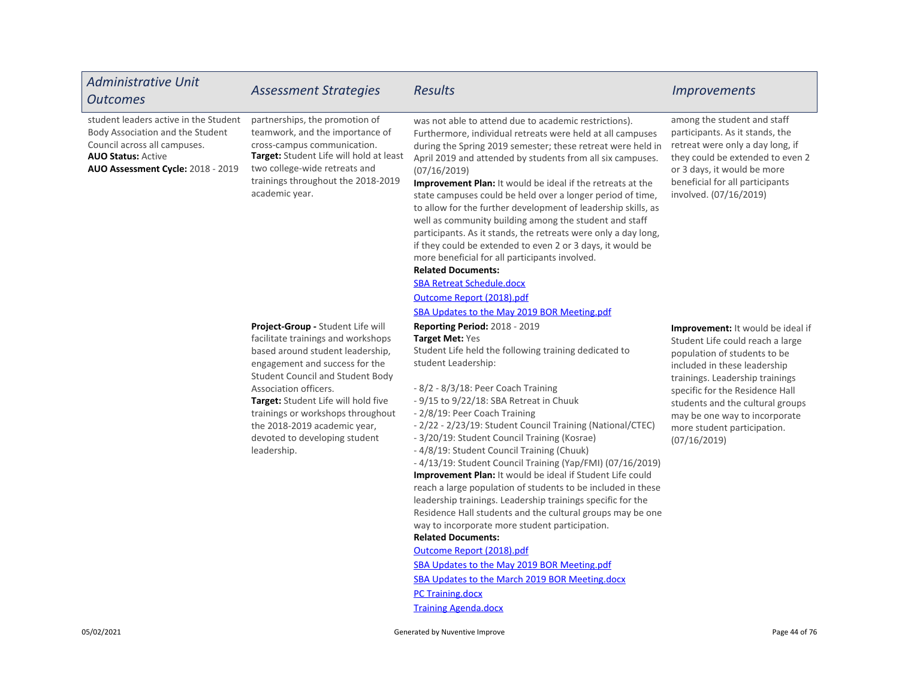| *Administrative Unit Outcomes* | *Assessment Strategies* | *Results* | *Improvements* |
|---|---|---|---|
| student leaders active in the Student Body Association and the Student Council across all campuses.<br>**AUO Status:** Active<br>**AUO Assessment Cycle:** 2018 - 2019 | partnerships, the promotion of teamwork, and the importance of cross-campus communication.<br>**Target:** Student Life will hold at least two college-wide retreats and trainings throughout the 2018-2019 academic year. | was not able to attend due to academic restrictions). Furthermore, individual retreats were held at all campuses during the Spring 2019 semester; these retreat were held in April 2019 and attended by students from all six campuses. (07/16/2019)<br>**Improvement Plan:** It would be ideal if the retreats at the state campuses could be held over a longer period of time, to allow for the further development of leadership skills, as well as community building among the student and staff participants. As it stands, the retreats were only a day long, if they could be extended to even 2 or 3 days, it would be more beneficial for all participants involved.<br>**Related Documents:**<br>SBA Retreat Schedule.docx<br>Outcome Report (2018).pdf<br>SBA Updates to the May 2019 BOR Meeting.pdf | among the student and staff participants. As it stands, the retreat were only a day long, if they could be extended to even 2 or 3 days, it would be more beneficial for all participants involved. (07/16/2019) |
| | **Project-Group -** Student Life will facilitate trainings and workshops based around student leadership, engagement and success for the Student Council and Student Body Association officers.<br>**Target:** Student Life will hold five trainings or workshops throughout the 2018-2019 academic year, devoted to developing student leadership. | **Reporting Period:** 2018 - 2019<br>**Target Met:** Yes<br>Student Life held the following training dedicated to student Leadership:<br><br>- 8/2 - 8/3/18: Peer Coach Training<br>- 9/15 to 9/22/18: SBA Retreat in Chuuk<br>- 2/8/19: Peer Coach Training<br>- 2/22 - 2/23/19: Student Council Training (National/CTEC)<br>- 3/20/19: Student Council Training (Kosrae)<br>- 4/8/19: Student Council Training (Chuuk)<br>- 4/13/19: Student Council Training (Yap/FMI) (07/16/2019)<br>**Improvement Plan:** It would be ideal if Student Life could reach a large population of students to be included in these leadership trainings. Leadership trainings specific for the Residence Hall students and the cultural groups may be one way to incorporate more student participation.<br>**Related Documents:**<br>Outcome Report (2018).pdf<br>SBA Updates to the May 2019 BOR Meeting.pdf<br>SBA Updates to the March 2019 BOR Meeting.docx<br>PC Training.docx<br>Training Agenda.docx | **Improvement:** It would be ideal if Student Life could reach a large population of students to be included in these leadership trainings. Leadership trainings specific for the Residence Hall students and the cultural groups may be one way to incorporate more student participation. (07/16/2019) |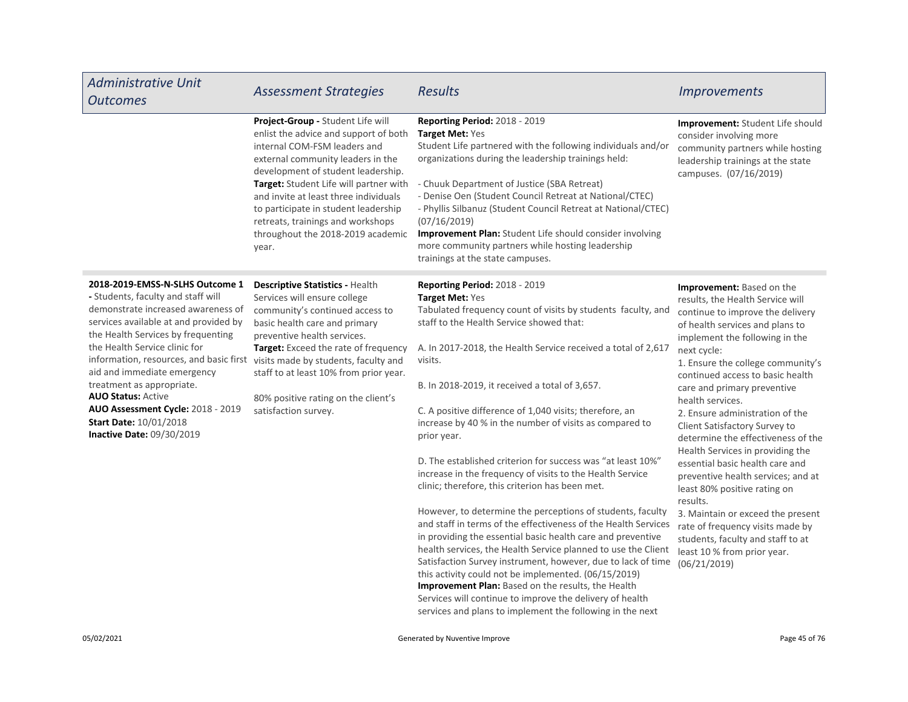| Administrative Unit Outcomes | Assessment Strategies | Results | Improvements |
|---|---|---|---|
| | **Project-Group -** Student Life will enlist the advice and support of both internal COM-FSM leaders and external community leaders in the development of student leadership.<br>**Target:** Student Life will partner with and invite at least three individuals to participate in student leadership retreats, trainings and workshops throughout the 2018-2019 academic year. | **Reporting Period:** 2018 - 2019<br>**Target Met:** Yes<br>Student Life partnered with the following individuals and/or organizations during the leadership trainings held:<br><br>- Chuuk Department of Justice (SBA Retreat)<br>- Denise Oen (Student Council Retreat at National/CTEC)<br>- Phyllis Silbanuz (Student Council Retreat at National/CTEC)<br>(07/16/2019)<br>**Improvement Plan:** Student Life should consider involving more community partners while hosting leadership trainings at the state campuses. | **Improvement:** Student Life should consider involving more community partners while hosting leadership trainings at the state campuses. (07/16/2019) |
| **2018-2019-EMSS-N-SLHS Outcome 1 -** Students, faculty and staff will demonstrate increased awareness of services available at and provided by the Health Services by frequenting the Health Service clinic for information, resources, and basic first aid and immediate emergency treatment as appropriate.<br>**AUO Status:** Active<br>**AUO Assessment Cycle:** 2018 - 2019<br>**Start Date:** 10/01/2018<br>**Inactive Date:** 09/30/2019 | **Descriptive Statistics -** Health Services will ensure college community's continued access to basic health care and primary preventive health services.<br>**Target:** Exceed the rate of frequency visits made by students, faculty and staff to at least 10% from prior year.<br><br>80% positive rating on the client's satisfaction survey. | **Reporting Period:** 2018 - 2019<br>**Target Met:** Yes<br>Tabulated frequency count of visits by students faculty, and staff to the Health Service showed that:<br><br>A. In 2017-2018, the Health Service received a total of 2,617 visits.<br><br>B. In 2018-2019, it received a total of 3,657.<br><br>C. A positive difference of 1,040 visits; therefore, an increase by 40 % in the number of visits as compared to prior year.<br><br>D. The established criterion for success was "at least 10%" increase in the frequency of visits to the Health Service clinic; therefore, this criterion has been met.<br><br>However, to determine the perceptions of students, faculty and staff in terms of the effectiveness of the Health Services in providing the essential basic health care and preventive health services, the Health Service planned to use the Client Satisfaction Survey instrument, however, due to lack of time this activity could not be implemented. (06/15/2019)<br>**Improvement Plan:** Based on the results, the Health Services will continue to improve the delivery of health services and plans to implement the following in the next | **Improvement:** Based on the results, the Health Service will continue to improve the delivery of health services and plans to implement the following in the next cycle:<br>1. Ensure the college community's continued access to basic health care and primary preventive health services.<br>2. Ensure administration of the Client Satisfactory Survey to determine the effectiveness of the Health Services in providing the essential basic health care and preventive health services; and at least 80% positive rating on results.<br>3. Maintain or exceed the present rate of frequency visits made by students, faculty and staff to at least 10 % from prior year. (06/21/2019) |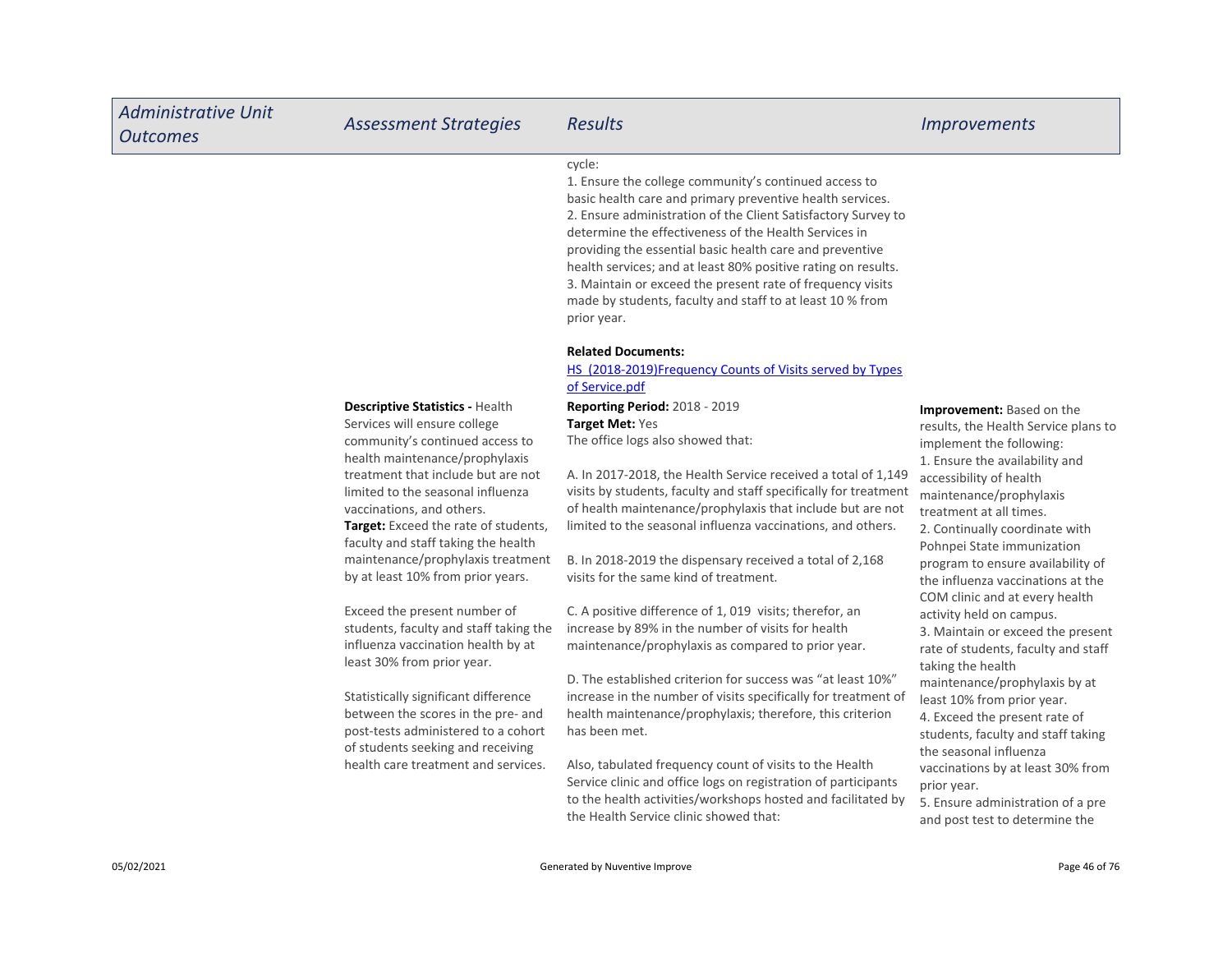| Administrative Unit Outcomes | Assessment Strategies | Results | Improvements |
|---|---|---|---|
| | | cycle:<br>1. Ensure the college community's continued access to basic health care and primary preventive health services.<br>2. Ensure administration of the Client Satisfactory Survey to determine the effectiveness of the Health Services in providing the essential basic health care and preventive health services; and at least 80% positive rating on results.<br>3. Maintain or exceed the present rate of frequency visits made by students, faculty and staff to at least 10 % from prior year.<br><br>**Related Documents:**<br>[HS (2018-2019)Frequency Counts of Visits served by Types of Service.pdf]() | |
| | **Descriptive Statistics -** Health Services will ensure college community's continued access to health maintenance/prophylaxis treatment that include but are not limited to the seasonal influenza vaccinations, and others.<br>**Target:** Exceed the rate of students, faculty and staff taking the health maintenance/prophylaxis treatment by at least 10% from prior years.<br><br>Exceed the present number of students, faculty and staff taking the influenza vaccination health by at least 30% from prior year.<br><br>Statistically significant difference between the scores in the pre- and post-tests administered to a cohort of students seeking and receiving health care treatment and services. | **Reporting Period:** 2018 - 2019<br>**Target Met:** Yes<br>The office logs also showed that:<br><br>A. In 2017-2018, the Health Service received a total of 1,149 visits by students, faculty and staff specifically for treatment of health maintenance/prophylaxis that include but are not limited to the seasonal influenza vaccinations, and others.<br><br>B. In 2018-2019 the dispensary received a total of 2,168 visits for the same kind of treatment.<br><br>C. A positive difference of 1, 019 visits; therefor, an increase by 89% in the number of visits for health maintenance/prophylaxis as compared to prior year.<br><br>D. The established criterion for success was "at least 10%" increase in the number of visits specifically for treatment of health maintenance/prophylaxis; therefore, this criterion has been met.<br><br>Also, tabulated frequency count of visits to the Health Service clinic and office logs on registration of participants to the health activities/workshops hosted and facilitated by the Health Service clinic showed that: | **Improvement:** Based on the results, the Health Service plans to implement the following:<br>1. Ensure the availability and accessibility of health maintenance/prophylaxis treatment at all times.<br>2. Continually coordinate with Pohnpei State immunization program to ensure availability of the influenza vaccinations at the COM clinic and at every health activity held on campus.<br>3. Maintain or exceed the present rate of students, faculty and staff taking the health maintenance/prophylaxis by at least 10% from prior year.<br>4. Exceed the present rate of students, faculty and staff taking the seasonal influenza vaccinations by at least 30% from prior year.<br>5. Ensure administration of a pre and post test to determine the |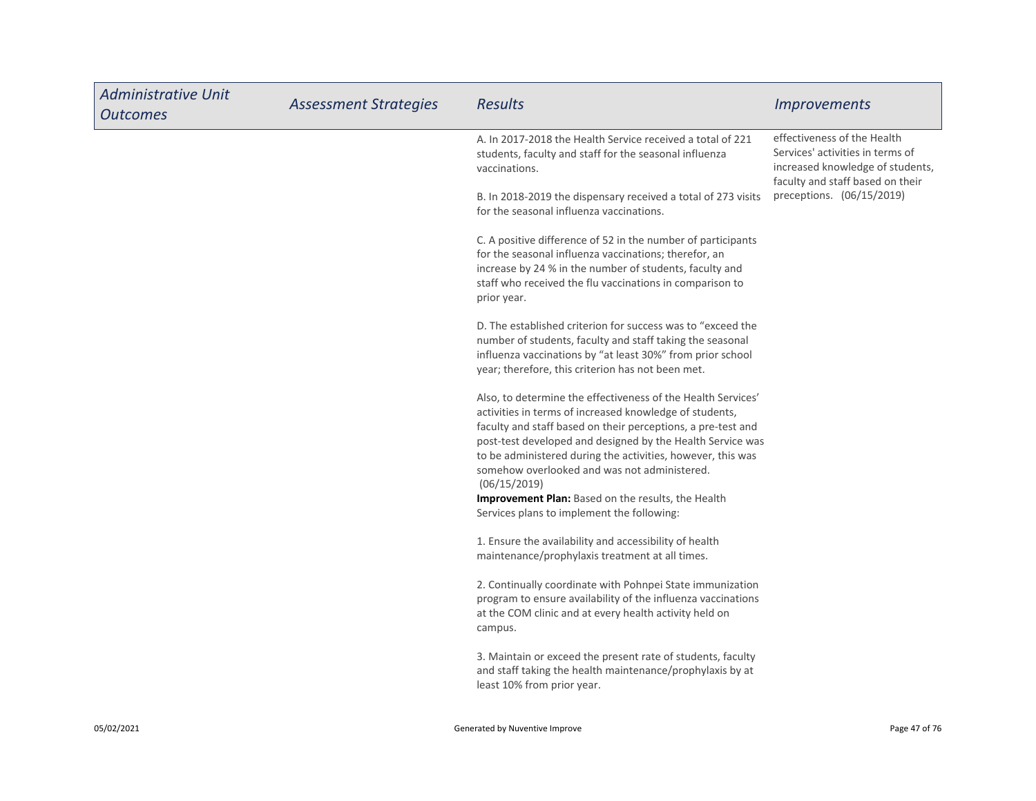| Administrative Unit Outcomes | Assessment Strategies | Results | Improvements |
|---|---|---|---|
| | | A. In 2017-2018 the Health Service received a total of 221 students, faculty and staff for the seasonal influenza vaccinations.<br><br>B. In 2018-2019 the dispensary received a total of 273 visits for the seasonal influenza vaccinations.<br><br>C. A positive difference of 52 in the number of participants for the seasonal influenza vaccinations; therefor, an increase by 24 % in the number of students, faculty and staff who received the flu vaccinations in comparison to prior year.<br><br>D. The established criterion for success was to "exceed the number of students, faculty and staff taking the seasonal influenza vaccinations by "at least 30%" from prior school year; therefore, this criterion has not been met.<br><br>Also, to determine the effectiveness of the Health Services' activities in terms of increased knowledge of students, faculty and staff based on their perceptions, a pre-test and post-test developed and designed by the Health Service was to be administered during the activities, however, this was somehow overlooked and was not administered. (06/15/2019)<br>**Improvement Plan:** Based on the results, the Health Services plans to implement the following:<br><br>1. Ensure the availability and accessibility of health maintenance/prophylaxis treatment at all times.<br><br>2. Continually coordinate with Pohnpei State immunization program to ensure availability of the influenza vaccinations at the COM clinic and at every health activity held on campus.<br><br>3. Maintain or exceed the present rate of students, faculty and staff taking the health maintenance/prophylaxis by at least 10% from prior year. | effectiveness of the Health Services' activities in terms of increased knowledge of students, faculty and staff based on their preceptions. (06/15/2019) |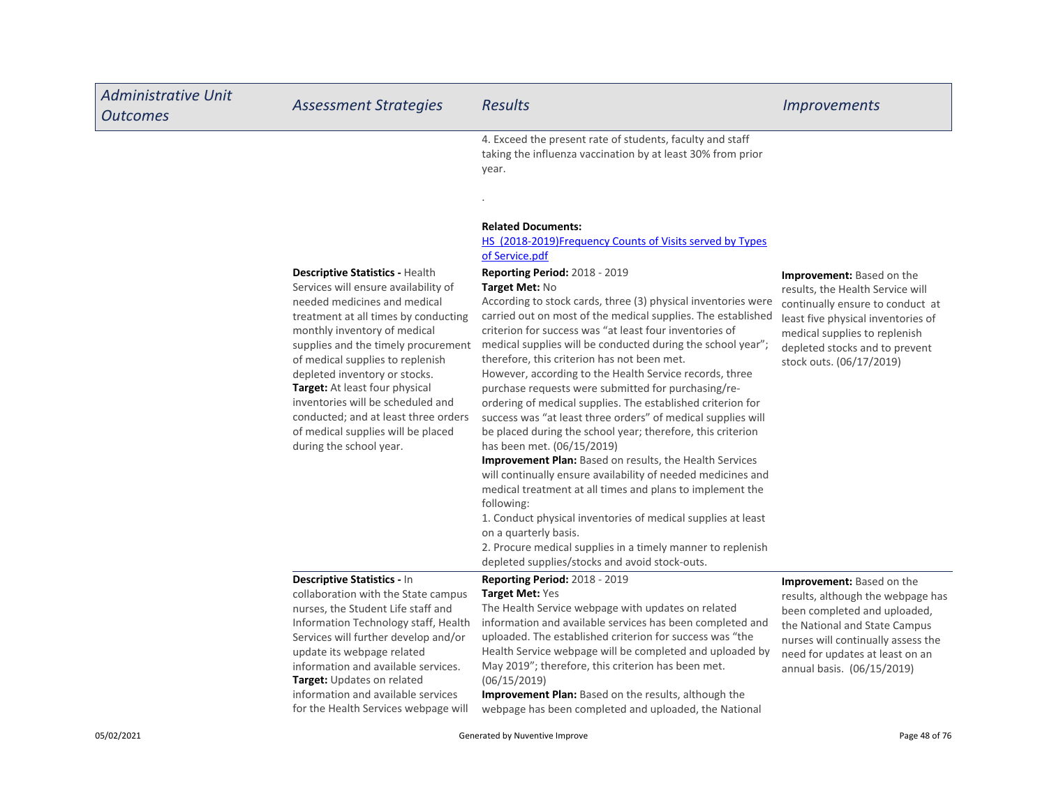| Administrative Unit Outcomes | Assessment Strategies | Results | Improvements |
| --- | --- | --- | --- |
| | | 4. Exceed the present rate of students, faculty and staff taking the influenza vaccination by at least 30% from prior year.<br><br>.<br><br>**Related Documents:**<br>[HS (2018-2019)Frequency Counts of Visits served by Types of Service.pdf]() | |
| | **Descriptive Statistics -** Health Services will ensure availability of needed medicines and medical treatment at all times by conducting monthly inventory of medical supplies and the timely procurement of medical supplies to replenish depleted inventory or stocks.<br>**Target:** At least four physical inventories will be scheduled and conducted; and at least three orders of medical supplies will be placed during the school year. | **Reporting Period:** 2018 - 2019<br>**Target Met:** No<br>According to stock cards, three (3) physical inventories were carried out on most of the medical supplies. The established criterion for success was "at least four inventories of medical supplies will be conducted during the school year"; therefore, this criterion has not been met.<br>However, according to the Health Service records, three purchase requests were submitted for purchasing/re-ordering of medical supplies. The established criterion for success was "at least three orders" of medical supplies will be placed during the school year; therefore, this criterion has been met. (06/15/2019)<br>**Improvement Plan:** Based on results, the Health Services will continually ensure availability of needed medicines and medical treatment at all times and plans to implement the following:<br>1. Conduct physical inventories of medical supplies at least on a quarterly basis.<br>2. Procure medical supplies in a timely manner to replenish depleted supplies/stocks and avoid stock-outs. | **Improvement:** Based on the results, the Health Service will continually ensure to conduct at least five physical inventories of medical supplies to replenish depleted stocks and to prevent stock outs. (06/17/2019) |
| | **Descriptive Statistics -** In collaboration with the State campus nurses, the Student Life staff and Information Technology staff, Health Services will further develop and/or update its webpage related information and available services.<br>**Target:** Updates on related information and available services for the Health Services webpage will | **Reporting Period:** 2018 - 2019<br>**Target Met:** Yes<br>The Health Service webpage with updates on related information and available services has been completed and uploaded. The established criterion for success was "the Health Service webpage will be completed and uploaded by May 2019"; therefore, this criterion has been met. (06/15/2019)<br>**Improvement Plan:** Based on the results, although the webpage has been completed and uploaded, the National | **Improvement:** Based on the results, although the webpage has been completed and uploaded, the National and State Campus nurses will continually assess the need for updates at least on an annual basis. (06/15/2019) |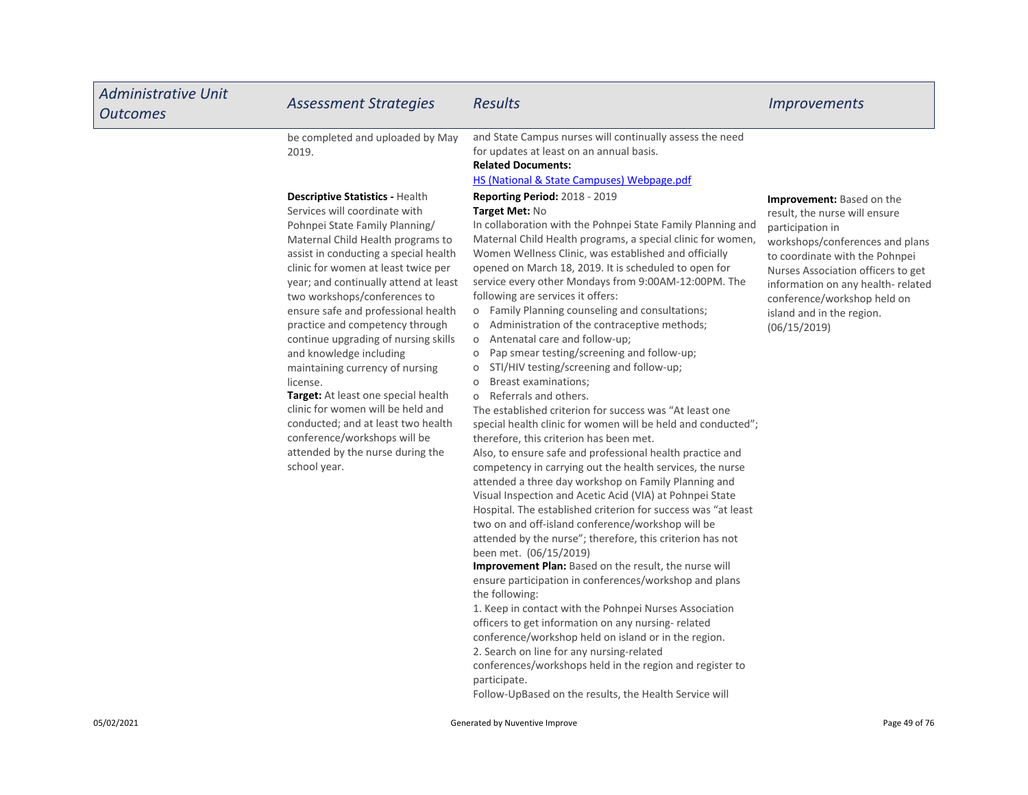| *Administrative Unit Outcomes* | *Assessment Strategies* | *Results* | *Improvements* |
|---|---|---|---|
| | be completed and uploaded by May 2019. | and State Campus nurses will continually assess the need for updates at least on an annual basis.<br>**Related Documents:**<br>HS (National & State Campuses) Webpage.pdf | |
| | **Descriptive Statistics -** Health Services will coordinate with Pohnpei State Family Planning/ Maternal Child Health programs to assist in conducting a special health clinic for women at least twice per year; and continually attend at least two workshops/conferences to ensure safe and professional health practice and competency through continue upgrading of nursing skills and knowledge including maintaining currency of nursing license.<br>**Target:** At least one special health clinic for women will be held and conducted; and at least two health conference/workshops will be attended by the nurse during the school year. | **Reporting Period:** 2018 - 2019<br>**Target Met:** No<br>In collaboration with the Pohnpei State Family Planning and Maternal Child Health programs, a special clinic for women, Women Wellness Clinic, was established and officially opened on March 18, 2019. It is scheduled to open for service every other Mondays from 9:00AM-12:00PM. The following are services it offers:<br>o Family Planning counseling and consultations;<br>o Administration of the contraceptive methods;<br>o Antenatal care and follow-up;<br>o Pap smear testing/screening and follow-up;<br>o STI/HIV testing/screening and follow-up;<br>o Breast examinations;<br>o Referrals and others.<br>The established criterion for success was "At least one special health clinic for women will be held and conducted"; therefore, this criterion has been met.<br>Also, to ensure safe and professional health practice and competency in carrying out the health services, the nurse attended a three day workshop on Family Planning and Visual Inspection and Acetic Acid (VIA) at Pohnpei State Hospital. The established criterion for success was "at least two on and off-island conference/workshop will be attended by the nurse"; therefore, this criterion has not been met. (06/15/2019)<br>**Improvement Plan:** Based on the result, the nurse will ensure participation in conferences/workshop and plans the following:<br>1. Keep in contact with the Pohnpei Nurses Association officers to get information on any nursing- related conference/workshop held on island or in the region.<br>2. Search on line for any nursing-related conferences/workshops held in the region and register to participate.<br>Follow-UpBased on the results, the Health Service will | **Improvement:** Based on the result, the nurse will ensure participation in workshops/conferences and plans to coordinate with the Pohnpei Nurses Association officers to get information on any health- related conference/workshop held on island and in the region. (06/15/2019) |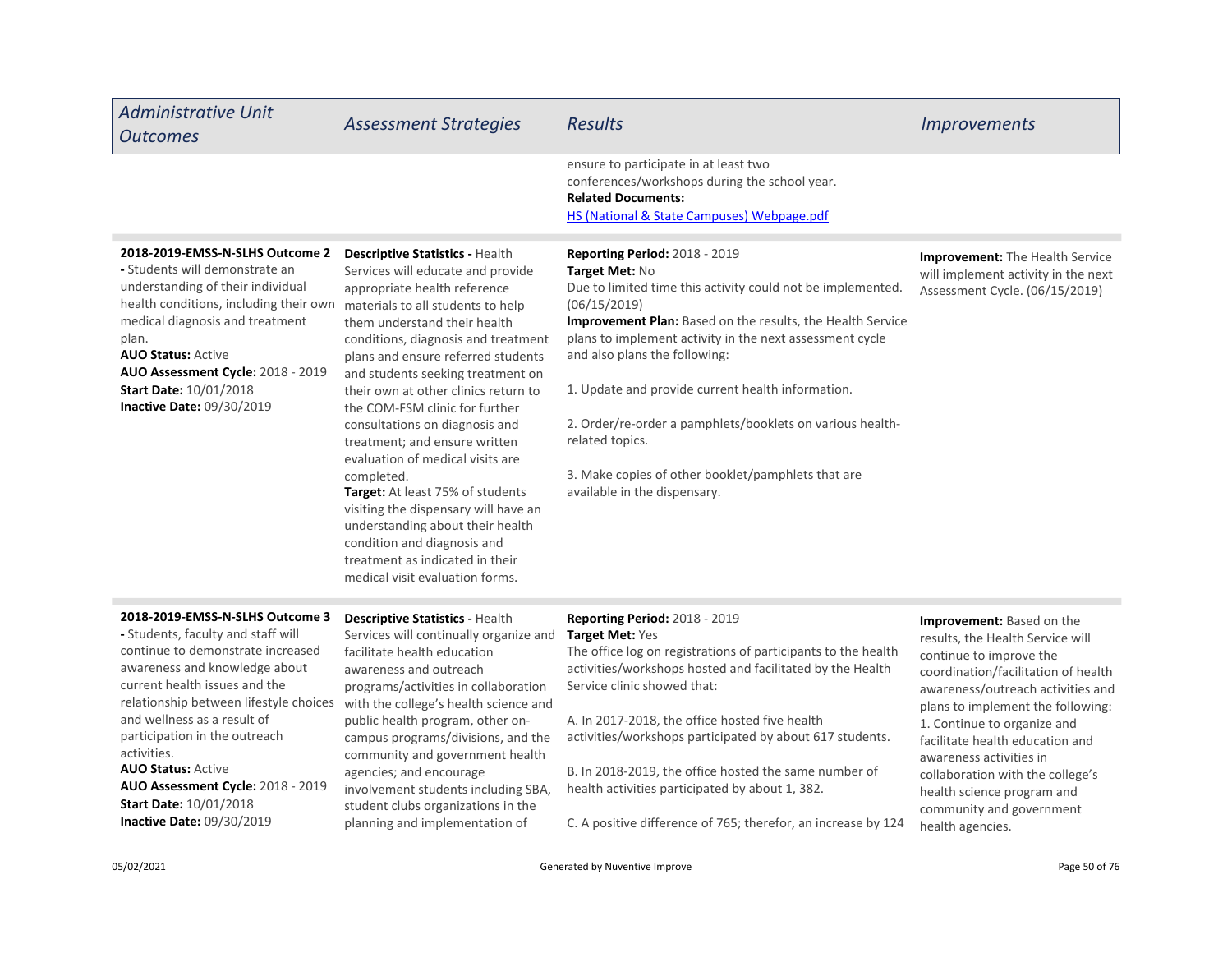| *Administrative Unit Outcomes* | *Assessment Strategies* | *Results* | *Improvements* |
|---|---|---|---|
| | | ensure to participate in at least two conferences/workshops during the school year.<br>**Related Documents:**<br>[HS (National & State Campuses) Webpage.pdf]() | |
| **2018-2019-EMSS-N-SLHS Outcome 2 -** Students will demonstrate an understanding of their individual health conditions, including their own medical diagnosis and treatment plan.<br>**AUO Status:** Active<br>**AUO Assessment Cycle:** 2018 - 2019<br>**Start Date:** 10/01/2018<br>**Inactive Date:** 09/30/2019 | **Descriptive Statistics -** Health Services will educate and provide appropriate health reference materials to all students to help them understand their health conditions, diagnosis and treatment plans and ensure referred students and students seeking treatment on their own at other clinics return to the COM-FSM clinic for further consultations on diagnosis and treatment; and ensure written evaluation of medical visits are completed.<br>**Target:** At least 75% of students visiting the dispensary will have an understanding about their health condition and diagnosis and treatment as indicated in their medical visit evaluation forms. | **Reporting Period:** 2018 - 2019<br>**Target Met:** No<br>Due to limited time this activity could not be implemented. (06/15/2019)<br>**Improvement Plan:** Based on the results, the Health Service plans to implement activity in the next assessment cycle and also plans the following:<br><br>1. Update and provide current health information.<br><br>2. Order/re-order a pamphlets/booklets on various health-related topics.<br><br>3. Make copies of other booklet/pamphlets that are available in the dispensary. | **Improvement:** The Health Service will implement activity in the next Assessment Cycle. (06/15/2019) |
| **2018-2019-EMSS-N-SLHS Outcome 3 -** Students, faculty and staff will continue to demonstrate increased awareness and knowledge about current health issues and the relationship between lifestyle choices and wellness as a result of participation in the outreach activities.<br>**AUO Status:** Active<br>**AUO Assessment Cycle:** 2018 - 2019<br>**Start Date:** 10/01/2018<br>**Inactive Date:** 09/30/2019 | **Descriptive Statistics -** Health Services will continually organize and facilitate health education awareness and outreach programs/activities in collaboration with the college's health science and public health program, other on-campus programs/divisions, and the community and government health agencies; and encourage involvement students including SBA, student clubs organizations in the planning and implementation of | **Reporting Period:** 2018 - 2019<br>**Target Met:** Yes<br>The office log on registrations of participants to the health activities/workshops hosted and facilitated by the Health Service clinic showed that:<br><br>A. In 2017-2018, the office hosted five health activities/workshops participated by about 617 students.<br><br>B. In 2018-2019, the office hosted the same number of health activities participated by about 1, 382.<br><br>C. A positive difference of 765; therefor, an increase by 124 | **Improvement:** Based on the results, the Health Service will continue to improve the coordination/facilitation of health awareness/outreach activities and plans to implement the following:<br>1. Continue to organize and facilitate health education and awareness activities in collaboration with the college's health science program and community and government health agencies. |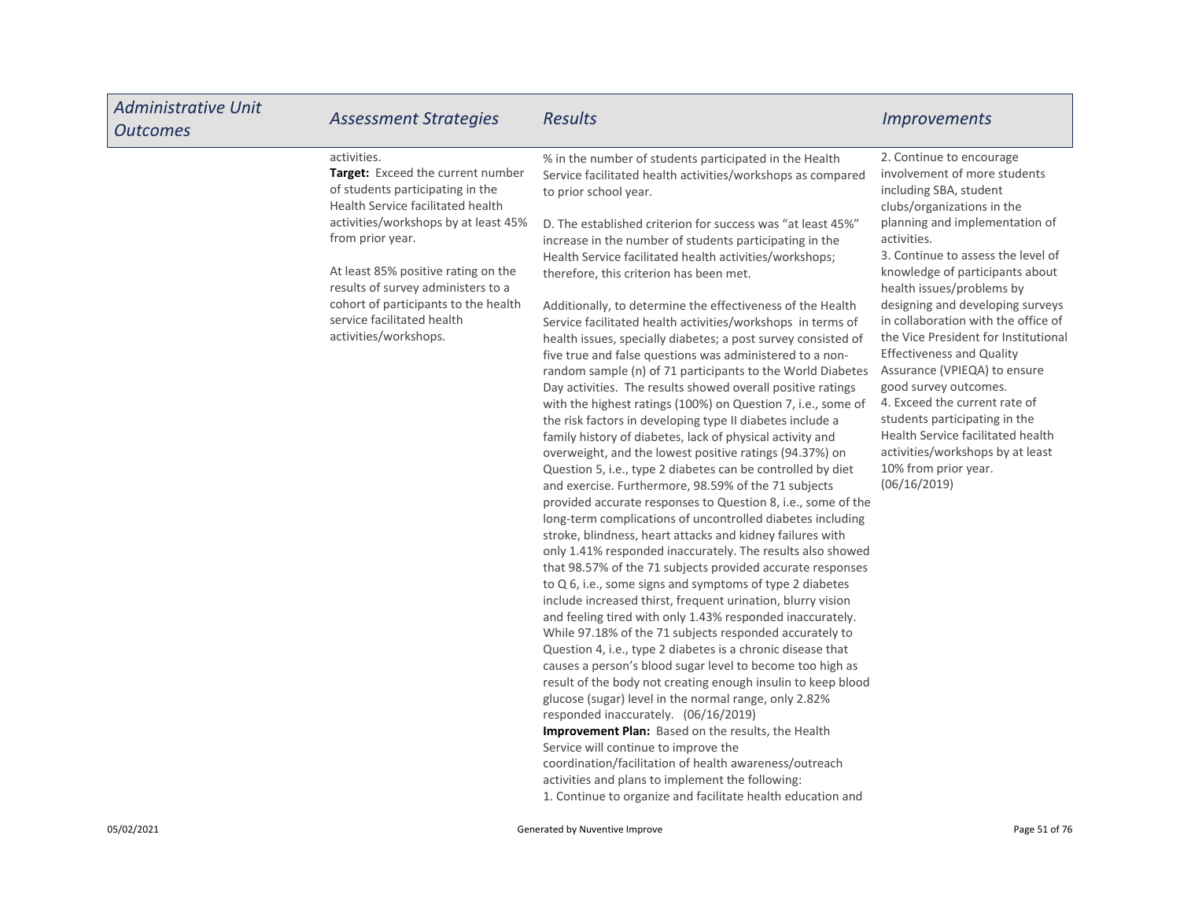| Administrative Unit Outcomes | Assessment Strategies | Results | Improvements |
| --- | --- | --- | --- |
| | activities.<br>**Target:** Exceed the current number of students participating in the Health Service facilitated health activities/workshops by at least 45% from prior year.<br><br>At least 85% positive rating on the results of survey administers to a cohort of participants to the health service facilitated health activities/workshops. | % in the number of students participated in the Health Service facilitated health activities/workshops as compared to prior school year.<br><br>D. The established criterion for success was "at least 45%" increase in the number of students participating in the Health Service facilitated health activities/workshops; therefore, this criterion has been met.<br><br>Additionally, to determine the effectiveness of the Health Service facilitated health activities/workshops in terms of health issues, specially diabetes; a post survey consisted of five true and false questions was administered to a non-random sample (n) of 71 participants to the World Diabetes Day activities. The results showed overall positive ratings with the highest ratings (100%) on Question 7, i.e., some of the risk factors in developing type II diabetes include a family history of diabetes, lack of physical activity and overweight, and the lowest positive ratings (94.37%) on Question 5, i.e., type 2 diabetes can be controlled by diet and exercise. Furthermore, 98.59% of the 71 subjects provided accurate responses to Question 8, i.e., some of the long-term complications of uncontrolled diabetes including stroke, blindness, heart attacks and kidney failures with only 1.41% responded inaccurately. The results also showed that 98.57% of the 71 subjects provided accurate responses to Q 6, i.e., some signs and symptoms of type 2 diabetes include increased thirst, frequent urination, blurry vision and feeling tired with only 1.43% responded inaccurately. While 97.18% of the 71 subjects responded accurately to Question 4, i.e., type 2 diabetes is a chronic disease that causes a person's blood sugar level to become too high as result of the body not creating enough insulin to keep blood glucose (sugar) level in the normal range, only 2.82% responded inaccurately. (06/16/2019)<br>**Improvement Plan:** Based on the results, the Health Service will continue to improve the coordination/facilitation of health awareness/outreach activities and plans to implement the following:<br>1. Continue to organize and facilitate health education and | 2. Continue to encourage involvement of more students including SBA, student clubs/organizations in the planning and implementation of activities.<br>3. Continue to assess the level of knowledge of participants about health issues/problems by designing and developing surveys in collaboration with the office of the Vice President for Institutional Effectiveness and Quality Assurance (VPIEQA) to ensure good survey outcomes.<br>4. Exceed the current rate of students participating in the Health Service facilitated health activities/workshops by at least 10% from prior year.<br>(06/16/2019) |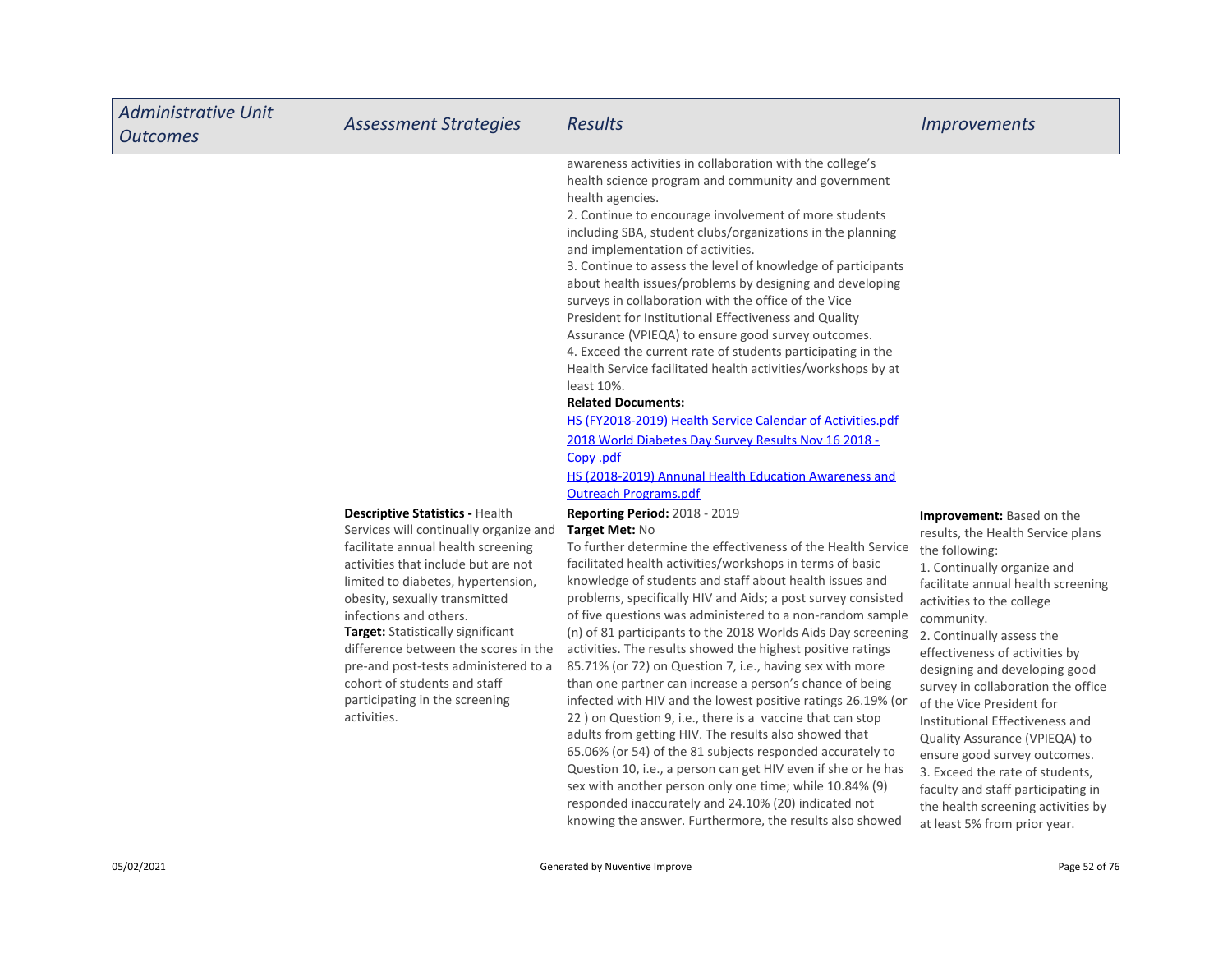| Administrative Unit Outcomes | Assessment Strategies | Results | Improvements |
|---|---|---|---|
| | | awareness activities in collaboration with the college's health science program and community and government health agencies.<br>2. Continue to encourage involvement of more students including SBA, student clubs/organizations in the planning and implementation of activities.<br>3. Continue to assess the level of knowledge of participants about health issues/problems by designing and developing surveys in collaboration with the office of the Vice President for Institutional Effectiveness and Quality Assurance (VPIEQA) to ensure good survey outcomes.<br>4. Exceed the current rate of students participating in the Health Service facilitated health activities/workshops by at least 10%.<br>**Related Documents:**<br>HS (FY2018-2019) Health Service Calendar of Activities.pdf<br>2018 World Diabetes Day Survey Results Nov 16 2018 - Copy .pdf<br>HS (2018-2019) Annunal Health Education Awareness and Outreach Programs.pdf | |
| | **Descriptive Statistics -** Health Services will continually organize and facilitate annual health screening activities that include but are not limited to diabetes, hypertension, obesity, sexually transmitted infections and others.<br>**Target:** Statistically significant difference between the scores in the pre-and post-tests administered to a cohort of students and staff participating in the screening activities. | **Reporting Period:** 2018 - 2019<br>**Target Met:** No<br>To further determine the effectiveness of the Health Service facilitated health activities/workshops in terms of basic knowledge of students and staff about health issues and problems, specifically HIV and Aids; a post survey consisted of five questions was administered to a non-random sample (n) of 81 participants to the 2018 Worlds Aids Day screening activities. The results showed the highest positive ratings 85.71% (or 72) on Question 7, i.e., having sex with more than one partner can increase a person's chance of being infected with HIV and the lowest positive ratings 26.19% (or 22 ) on Question 9, i.e., there is a vaccine that can stop adults from getting HIV. The results also showed that 65.06% (or 54) of the 81 subjects responded accurately to Question 10, i.e., a person can get HIV even if she or he has sex with another person only one time; while 10.84% (9) responded inaccurately and 24.10% (20) indicated not knowing the answer. Furthermore, the results also showed | **Improvement:** Based on the results, the Health Service plans the following:<br>1. Continually organize and facilitate annual health screening activities to the college community.<br>2. Continually assess the effectiveness of activities by designing and developing good survey in collaboration the office of the Vice President for Institutional Effectiveness and Quality Assurance (VPIEQA) to ensure good survey outcomes.<br>3. Exceed the rate of students, faculty and staff participating in the health screening activities by at least 5% from prior year. |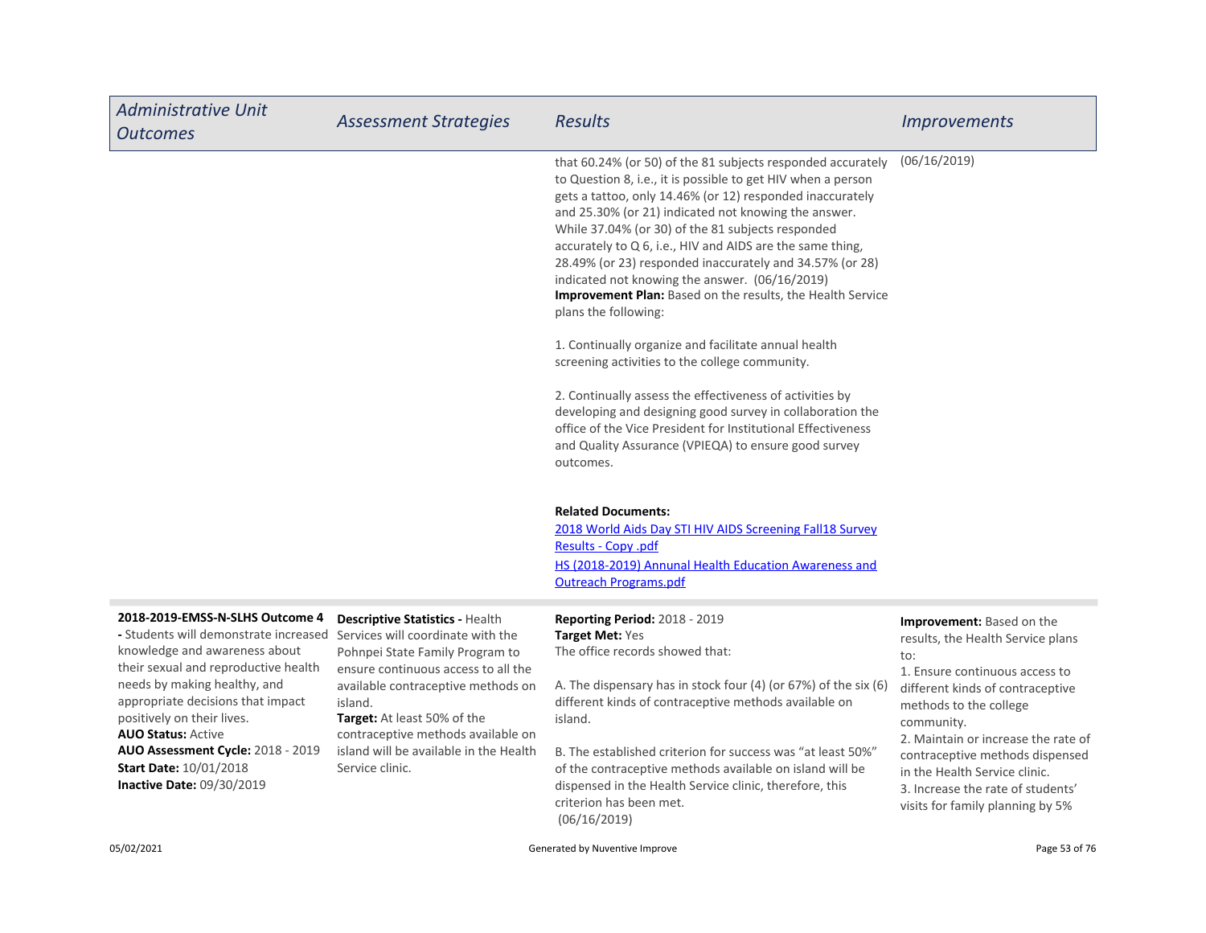| Administrative Unit Outcomes | Assessment Strategies | Results | Improvements |
|---|---|---|---|
| | | that 60.24% (or 50) of the 81 subjects responded accurately to Question 8, i.e., it is possible to get HIV when a person gets a tattoo, only 14.46% (or 12) responded inaccurately and 25.30% (or 21) indicated not knowing the answer. While 37.04% (or 30) of the 81 subjects responded accurately to Q 6, i.e., HIV and AIDS are the same thing, 28.49% (or 23) responded inaccurately and 34.57% (or 28) indicated not knowing the answer. (06/16/2019)<br>**Improvement Plan:** Based on the results, the Health Service plans the following:<br><br>1. Continually organize and facilitate annual health screening activities to the college community.<br><br>2. Continually assess the effectiveness of activities by developing and designing good survey in collaboration the office of the Vice President for Institutional Effectiveness and Quality Assurance (VPIEQA) to ensure good survey outcomes.<br><br>**Related Documents:**<br>[2018 World Aids Day STI HIV AIDS Screening Fall18 Survey Results - Copy .pdf]<br>[HS (2018-2019) Annual Health Education Awareness and Outreach Programs.pdf] | (06/16/2019) |
| **2018-2019-EMSS-N-SLHS Outcome 4 -** Students will demonstrate increased knowledge and awareness about their sexual and reproductive health needs by making healthy, and appropriate decisions that impact positively on their lives.<br>**AUO Status:** Active<br>**AUO Assessment Cycle:** 2018 - 2019<br>**Start Date:** 10/01/2018<br>**Inactive Date:** 09/30/2019 | **Descriptive Statistics -** Health Services will coordinate with the Pohnpei State Family Program to ensure continuous access to all the available contraceptive methods on island.<br>**Target:** At least 50% of the contraceptive methods available on island will be available in the Health Service clinic. | **Reporting Period:** 2018 - 2019<br>**Target Met:** Yes<br>The office records showed that:<br><br>A. The dispensary has in stock four (4) (or 67%) of the six (6) different kinds of contraceptive methods available on island.<br><br>B. The established criterion for success was "at least 50%" of the contraceptive methods available on island will be dispensed in the Health Service clinic, therefore, this criterion has been met.<br>(06/16/2019) | **Improvement:** Based on the results, the Health Service plans to:<br>1. Ensure continuous access to different kinds of contraceptive methods to the college community.<br>2. Maintain or increase the rate of contraceptive methods dispensed in the Health Service clinic.<br>3. Increase the rate of students' visits for family planning by 5% |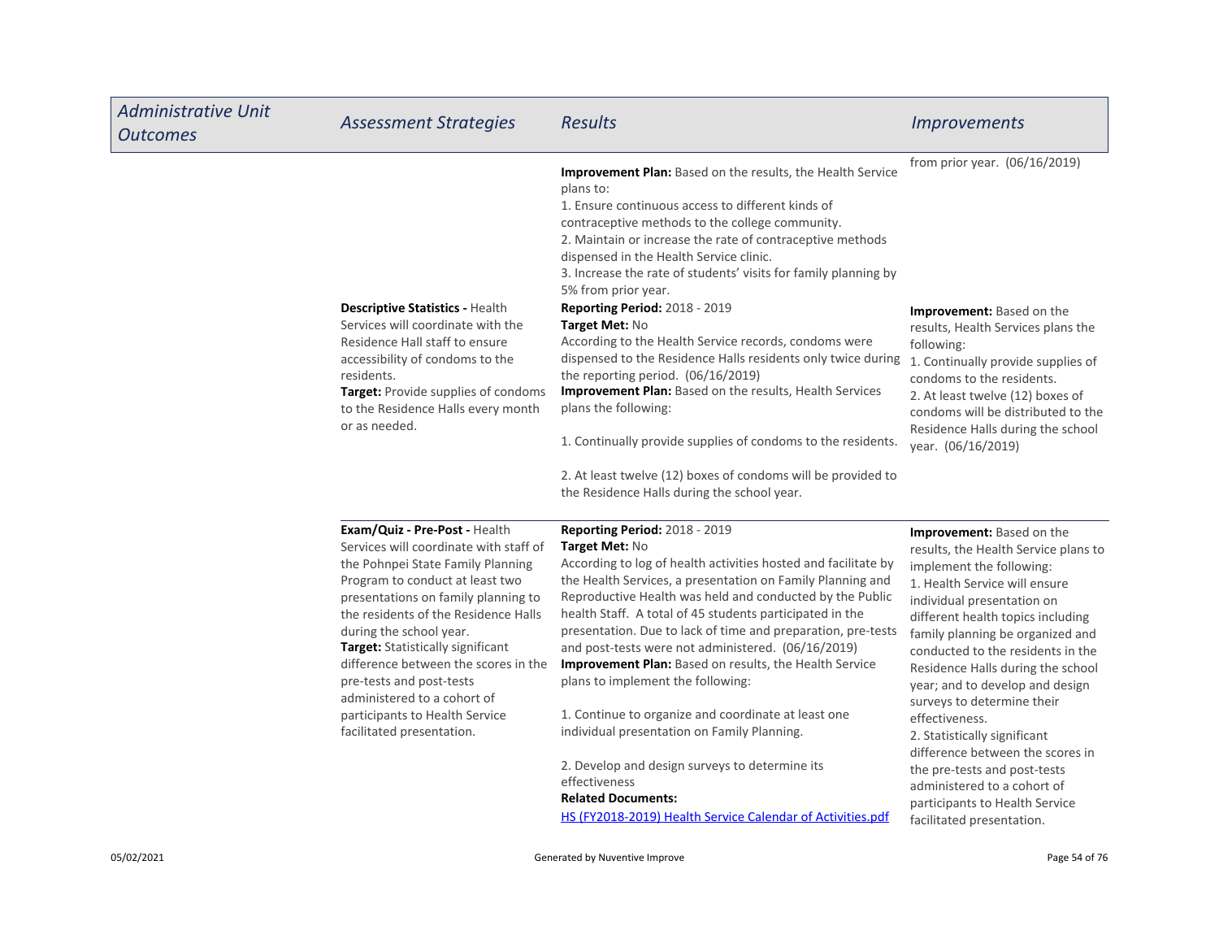| Administrative Unit Outcomes | Assessment Strategies | Results | Improvements |
|---|---|---|---|
| | | **Improvement Plan:** Based on the results, the Health Service plans to:<br>1. Ensure continuous access to different kinds of contraceptive methods to the college community.<br>2. Maintain or increase the rate of contraceptive methods dispensed in the Health Service clinic.<br>3. Increase the rate of students' visits for family planning by 5% from prior year. | from prior year. (06/16/2019) |
| | **Descriptive Statistics -** Health Services will coordinate with the Residence Hall staff to ensure accessibility of condoms to the residents.<br>**Target:** Provide supplies of condoms to the Residence Halls every month or as needed. | **Reporting Period:** 2018 - 2019<br>**Target Met:** No<br>According to the Health Service records, condoms were dispensed to the Residence Halls residents only twice during the reporting period. (06/16/2019)<br>**Improvement Plan:** Based on the results, Health Services plans the following:<br><br>1. Continually provide supplies of condoms to the residents.<br><br>2. At least twelve (12) boxes of condoms will be provided to the Residence Halls during the school year. | **Improvement:** Based on the results, Health Services plans the following:<br>1. Continually provide supplies of condoms to the residents.<br>2. At least twelve (12) boxes of condoms will be distributed to the Residence Halls during the school year. (06/16/2019) |
| | **Exam/Quiz - Pre-Post -** Health Services will coordinate with staff of the Pohnpei State Family Planning Program to conduct at least two presentations on family planning to the residents of the Residence Halls during the school year.<br>**Target:** Statistically significant difference between the scores in the pre-tests and post-tests administered to a cohort of participants to Health Service facilitated presentation. | **Reporting Period:** 2018 - 2019<br>**Target Met:** No<br>According to log of health activities hosted and facilitate by the Health Services, a presentation on Family Planning and Reproductive Health was held and conducted by the Public health Staff. A total of 45 students participated in the presentation. Due to lack of time and preparation, pre-tests and post-tests were not administered. (06/16/2019)<br>**Improvement Plan:** Based on results, the Health Service plans to implement the following:<br><br>1. Continue to organize and coordinate at least one individual presentation on Family Planning.<br><br>2. Develop and design surveys to determine its effectiveness<br>**Related Documents:**<br>HS (FY2018-2019) Health Service Calendar of Activities.pdf | **Improvement:** Based on the results, the Health Service plans to implement the following:<br>1. Health Service will ensure individual presentation on different health topics including family planning be organized and conducted to the residents in the Residence Halls during the school year; and to develop and design surveys to determine their effectiveness.<br>2. Statistically significant difference between the scores in the pre-tests and post-tests administered to a cohort of participants to Health Service facilitated presentation. |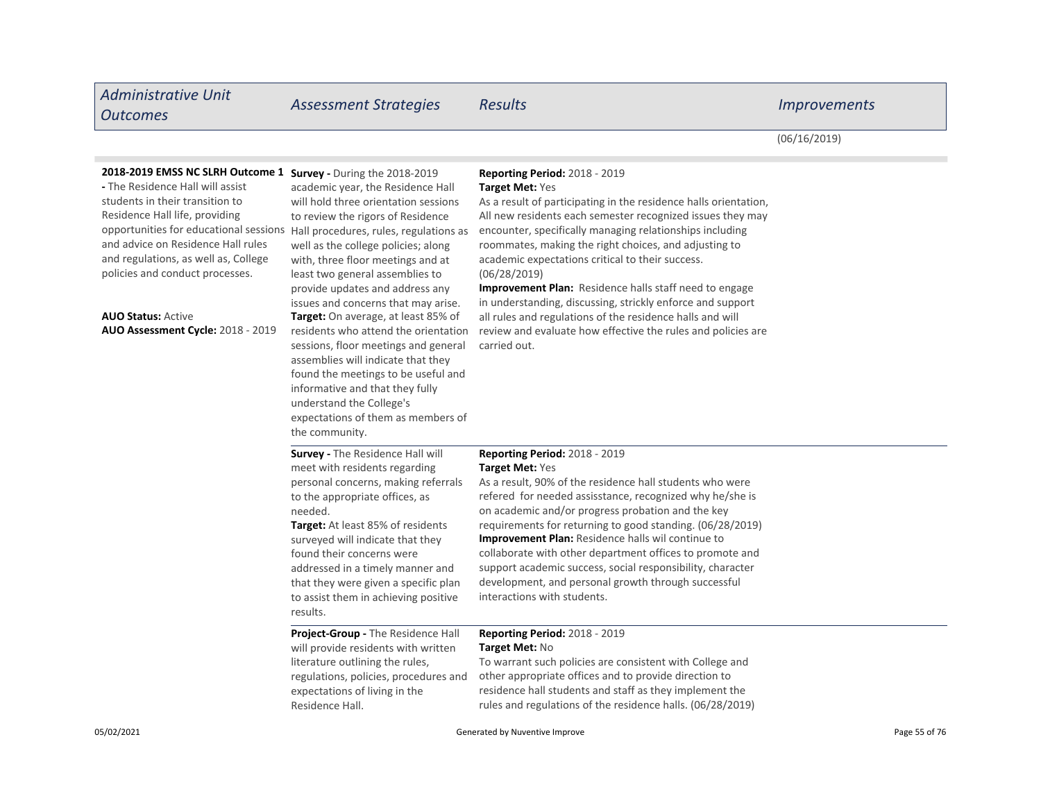| Administrative Unit Outcomes | Assessment Strategies | Results | Improvements |
|---|---|---|---|
| | | | (06/16/2019) |
| **2018-2019 EMSS NC SLRH Outcome 1 -** The Residence Hall will assist students in their transition to Residence Hall life, providing opportunities for educational sessions and advice on Residence Hall rules and regulations, as well as, College policies and conduct processes.<br><br>**AUO Status:** Active<br>**AUO Assessment Cycle:** 2018 - 2019 | **Survey -** During the 2018-2019 academic year, the Residence Hall will hold three orientation sessions to review the rigors of Residence Hall procedures, rules, regulations as well as the college policies; along with, three floor meetings and at least two general assemblies to provide updates and address any issues and concerns that may arise.<br>**Target:** On average, at least 85% of residents who attend the orientation sessions, floor meetings and general assemblies will indicate that they found the meetings to be useful and informative and that they fully understand the College's expectations of them as members of the community. | **Reporting Period:** 2018 - 2019<br>**Target Met:** Yes<br>As a result of participating in the residence halls orientation, All new residents each semester recognized issues they may encounter, specifically managing relationships including roommates, making the right choices, and adjusting to academic expectations critical to their success. (06/28/2019)<br>**Improvement Plan:** Residence halls staff need to engage in understanding, discussing, strickly enforce and support all rules and regulations of the residence halls and will review and evaluate how effective the rules and policies are carried out. | |
| | **Survey -** The Residence Hall will meet with residents regarding personal concerns, making referrals to the appropriate offices, as needed.<br>**Target:** At least 85% of residents surveyed will indicate that they found their concerns were addressed in a timely manner and that they were given a specific plan to assist them in achieving positive results. | **Reporting Period:** 2018 - 2019<br>**Target Met:** Yes<br>As a result, 90% of the residence hall students who were refered for needed assisstance, recognized why he/she is on academic and/or progress probation and the key requirements for returning to good standing. (06/28/2019)<br>**Improvement Plan:** Residence halls wil continue to collaborate with other department offices to promote and support academic success, social responsibility, character development, and personal growth through successful interactions with students. | |
| | **Project-Group -** The Residence Hall will provide residents with written literature outlining the rules, regulations, policies, procedures and expectations of living in the Residence Hall. | **Reporting Period:** 2018 - 2019<br>**Target Met:** No<br>To warrant such policies are consistent with College and other appropriate offices and to provide direction to residence hall students and staff as they implement the rules and regulations of the residence halls. (06/28/2019) | |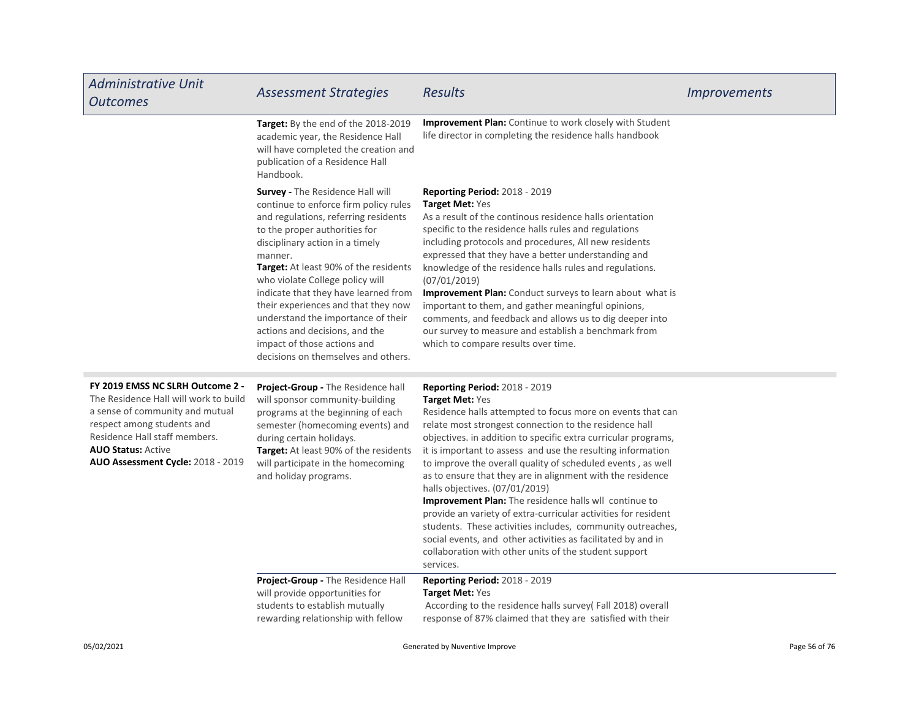| Administrative Unit Outcomes | Assessment Strategies | Results | Improvements |
| --- | --- | --- | --- |
| | **Target:** By the end of the 2018-2019 academic year, the Residence Hall will have completed the creation and publication of a Residence Hall Handbook. | **Improvement Plan:** Continue to work closely with Student life director in completing the residence halls handbook | |
| | **Survey -** The Residence Hall will continue to enforce firm policy rules and regulations, referring residents to the proper authorities for disciplinary action in a timely manner.<br>**Target:** At least 90% of the residents who violate College policy will indicate that they have learned from their experiences and that they now understand the importance of their actions and decisions, and the impact of those actions and decisions on themselves and others. | **Reporting Period:** 2018 - 2019<br>**Target Met:** Yes<br>As a result of the continous residence halls orientation specific to the residence halls rules and regulations including protocols and procedures, All new residents expressed that they have a better understanding and knowledge of the residence halls rules and regulations. (07/01/2019)<br>**Improvement Plan:** Conduct surveys to learn about what is important to them, and gather meaningful opinions, comments, and feedback and allows us to dig deeper into our survey to measure and establish a benchmark from which to compare results over time. | |
| **FY 2019 EMSS NC SLRH Outcome 2 -** The Residence Hall will work to build a sense of community and mutual respect among students and Residence Hall staff members.<br>**AUO Status:** Active<br>**AUO Assessment Cycle:** 2018 - 2019 | **Project-Group -** The Residence hall will sponsor community-building programs at the beginning of each semester (homecoming events) and during certain holidays.<br>**Target:** At least 90% of the residents will participate in the homecoming and holiday programs. | **Reporting Period:** 2018 - 2019<br>**Target Met:** Yes<br>Residence halls attempted to focus more on events that can relate most strongest connection to the residence hall objectives. in addition to specific extra curricular programs, it is important to assess and use the resulting information to improve the overall quality of scheduled events , as well as to ensure that they are in alignment with the residence halls objectives. (07/01/2019)<br>**Improvement Plan:** The residence halls wll continue to provide an variety of extra-curricular activities for resident students. These activities includes, community outreaches, social events, and other activities as facilitated by and in collaboration with other units of the student support services. | |
| | **Project-Group -** The Residence Hall will provide opportunities for students to establish mutually rewarding relationship with fellow | **Reporting Period:** 2018 - 2019<br>**Target Met:** Yes<br>According to the residence halls survey( Fall 2018) overall response of 87% claimed that they are satisfied with their | |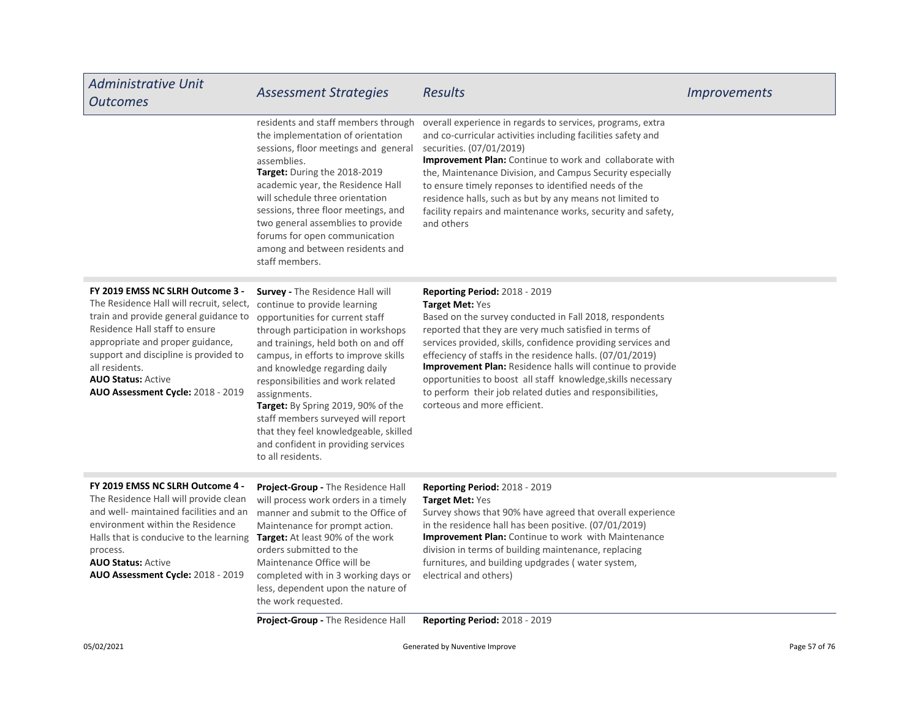| Administrative Unit Outcomes | Assessment Strategies | Results | Improvements |
| --- | --- | --- | --- |
| | residents and staff members through the implementation of orientation sessions, floor meetings and general assemblies.<br>**Target:** During the 2018-2019 academic year, the Residence Hall will schedule three orientation sessions, three floor meetings, and two general assemblies to provide forums for open communication among and between residents and staff members. | overall experience in regards to services, programs, extra and co-curricular activities including facilities safety and securities. (07/01/2019)<br>**Improvement Plan:** Continue to work and collaborate with the, Maintenance Division, and Campus Security especially to ensure timely reponses to identified needs of the residence halls, such as but by any means not limited to facility repairs and maintenance works, security and safety, and others | |
| **FY 2019 EMSS NC SLRH Outcome 3 -** The Residence Hall will recruit, select, train and provide general guidance to Residence Hall staff to ensure appropriate and proper guidance, support and discipline is provided to all residents.<br>**AUO Status:** Active<br>**AUO Assessment Cycle:** 2018 - 2019 | **Survey -** The Residence Hall will continue to provide learning opportunities for current staff through participation in workshops and trainings, held both on and off campus, in efforts to improve skills and knowledge regarding daily responsibilities and work related assignments.<br>**Target:** By Spring 2019, 90% of the staff members surveyed will report that they feel knowledgeable, skilled and confident in providing services to all residents. | **Reporting Period:** 2018 - 2019<br>**Target Met:** Yes<br>Based on the survey conducted in Fall 2018, respondents reported that they are very much satisfied in terms of services provided, skills, confidence providing services and effeciency of staffs in the residence halls. (07/01/2019)<br>**Improvement Plan:** Residence halls will continue to provide opportunities to boost all staff knowledge,skills necessary to perform their job related duties and responsibilities, corteous and more efficient. | |
| **FY 2019 EMSS NC SLRH Outcome 4 -** The Residence Hall will provide clean and well- maintained facilities and an environment within the Residence Halls that is conducive to the learning process.<br>**AUO Status:** Active<br>**AUO Assessment Cycle:** 2018 - 2019 | **Project-Group -** The Residence Hall will process work orders in a timely manner and submit to the Office of Maintenance for prompt action.<br>**Target:** At least 90% of the work orders submitted to the Maintenance Office will be completed with in 3 working days or less, dependent upon the nature of the work requested. | **Reporting Period:** 2018 - 2019<br>**Target Met:** Yes<br>Survey shows that 90% have agreed that overall experience in the residence hall has been positive. (07/01/2019)<br>**Improvement Plan:** Continue to work with Maintenance division in terms of building maintenance, replacing furnitures, and building updgrades ( water system, electrical and others) | |
| | **Project-Group -** The Residence Hall | **Reporting Period:** 2018 - 2019 | |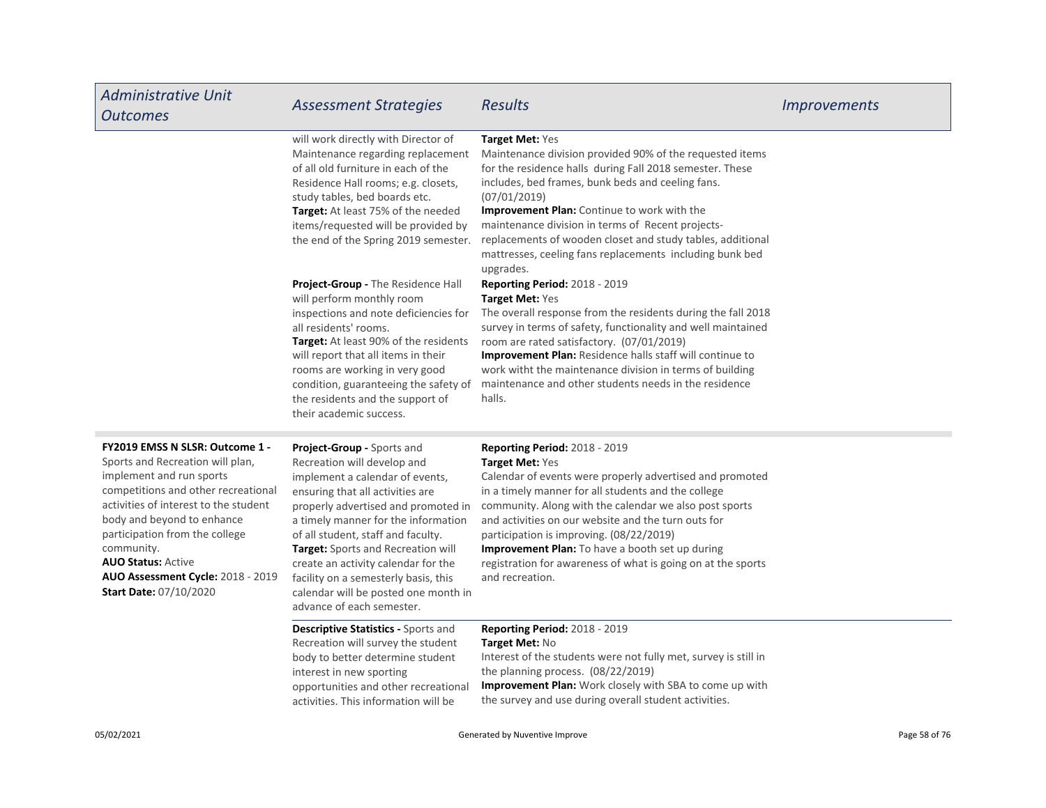| Administrative Unit Outcomes | Assessment Strategies | Results | Improvements |
|---|---|---|---|
| | will work directly with Director of Maintenance regarding replacement of all old furniture in each of the Residence Hall rooms; e.g. closets, study tables, bed boards etc.<br>**Target:** At least 75% of the needed items/requested will be provided by the end of the Spring 2019 semester. | **Target Met:** Yes<br>Maintenance division provided 90% of the requested items for the residence halls during Fall 2018 semester. These includes, bed frames, bunk beds and ceeling fans. (07/01/2019)<br>**Improvement Plan:** Continue to work with the maintenance division in terms of Recent projects- replacements of wooden closet and study tables, additional mattresses, ceeling fans replacements including bunk bed upgrades. | |
| | **Project-Group -** The Residence Hall will perform monthly room inspections and note deficiencies for all residents' rooms.<br>**Target:** At least 90% of the residents will report that all items in their rooms are working in very good condition, guaranteeing the safety of the residents and the support of their academic success. | **Reporting Period:** 2018 - 2019<br>**Target Met:** Yes<br>The overall response from the residents during the fall 2018 survey in terms of safety, functionality and well maintained room are rated satisfactory. (07/01/2019)<br>**Improvement Plan:** Residence halls staff will continue to work witht the maintenance division in terms of building maintenance and other students needs in the residence halls. | |
| **FY2019 EMSS N SLSR: Outcome 1 -** Sports and Recreation will plan, implement and run sports competitions and other recreational activities of interest to the student body and beyond to enhance participation from the college community.<br>**AUO Status:** Active<br>**AUO Assessment Cycle:** 2018 - 2019<br>**Start Date:** 07/10/2020 | **Project-Group -** Sports and Recreation will develop and implement a calendar of events, ensuring that all activities are properly advertised and promoted in a timely manner for the information of all student, staff and faculty.<br>**Target:** Sports and Recreation will create an activity calendar for the facility on a semesterly basis, this calendar will be posted one month in advance of each semester. | **Reporting Period:** 2018 - 2019<br>**Target Met:** Yes<br>Calendar of events were properly advertised and promoted in a timely manner for all students and the college community. Along with the calendar we also post sports and activities on our website and the turn outs for participation is improving. (08/22/2019)<br>**Improvement Plan:** To have a booth set up during registration for awareness of what is going on at the sports and recreation. | |
| | **Descriptive Statistics -** Sports and Recreation will survey the student body to better determine student interest in new sporting opportunities and other recreational activities. This information will be | **Reporting Period:** 2018 - 2019<br>**Target Met:** No<br>Interest of the students were not fully met, survey is still in the planning process. (08/22/2019)<br>**Improvement Plan:** Work closely with SBA to come up with the survey and use during overall student activities. | |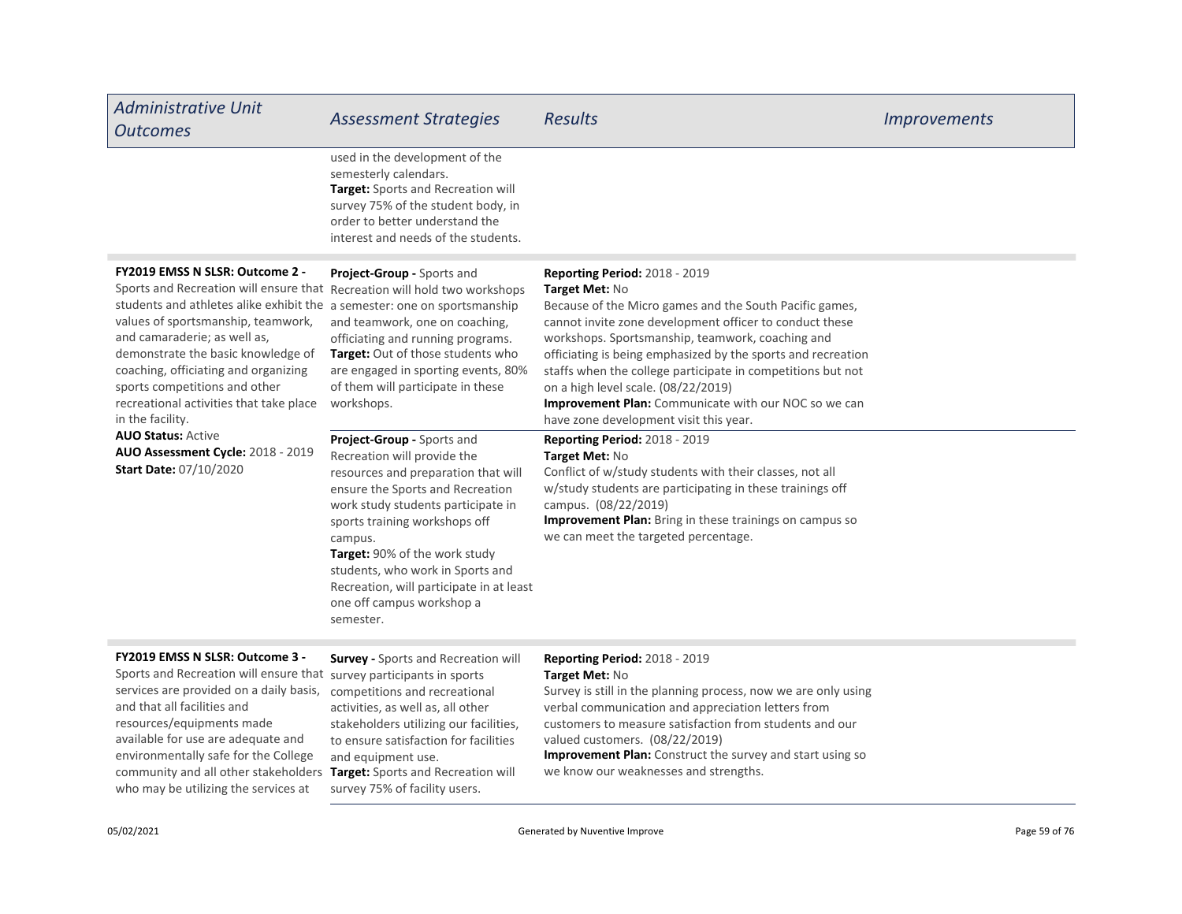| Administrative Unit Outcomes | Assessment Strategies | Results | Improvements |
|---|---|---|---|
| | used in the development of the semesterly calendars.<br>**Target:** Sports and Recreation will survey 75% of the student body, in order to better understand the interest and needs of the students. | | |
| **FY2019 EMSS N SLSR: Outcome 2 -** Sports and Recreation will ensure that students and athletes alike exhibit the values of sportsmanship, teamwork, and camaraderie; as well as, demonstrate the basic knowledge of coaching, officiating and organizing sports competitions and other recreational activities that take place in the facility.<br>**AUO Status:** Active<br>**AUO Assessment Cycle:** 2018 - 2019<br>**Start Date:** 07/10/2020 | **Project-Group -** Sports and Recreation will hold two workshops a semester: one on sportsmanship and teamwork, one on coaching, officiating and running programs.<br>**Target:** Out of those students who are engaged in sporting events, 80% of them will participate in these workshops. | **Reporting Period:** 2018 - 2019<br>**Target Met:** No<br>Because of the Micro games and the South Pacific games, cannot invite zone development officer to conduct these workshops. Sportsmanship, teamwork, coaching and officiating is being emphasized by the sports and recreation staffs when the college participate in competitions but not on a high level scale. (08/22/2019)<br>**Improvement Plan:** Communicate with our NOC so we can have zone development visit this year. | |
| | **Project-Group -** Sports and Recreation will provide the resources and preparation that will ensure the Sports and Recreation work study students participate in sports training workshops off campus.<br>**Target:** 90% of the work study students, who work in Sports and Recreation, will participate in at least one off campus workshop a semester. | **Reporting Period:** 2018 - 2019<br>**Target Met:** No<br>Conflict of w/study students with their classes, not all w/study students are participating in these trainings off campus. (08/22/2019)<br>**Improvement Plan:** Bring in these trainings on campus so we can meet the targeted percentage. | |
| **FY2019 EMSS N SLSR: Outcome 3 -** Sports and Recreation will ensure that services are provided on a daily basis, and that all facilities and resources/equipments made available for use are adequate and environmentally safe for the College community and all other stakeholders who may be utilizing the services at | **Survey -** Sports and Recreation will survey participants in sports competitions and recreational activities, as well as, all other stakeholders utilizing our facilities, to ensure satisfaction for facilities and equipment use.<br>**Target:** Sports and Recreation will survey 75% of facility users. | **Reporting Period:** 2018 - 2019<br>**Target Met:** No<br>Survey is still in the planning process, now we are only using verbal communication and appreciation letters from customers to measure satisfaction from students and our valued customers. (08/22/2019)<br>**Improvement Plan:** Construct the survey and start using so we know our weaknesses and strengths. | |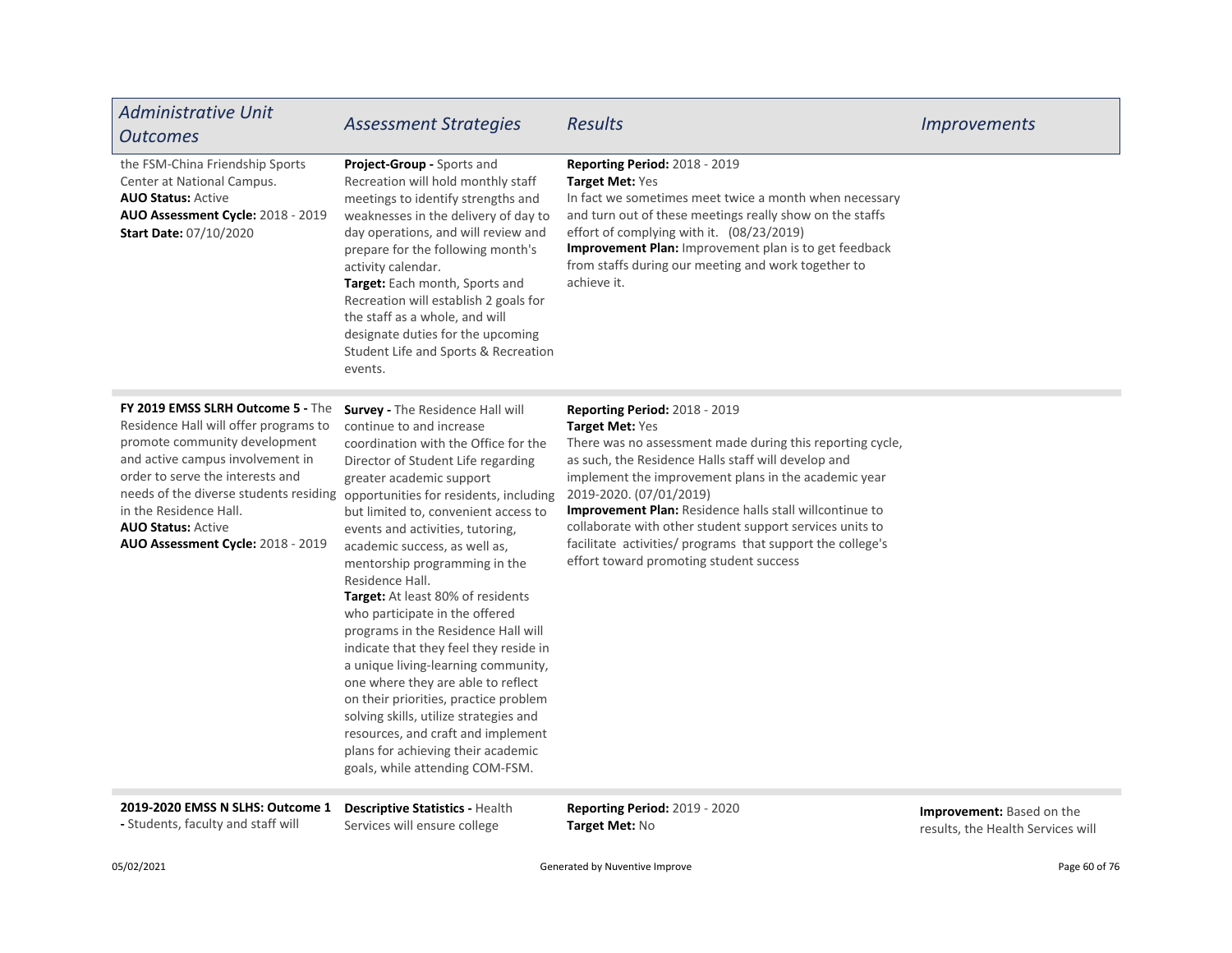| Administrative Unit Outcomes | Assessment Strategies | Results | Improvements |
|---|---|---|---|
| the FSM-China Friendship Sports Center at National Campus.<br>**AUO Status:** Active<br>**AUO Assessment Cycle:** 2018 - 2019<br>**Start Date:** 07/10/2020 | **Project-Group -** Sports and Recreation will hold monthly staff meetings to identify strengths and weaknesses in the delivery of day to day operations, and will review and prepare for the following month's activity calendar.<br>**Target:** Each month, Sports and Recreation will establish 2 goals for the staff as a whole, and will designate duties for the upcoming Student Life and Sports & Recreation events. | **Reporting Period:** 2018 - 2019<br>**Target Met:** Yes<br>In fact we sometimes meet twice a month when necessary and turn out of these meetings really show on the staffs effort of complying with it. (08/23/2019)<br>**Improvement Plan:** Improvement plan is to get feedback from staffs during our meeting and work together to achieve it. | |
| **FY 2019 EMSS SLRH Outcome 5 -** The Residence Hall will offer programs to promote community development and active campus involvement in order to serve the interests and needs of the diverse students residing in the Residence Hall.<br>**AUO Status:** Active<br>**AUO Assessment Cycle:** 2018 - 2019 | **Survey -** The Residence Hall will continue to and increase coordination with the Office for the Director of Student Life regarding greater academic support opportunities for residents, including but limited to, convenient access to events and activities, tutoring, academic success, as well as, mentorship programming in the Residence Hall.<br>**Target:** At least 80% of residents who participate in the offered programs in the Residence Hall will indicate that they feel they reside in a unique living-learning community, one where they are able to reflect on their priorities, practice problem solving skills, utilize strategies and resources, and craft and implement plans for achieving their academic goals, while attending COM-FSM. | **Reporting Period:** 2018 - 2019<br>**Target Met:** Yes<br>There was no assessment made during this reporting cycle, as such, the Residence Halls staff will develop and implement the improvement plans in the academic year 2019-2020. (07/01/2019)<br>**Improvement Plan:** Residence halls stall willcontinue to collaborate with other student support services units to facilitate activities/ programs that support the college's effort toward promoting student success | |
| **2019-2020 EMSS N SLHS: Outcome 1 -** Students, faculty and staff will | **Descriptive Statistics -** Health Services will ensure college | **Reporting Period:** 2019 - 2020<br>**Target Met:** No | **Improvement:** Based on the results, the Health Services will |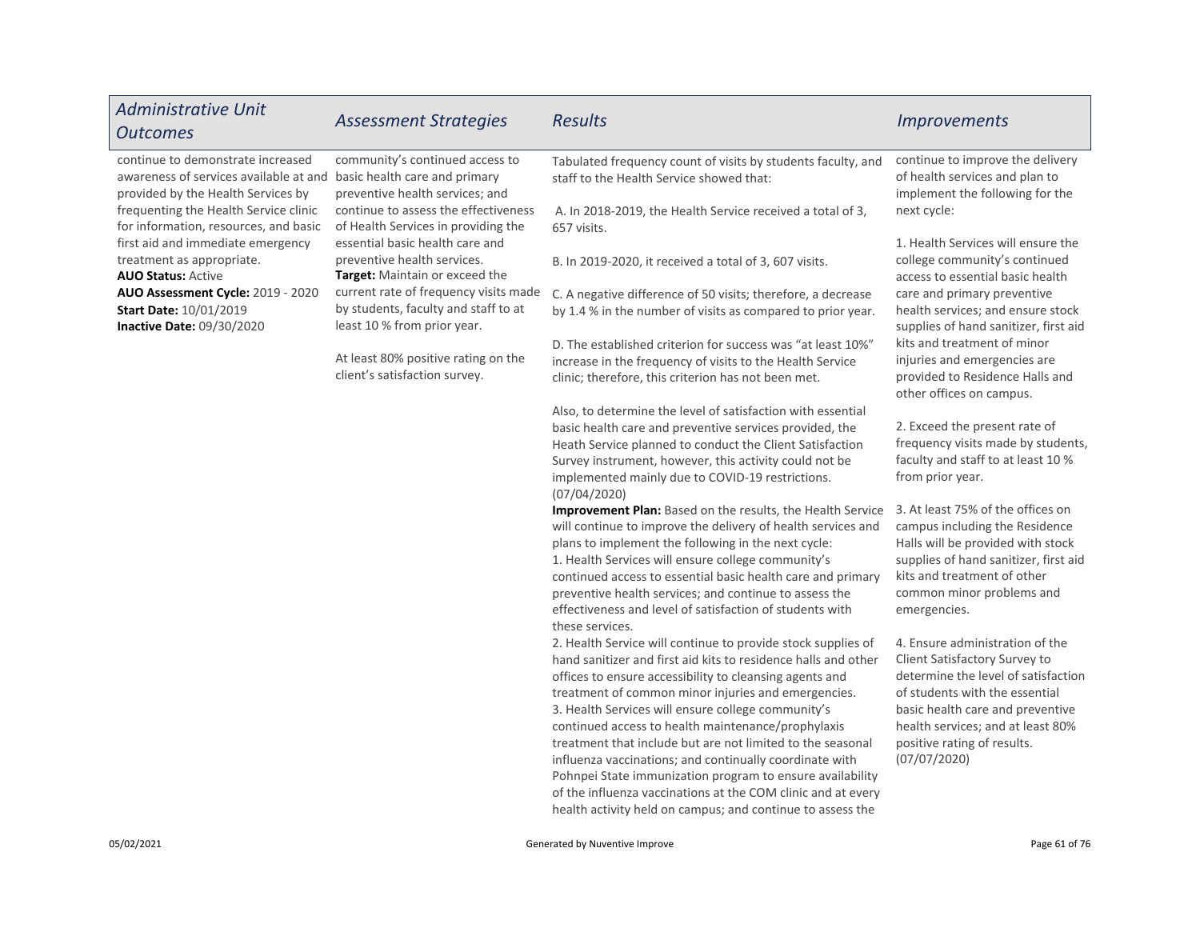| Administrative Unit Outcomes | Assessment Strategies | Results | Improvements |
|---|---|---|---|
| continue to demonstrate increased awareness of services available at and provided by the Health Services by frequenting the Health Service clinic for information, resources, and basic first aid and immediate emergency treatment as appropriate.<br>**AUO Status:** Active<br>**AUO Assessment Cycle:** 2019 - 2020<br>**Start Date:** 10/01/2019<br>**Inactive Date:** 09/30/2020 | community's continued access to basic health care and primary preventive health services; and continue to assess the effectiveness of Health Services in providing the essential basic health care and preventive health services.<br>**Target:** Maintain or exceed the current rate of frequency visits made by students, faculty and staff to at least 10 % from prior year.<br><br>At least 80% positive rating on the client's satisfaction survey. | Tabulated frequency count of visits by students faculty, and staff to the Health Service showed that:<br><br>A. In 2018-2019, the Health Service received a total of 3, 657 visits.<br><br>B. In 2019-2020, it received a total of 3, 607 visits.<br><br>C. A negative difference of 50 visits; therefore, a decrease by 1.4 % in the number of visits as compared to prior year.<br><br>D. The established criterion for success was "at least 10%" increase in the frequency of visits to the Health Service clinic; therefore, this criterion has not been met.<br><br>Also, to determine the level of satisfaction with essential basic health care and preventive services provided, the Heath Service planned to conduct the Client Satisfaction Survey instrument, however, this activity could not be implemented mainly due to COVID-19 restrictions. (07/04/2020)<br>**Improvement Plan:** Based on the results, the Health Service will continue to improve the delivery of health services and plans to implement the following in the next cycle:<br>1. Health Services will ensure college community's continued access to essential basic health care and primary preventive health services; and continue to assess the effectiveness and level of satisfaction of students with these services.<br>2. Health Service will continue to provide stock supplies of hand sanitizer and first aid kits to residence halls and other offices to ensure accessibility to cleansing agents and treatment of common minor injuries and emergencies.<br>3. Health Services will ensure college community's continued access to health maintenance/prophylaxis treatment that include but are not limited to the seasonal influenza vaccinations; and continually coordinate with Pohnpei State immunization program to ensure availability of the influenza vaccinations at the COM clinic and at every health activity held on campus; and continue to assess the | continue to improve the delivery of health services and plan to implement the following for the next cycle:<br><br>1. Health Services will ensure the college community's continued access to essential basic health care and primary preventive health services; and ensure stock supplies of hand sanitizer, first aid kits and treatment of minor injuries and emergencies are provided to Residence Halls and other offices on campus.<br><br>2. Exceed the present rate of frequency visits made by students, faculty and staff to at least 10 % from prior year.<br><br>3. At least 75% of the offices on campus including the Residence Halls will be provided with stock supplies of hand sanitizer, first aid kits and treatment of other common minor problems and emergencies.<br><br>4. Ensure administration of the Client Satisfactory Survey to determine the level of satisfaction of students with the essential basic health care and preventive health services; and at least 80% positive rating of results. (07/07/2020) |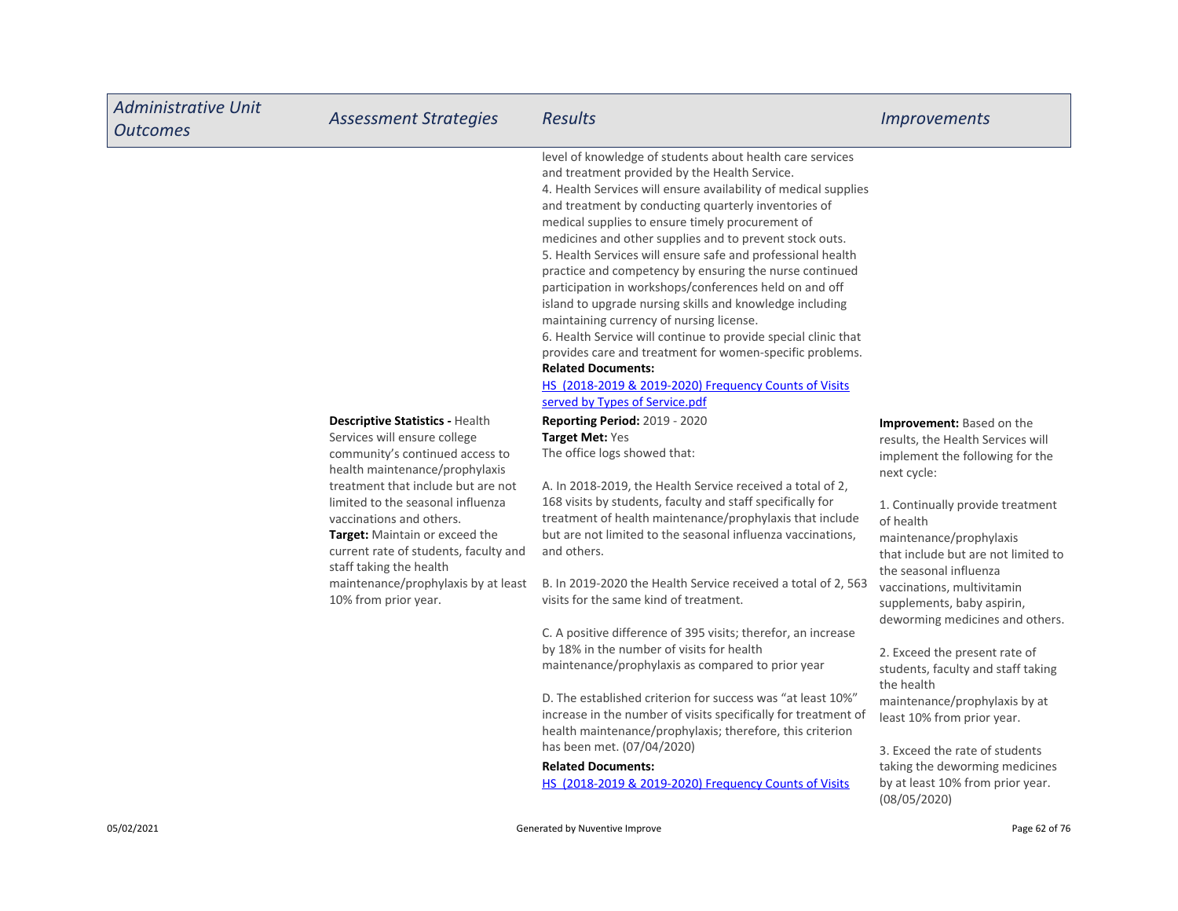| *Administrative Unit Outcomes* | *Assessment Strategies* | *Results* | *Improvements* |
|---|---|---|---|
| | | level of knowledge of students about health care services and treatment provided by the Health Service.<br>4. Health Services will ensure availability of medical supplies and treatment by conducting quarterly inventories of medical supplies to ensure timely procurement of medicines and other supplies and to prevent stock outs.<br>5. Health Services will ensure safe and professional health practice and competency by ensuring the nurse continued participation in workshops/conferences held on and off island to upgrade nursing skills and knowledge including maintaining currency of nursing license.<br>6. Health Service will continue to provide special clinic that provides care and treatment for women-specific problems.<br>**Related Documents:**<br>HS (2018-2019 & 2019-2020) Frequency Counts of Visits served by Types of Service.pdf | |
| | **Descriptive Statistics -** Health Services will ensure college community's continued access to health maintenance/prophylaxis treatment that include but are not limited to the seasonal influenza vaccinations and others.<br>**Target:** Maintain or exceed the current rate of students, faculty and staff taking the health maintenance/prophylaxis by at least 10% from prior year. | **Reporting Period:** 2019 - 2020<br>**Target Met:** Yes<br>The office logs showed that:<br><br>A. In 2018-2019, the Health Service received a total of 2, 168 visits by students, faculty and staff specifically for treatment of health maintenance/prophylaxis that include but are not limited to the seasonal influenza vaccinations, and others.<br><br>B. In 2019-2020 the Health Service received a total of 2, 563 visits for the same kind of treatment.<br><br>C. A positive difference of 395 visits; therefor, an increase by 18% in the number of visits for health maintenance/prophylaxis as compared to prior year<br><br>D. The established criterion for success was "at least 10%" increase in the number of visits specifically for treatment of health maintenance/prophylaxis; therefore, this criterion has been met. (07/04/2020)<br>**Related Documents:**<br>HS (2018-2019 & 2019-2020) Frequency Counts of Visits | **Improvement:** Based on the results, the Health Services will implement the following for the next cycle:<br><br>1. Continually provide treatment of health maintenance/prophylaxis that include but are not limited to the seasonal influenza vaccinations, multivitamin supplements, baby aspirin, deworming medicines and others.<br><br>2. Exceed the present rate of students, faculty and staff taking the health maintenance/prophylaxis by at least 10% from prior year.<br><br>3. Exceed the rate of students taking the deworming medicines by at least 10% from prior year. (08/05/2020) |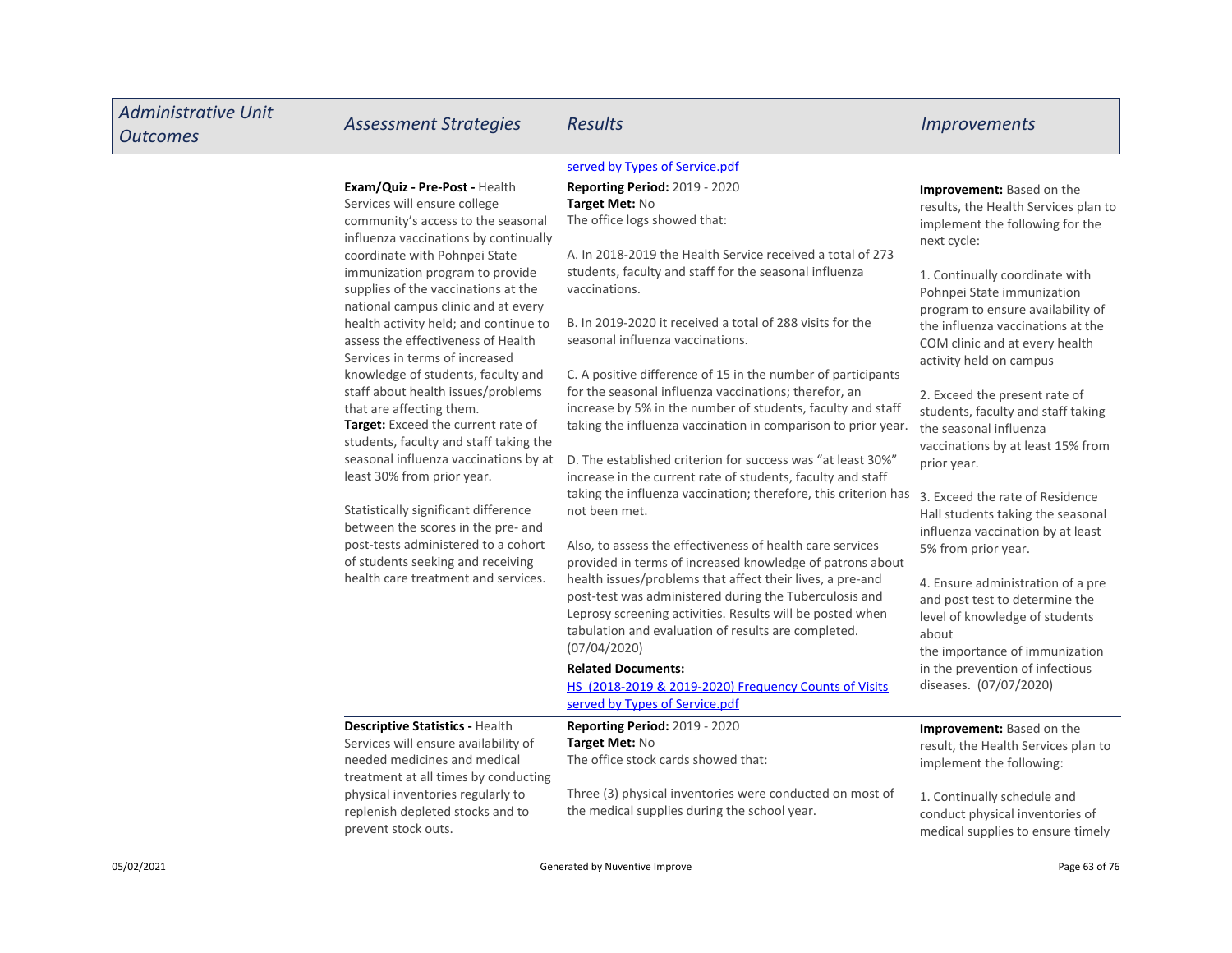| Administrative Unit Outcomes | Assessment Strategies | Results | Improvements |
|---|---|---|---|
| | | served by Types of Service.pdf | |
| | **Exam/Quiz - Pre-Post -** Health Services will ensure college community's access to the seasonal influenza vaccinations by continually coordinate with Pohnpei State immunization program to provide supplies of the vaccinations at the national campus clinic and at every health activity held; and continue to assess the effectiveness of Health Services in terms of increased knowledge of students, faculty and staff about health issues/problems that are affecting them.<br>**Target:** Exceed the current rate of students, faculty and staff taking the seasonal influenza vaccinations by at least 30% from prior year.<br><br>Statistically significant difference between the scores in the pre- and post-tests administered to a cohort of students seeking and receiving health care treatment and services. | **Reporting Period:** 2019 - 2020<br>**Target Met:** No<br>The office logs showed that:<br><br>A. In 2018-2019 the Health Service received a total of 273 students, faculty and staff for the seasonal influenza vaccinations.<br><br>B. In 2019-2020 it received a total of 288 visits for the seasonal influenza vaccinations.<br><br>C. A positive difference of 15 in the number of participants for the seasonal influenza vaccinations; therefor, an increase by 5% in the number of students, faculty and staff taking the influenza vaccination in comparison to prior year.<br><br>D. The established criterion for success was "at least 30%" increase in the current rate of students, faculty and staff taking the influenza vaccination; therefore, this criterion has not been met.<br><br>Also, to assess the effectiveness of health care services provided in terms of increased knowledge of patrons about health issues/problems that affect their lives, a pre-and post-test was administered during the Tuberculosis and Leprosy screening activities. Results will be posted when tabulation and evaluation of results are completed. (07/04/2020)<br>**Related Documents:**<br>HS (2018-2019 & 2019-2020) Frequency Counts of Visits served by Types of Service.pdf | **Improvement:** Based on the results, the Health Services plan to implement the following for the next cycle:<br><br>1. Continually coordinate with Pohnpei State immunization program to ensure availability of the influenza vaccinations at the COM clinic and at every health activity held on campus<br><br>2. Exceed the present rate of students, faculty and staff taking the seasonal influenza vaccinations by at least 15% from prior year.<br><br>3. Exceed the rate of Residence Hall students taking the seasonal influenza vaccination by at least 5% from prior year.<br><br>4. Ensure administration of a pre and post test to determine the level of knowledge of students about the importance of immunization in the prevention of infectious diseases. (07/07/2020) |
| | **Descriptive Statistics -** Health Services will ensure availability of needed medicines and medical treatment at all times by conducting physical inventories regularly to replenish depleted stocks and to prevent stock outs. | **Reporting Period:** 2019 - 2020<br>**Target Met:** No<br>The office stock cards showed that:<br><br>Three (3) physical inventories were conducted on most of the medical supplies during the school year. | **Improvement:** Based on the result, the Health Services plan to implement the following:<br><br>1. Continually schedule and conduct physical inventories of medical supplies to ensure timely |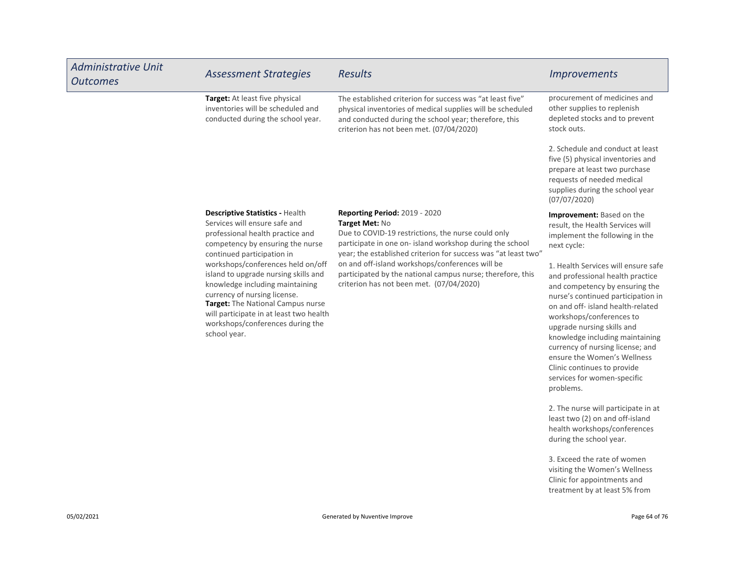| Administrative Unit Outcomes | Assessment Strategies | Results | Improvements |
|---|---|---|---|
| | **Target:** At least five physical inventories will be scheduled and conducted during the school year. | The established criterion for success was "at least five" physical inventories of medical supplies will be scheduled and conducted during the school year; therefore, this criterion has not been met. (07/04/2020) | procurement of medicines and other supplies to replenish depleted stocks and to prevent stock outs.<br><br>2. Schedule and conduct at least five (5) physical inventories and prepare at least two purchase requests of needed medical supplies during the school year (07/07/2020) |
| | **Descriptive Statistics -** Health Services will ensure safe and professional health practice and competency by ensuring the nurse continued participation in workshops/conferences held on/off island to upgrade nursing skills and knowledge including maintaining currency of nursing license.<br>**Target:** The National Campus nurse will participate in at least two health workshops/conferences during the school year. | **Reporting Period:** 2019 - 2020<br>**Target Met:** No<br>Due to COVID-19 restrictions, the nurse could only participate in one on- island workshop during the school year; the established criterion for success was "at least two" on and off-island workshops/conferences will be participated by the national campus nurse; therefore, this criterion has not been met. (07/04/2020) | **Improvement:** Based on the result, the Health Services will implement the following in the next cycle:<br><br>1. Health Services will ensure safe and professional health practice and competency by ensuring the nurse's continued participation in on and off- island health-related workshops/conferences to upgrade nursing skills and knowledge including maintaining currency of nursing license; and ensure the Women's Wellness Clinic continues to provide services for women-specific problems.<br><br>2. The nurse will participate in at least two (2) on and off-island health workshops/conferences during the school year.<br><br>3. Exceed the rate of women visiting the Women's Wellness Clinic for appointments and treatment by at least 5% from |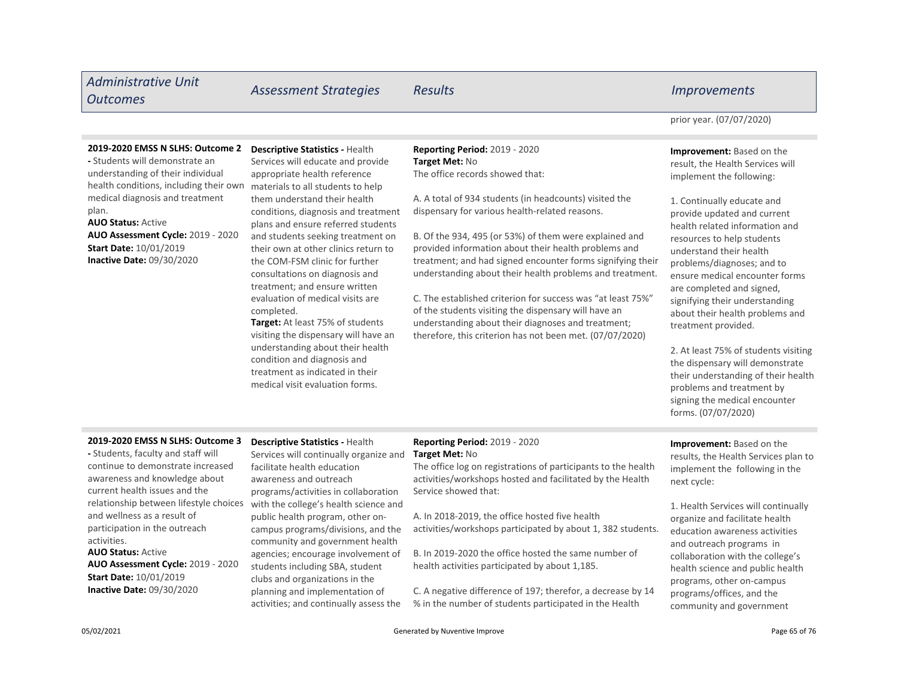| Administrative Unit Outcomes | Assessment Strategies | Results | Improvements |
|---|---|---|---|
| | | | prior year. (07/07/2020) |
| **2019-2020 EMSS N SLHS: Outcome 2** - Students will demonstrate an understanding of their individual health conditions, including their own medical diagnosis and treatment plan.<br>**AUO Status:** Active<br>**AUO Assessment Cycle:** 2019 - 2020<br>**Start Date:** 10/01/2019<br>**Inactive Date:** 09/30/2020 | **Descriptive Statistics -** Health Services will educate and provide appropriate health reference materials to all students to help them understand their health conditions, diagnosis and treatment plans and ensure referred students and students seeking treatment on their own at other clinics return to the COM-FSM clinic for further consultations on diagnosis and treatment; and ensure written evaluation of medical visits are completed.<br>**Target:** At least 75% of students visiting the dispensary will have an understanding about their health condition and diagnosis and treatment as indicated in their medical visit evaluation forms. | **Reporting Period:** 2019 - 2020<br>**Target Met:** No<br>The office records showed that:<br><br>A. A total of 934 students (in headcounts) visited the dispensary for various health-related reasons.<br><br>B. Of the 934, 495 (or 53%) of them were explained and provided information about their health problems and treatment; and had signed encounter forms signifying their understanding about their health problems and treatment.<br><br>C. The established criterion for success was "at least 75%" of the students visiting the dispensary will have an understanding about their diagnoses and treatment; therefore, this criterion has not been met. (07/07/2020) | **Improvement:** Based on the result, the Health Services will implement the following:<br><br>1. Continually educate and provide updated and current health related information and resources to help students understand their health problems/diagnoses; and to ensure medical encounter forms are completed and signed, signifying their understanding about their health problems and treatment provided.<br><br>2. At least 75% of students visiting the dispensary will demonstrate their understanding of their health problems and treatment by signing the medical encounter forms. (07/07/2020) |
| **2019-2020 EMSS N SLHS: Outcome 3** - Students, faculty and staff will continue to demonstrate increased awareness and knowledge about current health issues and the relationship between lifestyle choices and wellness as a result of participation in the outreach activities.<br>**AUO Status:** Active<br>**AUO Assessment Cycle:** 2019 - 2020<br>**Start Date:** 10/01/2019<br>**Inactive Date:** 09/30/2020 | **Descriptive Statistics -** Health Services will continually organize and facilitate health education awareness and outreach programs/activities in collaboration with the college's health science and public health program, other on-campus programs/divisions, and the community and government health agencies; encourage involvement of students including SBA, student clubs and organizations in the planning and implementation of activities; and continually assess the | **Reporting Period:** 2019 - 2020<br>**Target Met:** No<br>The office log on registrations of participants to the health activities/workshops hosted and facilitated by the Health Service showed that:<br><br>A. In 2018-2019, the office hosted five health activities/workshops participated by about 1, 382 students.<br><br>B. In 2019-2020 the office hosted the same number of health activities participated by about 1,185.<br><br>C. A negative difference of 197; therefor, a decrease by 14 % in the number of students participated in the Health | **Improvement:** Based on the results, the Health Services plan to implement the following in the next cycle:<br><br>1. Health Services will continually organize and facilitate health education awareness activities and outreach programs in collaboration with the college's health science and public health programs, other on-campus programs/offices, and the community and government |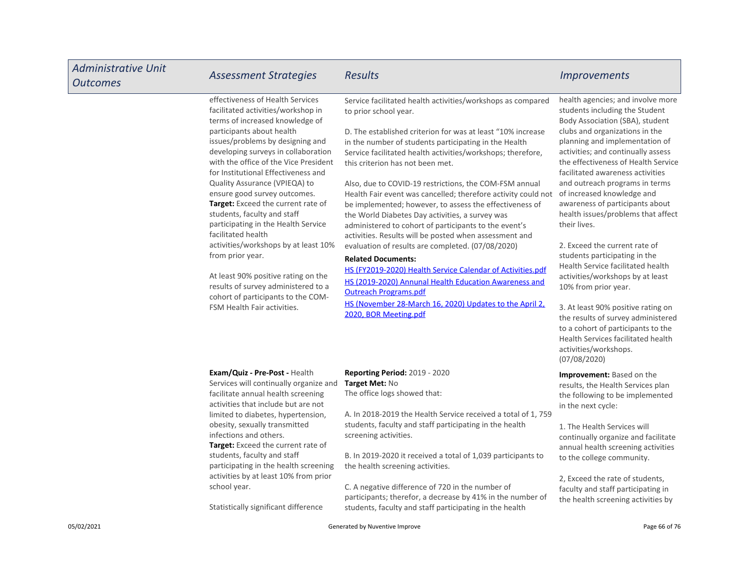| Administrative Unit Outcomes | Assessment Strategies | Results | Improvements |
|---|---|---|---|
| | effectiveness of Health Services facilitated activities/workshop in terms of increased knowledge of participants about health issues/problems by designing and developing surveys in collaboration with the office of the Vice President for Institutional Effectiveness and Quality Assurance (VPIEQA) to ensure good survey outcomes.<br>**Target:** Exceed the current rate of students, faculty and staff participating in the Health Service facilitated health activities/workshops by at least 10% from prior year.<br><br>At least 90% positive rating on the results of survey administered to a cohort of participants to the COM-FSM Health Fair activities. | Service facilitated health activities/workshops as compared to prior school year.<br><br>D. The established criterion for was at least "10% increase in the number of students participating in the Health Service facilitated health activities/workshops; therefore, this criterion has not been met.<br><br>Also, due to COVID-19 restrictions, the COM-FSM annual Health Fair event was cancelled; therefore activity could not be implemented; however, to assess the effectiveness of the World Diabetes Day activities, a survey was administered to cohort of participants to the event's activities. Results will be posted when assessment and evaluation of results are completed. (07/08/2020)<br>**Related Documents:**<br>HS (FY2019-2020) Health Service Calendar of Activities.pdf<br>HS (2019-2020) Annual Health Education Awareness and Outreach Programs.pdf<br>HS (November 28-March 16, 2020) Updates to the April 2, 2020, BOR Meeting.pdf | health agencies; and involve more students including the Student Body Association (SBA), student clubs and organizations in the planning and implementation of activities; and continually assess the effectiveness of Health Service facilitated awareness activities and outreach programs in terms of increased knowledge and awareness of participants about health issues/problems that affect their lives.<br><br>2. Exceed the current rate of students participating in the Health Service facilitated health activities/workshops by at least 10% from prior year.<br><br>3. At least 90% positive rating on the results of survey administered to a cohort of participants to the Health Services facilitated health activities/workshops. (07/08/2020) |
| | **Exam/Quiz - Pre-Post -** Health Services will continually organize and facilitate annual health screening activities that include but are not limited to diabetes, hypertension, obesity, sexually transmitted infections and others.<br>**Target:** Exceed the current rate of students, faculty and staff participating in the health screening activities by at least 10% from prior school year.<br><br>Statistically significant difference | **Reporting Period:** 2019 - 2020<br>**Target Met:** No<br>The office logs showed that:<br><br>A. In 2018-2019 the Health Service received a total of 1, 759 students, faculty and staff participating in the health screening activities.<br><br>B. In 2019-2020 it received a total of 1,039 participants to the health screening activities.<br><br>C. A negative difference of 720 in the number of participants; therefor, a decrease by 41% in the number of students, faculty and staff participating in the health | **Improvement:** Based on the results, the Health Services plan the following to be implemented in the next cycle:<br><br>1. The Health Services will continually organize and facilitate annual health screening activities to the college community.<br><br>2, Exceed the rate of students, faculty and staff participating in the health screening activities by |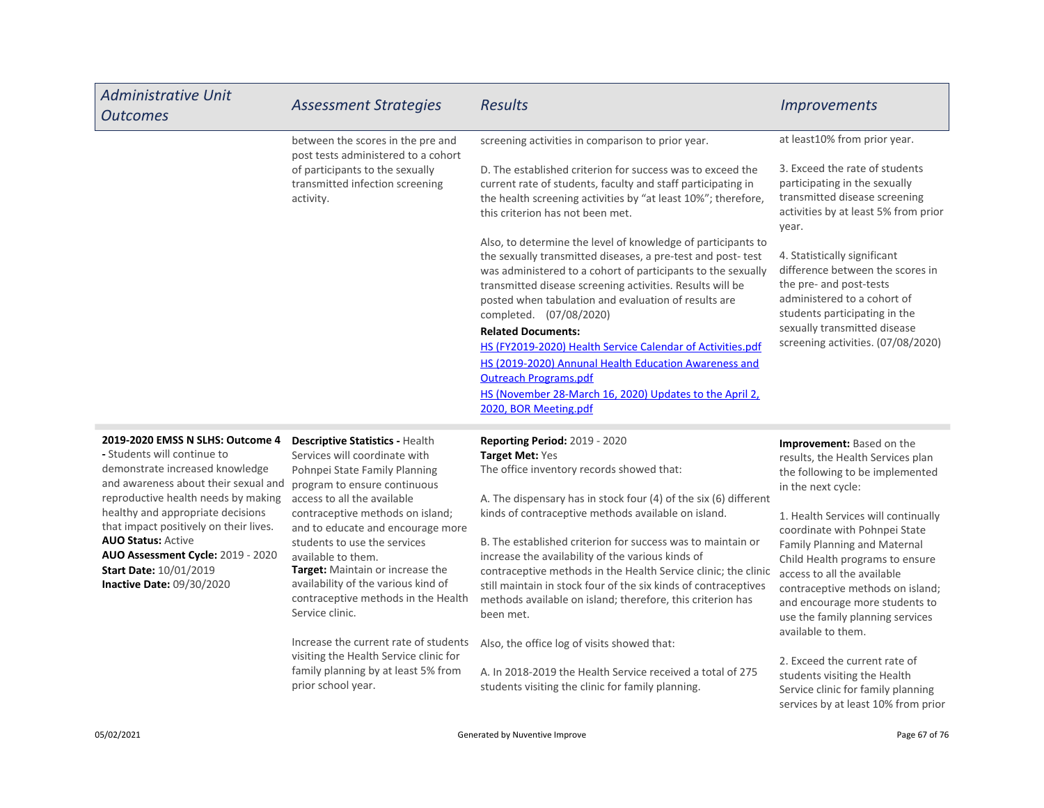| Administrative Unit Outcomes | Assessment Strategies | Results | Improvements |
|---|---|---|---|
| | between the scores in the pre and post tests administered to a cohort of participants to the sexually transmitted infection screening activity. | screening activities in comparison to prior year.<br><br>D. The established criterion for success was to exceed the current rate of students, faculty and staff participating in the health screening activities by "at least 10%"; therefore, this criterion has not been met.<br><br>Also, to determine the level of knowledge of participants to the sexually transmitted diseases, a pre-test and post- test was administered to a cohort of participants to the sexually transmitted disease screening activities. Results will be posted when tabulation and evaluation of results are completed. (07/08/2020)<br>**Related Documents:**<br>HS (FY2019-2020) Health Service Calendar of Activities.pdf<br>HS (2019-2020) Annunal Health Education Awareness and Outreach Programs.pdf<br>HS (November 28-March 16, 2020) Updates to the April 2, 2020, BOR Meeting.pdf | at least10% from prior year.<br><br>3. Exceed the rate of students participating in the sexually transmitted disease screening activities by at least 5% from prior year.<br><br>4. Statistically significant difference between the scores in the pre- and post-tests administered to a cohort of students participating in the sexually transmitted disease screening activities. (07/08/2020) |
| **2019-2020 EMSS N SLHS: Outcome 4 -** Students will continue to demonstrate increased knowledge and awareness about their sexual and reproductive health needs by making healthy and appropriate decisions that impact positively on their lives.<br>**AUO Status:** Active<br>**AUO Assessment Cycle:** 2019 - 2020<br>**Start Date:** 10/01/2019<br>**Inactive Date:** 09/30/2020 | **Descriptive Statistics -** Health Services will coordinate with Pohnpei State Family Planning program to ensure continuous access to all the available contraceptive methods on island; and to educate and encourage more students to use the services available to them.<br>**Target:** Maintain or increase the availability of the various kind of contraceptive methods in the Health Service clinic.<br><br>Increase the current rate of students visiting the Health Service clinic for family planning by at least 5% from prior school year. | **Reporting Period:** 2019 - 2020<br>**Target Met:** Yes<br>The office inventory records showed that:<br><br>A. The dispensary has in stock four (4) of the six (6) different kinds of contraceptive methods available on island.<br><br>B. The established criterion for success was to maintain or increase the availability of the various kinds of contraceptive methods in the Health Service clinic; the clinic still maintain in stock four of the six kinds of contraceptives methods available on island; therefore, this criterion has been met.<br><br>Also, the office log of visits showed that:<br><br>A. In 2018-2019 the Health Service received a total of 275 students visiting the clinic for family planning. | **Improvement:** Based on the results, the Health Services plan the following to be implemented in the next cycle:<br><br>1. Health Services will continually coordinate with Pohnpei State Family Planning and Maternal Child Health programs to ensure access to all the available contraceptive methods on island; and encourage more students to use the family planning services available to them.<br><br>2. Exceed the current rate of students visiting the Health Service clinic for family planning services by at least 10% from prior |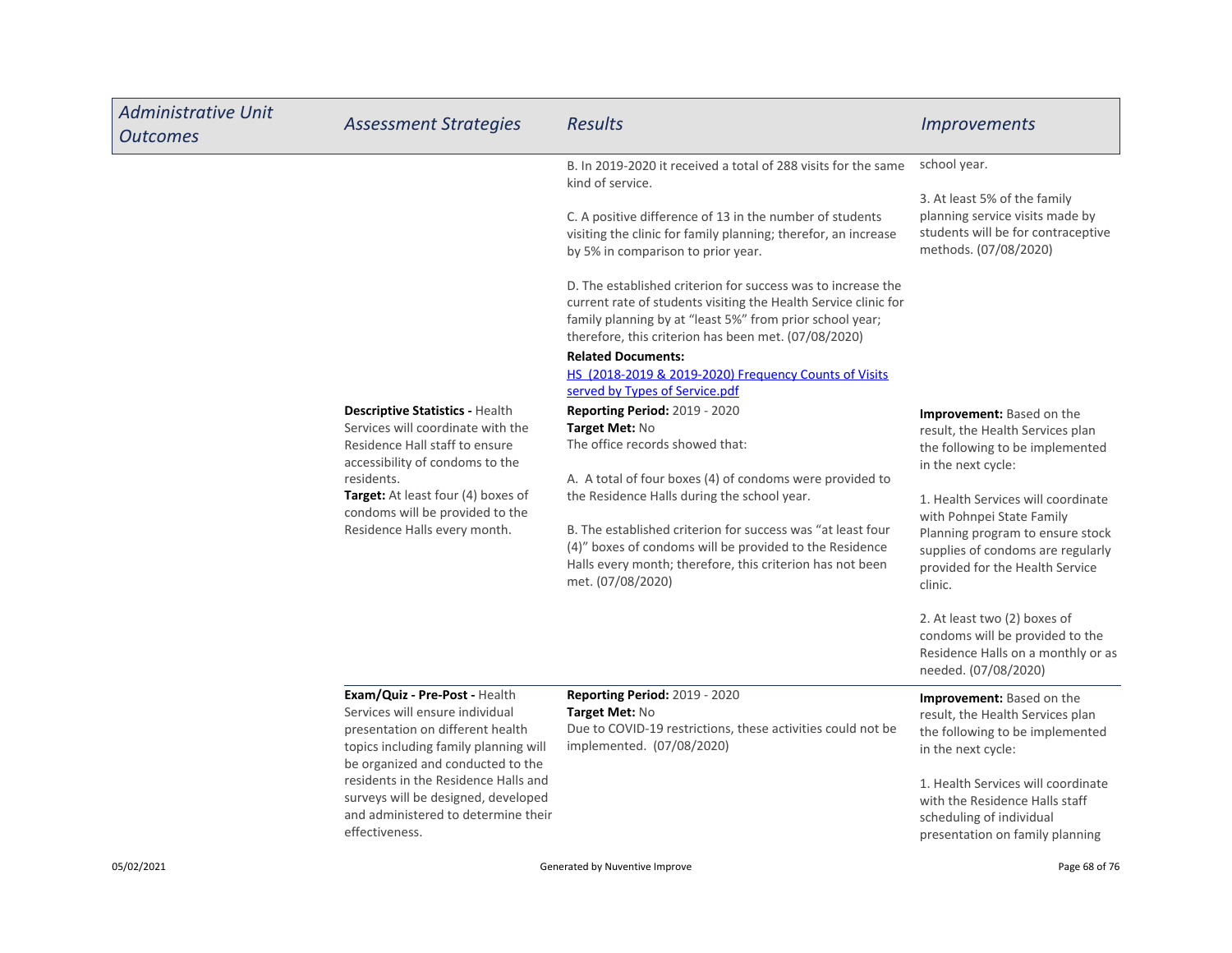| Administrative Unit Outcomes | Assessment Strategies | Results | Improvements |
|---|---|---|---|
| | | B. In 2019-2020 it received a total of 288 visits for the same kind of service.<br><br>C. A positive difference of 13 in the number of students visiting the clinic for family planning; therefor, an increase by 5% in comparison to prior year.<br><br>D. The established criterion for success was to increase the current rate of students visiting the Health Service clinic for family planning by at "least 5%" from prior school year; therefore, this criterion has been met. (07/08/2020)<br>**Related Documents:**<br>HS (2018-2019 & 2019-2020) Frequency Counts of Visits served by Types of Service.pdf | school year.<br><br>3. At least 5% of the family planning service visits made by students will be for contraceptive methods. (07/08/2020) |
| | **Descriptive Statistics -** Health Services will coordinate with the Residence Hall staff to ensure accessibility of condoms to the residents.<br>**Target:** At least four (4) boxes of condoms will be provided to the Residence Halls every month. | **Reporting Period:** 2019 - 2020<br>**Target Met:** No<br>The office records showed that:<br><br>A. A total of four boxes (4) of condoms were provided to the Residence Halls during the school year.<br><br>B. The established criterion for success was "at least four (4)" boxes of condoms will be provided to the Residence Halls every month; therefore, this criterion has not been met. (07/08/2020) | **Improvement:** Based on the result, the Health Services plan the following to be implemented in the next cycle:<br><br>1. Health Services will coordinate with Pohnpei State Family Planning program to ensure stock supplies of condoms are regularly provided for the Health Service clinic.<br><br>2. At least two (2) boxes of condoms will be provided to the Residence Halls on a monthly or as needed. (07/08/2020) |
| | **Exam/Quiz - Pre-Post -** Health Services will ensure individual presentation on different health topics including family planning will be organized and conducted to the residents in the Residence Halls and surveys will be designed, developed and administered to determine their effectiveness. | **Reporting Period:** 2019 - 2020<br>**Target Met:** No<br>Due to COVID-19 restrictions, these activities could not be implemented. (07/08/2020) | **Improvement:** Based on the result, the Health Services plan the following to be implemented in the next cycle:<br><br>1. Health Services will coordinate with the Residence Halls staff scheduling of individual presentation on family planning |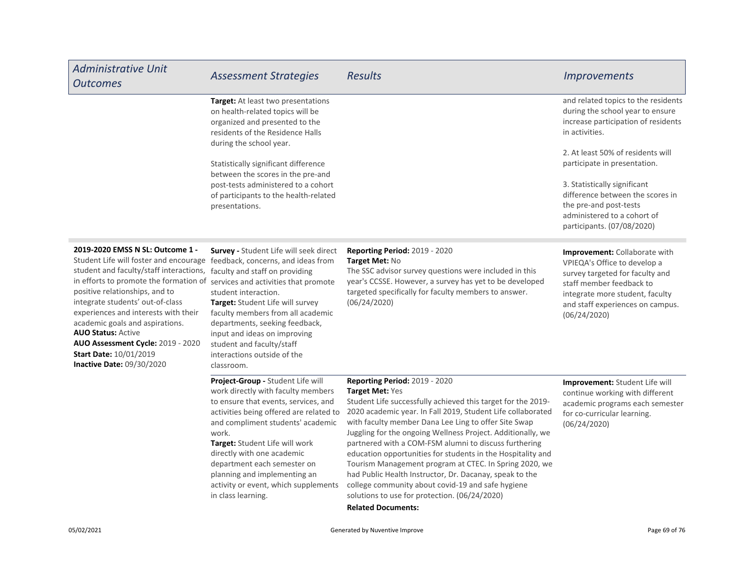| Administrative Unit Outcomes | Assessment Strategies | Results | Improvements |
|---|---|---|---|
| | **Target:** At least two presentations on health-related topics will be organized and presented to the residents of the Residence Halls during the school year.<br><br>Statistically significant difference between the scores in the pre-and post-tests administered to a cohort of participants to the health-related presentations. | | and related topics to the residents during the school year to ensure increase participation of residents in activities.<br><br>2. At least 50% of residents will participate in presentation.<br><br>3. Statistically significant difference between the scores in the pre-and post-tests administered to a cohort of participants. (07/08/2020) |
| **2019-2020 EMSS N SL: Outcome 1 -** Student Life will foster and encourage student and faculty/staff interactions, in efforts to promote the formation of positive relationships, and to integrate students' out-of-class experiences and interests with their academic goals and aspirations.<br>**AUO Status:** Active<br>**AUO Assessment Cycle:** 2019 - 2020<br>**Start Date:** 10/01/2019<br>**Inactive Date:** 09/30/2020 | **Survey -** Student Life will seek direct feedback, concerns, and ideas from faculty and staff on providing services and activities that promote student interaction.<br>**Target:** Student Life will survey faculty members from all academic departments, seeking feedback, input and ideas on improving student and faculty/staff interactions outside of the classroom. | **Reporting Period:** 2019 - 2020<br>**Target Met:** No<br>The SSC advisor survey questions were included in this year's CCSSE. However, a survey has yet to be developed targeted specifically for faculty members to answer. (06/24/2020) | **Improvement:** Collaborate with VPIEQA's Office to develop a survey targeted for faculty and staff member feedback to integrate more student, faculty and staff experiences on campus. (06/24/2020) |
| | **Project-Group -** Student Life will work directly with faculty members to ensure that events, services, and activities being offered are related to and compliment students' academic work.<br>**Target:** Student Life will work directly with one academic department each semester on planning and implementing an activity or event, which supplements in class learning. | **Reporting Period:** 2019 - 2020<br>**Target Met:** Yes<br>Student Life successfully achieved this target for the 2019-2020 academic year. In Fall 2019, Student Life collaborated with faculty member Dana Lee Ling to offer Site Swap Juggling for the ongoing Wellness Project. Additionally, we partnered with a COM-FSM alumni to discuss furthering education opportunities for students in the Hospitality and Tourism Management program at CTEC. In Spring 2020, we had Public Health Instructor, Dr. Dacanay, speak to the college community about covid-19 and safe hygiene solutions to use for protection. (06/24/2020)<br>**Related Documents:** | **Improvement:** Student Life will continue working with different academic programs each semester for co-curricular learning. (06/24/2020) |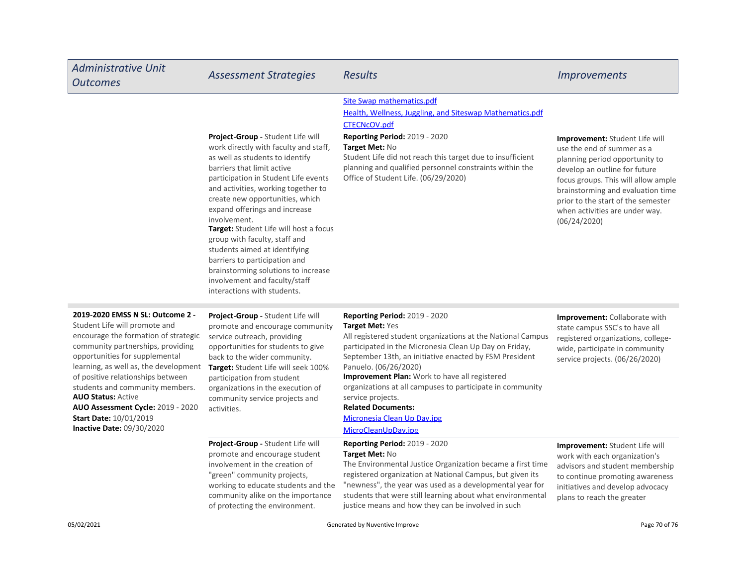| Administrative Unit Outcomes | Assessment Strategies | Results | Improvements |
|---|---|---|---|
| | | [Site Swap mathematics.pdf]<br>[Health, Wellness, Juggling, and Siteswap Mathematics.pdf]<br>[CTECNcOV.pdf] | |
| | **Project-Group -** Student Life will work directly with faculty and staff, as well as students to identify barriers that limit active participation in Student Life events and activities, working together to create new opportunities, which expand offerings and increase involvement.<br>**Target:** Student Life will host a focus group with faculty, staff and students aimed at identifying barriers to participation and brainstorming solutions to increase involvement and faculty/staff interactions with students. | **Reporting Period:** 2019 - 2020<br>**Target Met:** No<br>Student Life did not reach this target due to insufficient planning and qualified personnel constraints within the Office of Student Life. (06/29/2020) | **Improvement:** Student Life will use the end of summer as a planning period opportunity to develop an outline for future focus groups. This will allow ample brainstorming and evaluation time prior to the start of the semester when activities are under way. (06/24/2020) |
| **2019-2020 EMSS N SL: Outcome 2 -** Student Life will promote and encourage the formation of strategic community partnerships, providing opportunities for supplemental learning, as well as, the development of positive relationships between students and community members.<br>**AUO Status:** Active<br>**AUO Assessment Cycle:** 2019 - 2020<br>**Start Date:** 10/01/2019<br>**Inactive Date:** 09/30/2020 | **Project-Group -** Student Life will promote and encourage community service outreach, providing opportunities for students to give back to the wider community.<br>**Target:** Student Life will seek 100% participation from student organizations in the execution of community service projects and activities. | **Reporting Period:** 2019 - 2020<br>**Target Met:** Yes<br>All registered student organizations at the National Campus participated in the Micronesia Clean Up Day on Friday, September 13th, an initiative enacted by FSM President Panuelo. (06/26/2020)<br>**Improvement Plan:** Work to have all registered organizations at all campuses to participate in community service projects.<br>**Related Documents:**<br>[Micronesia Clean Up Day.jpg]<br>[MicroCleanUpDay.jpg] | **Improvement:** Collaborate with state campus SSC's to have all registered organizations, college-wide, participate in community service projects. (06/26/2020) |
| | **Project-Group -** Student Life will promote and encourage student involvement in the creation of "green" community projects, working to educate students and the community alike on the importance of protecting the environment. | **Reporting Period:** 2019 - 2020<br>**Target Met:** No<br>The Environmental Justice Organization became a first time registered organization at National Campus, but given its "newness", the year was used as a developmental year for students that were still learning about what environmental justice means and how they can be involved in such | **Improvement:** Student Life will work with each organization's advisors and student membership to continue promoting awareness initiatives and develop advocacy plans to reach the greater |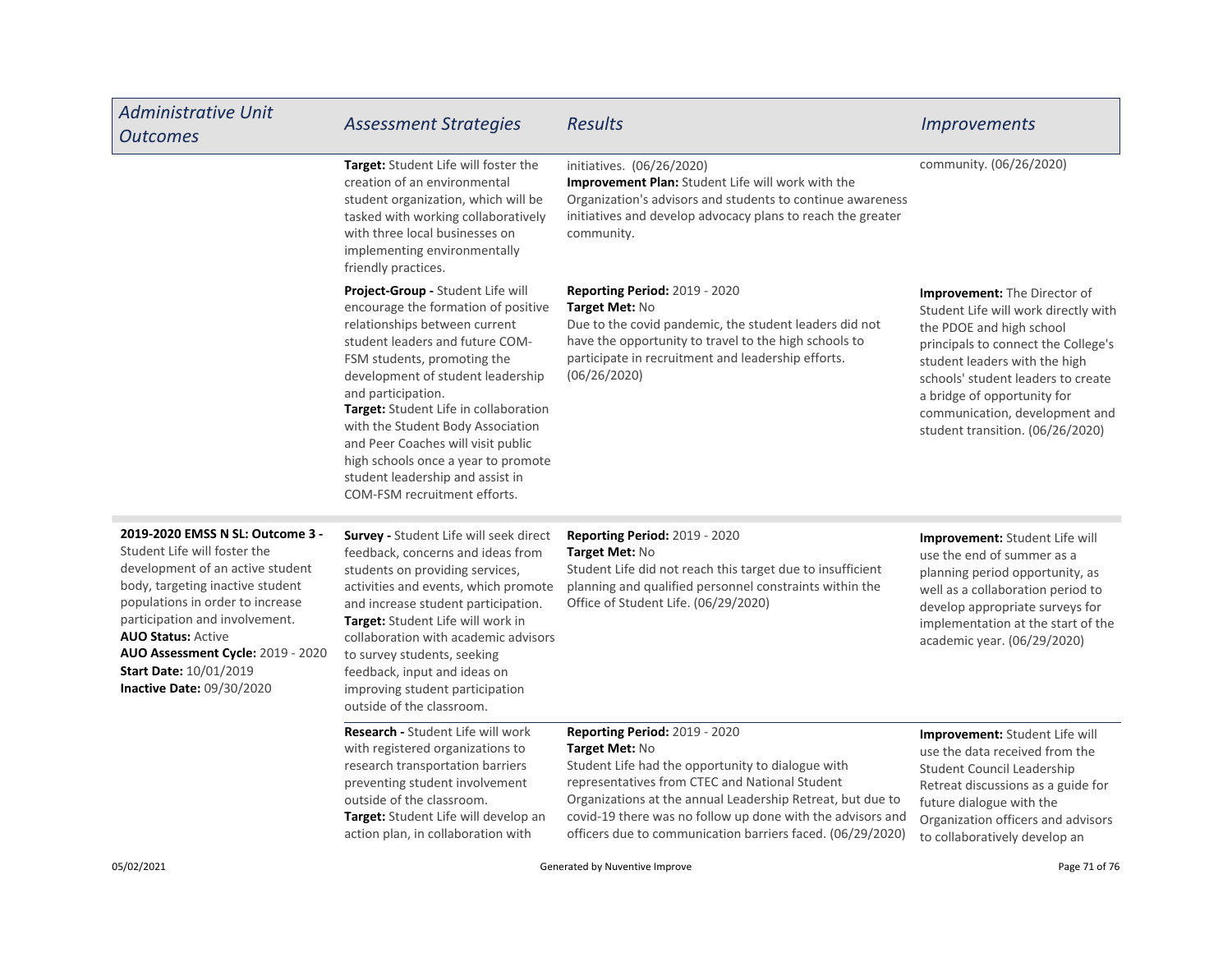| Administrative Unit Outcomes | Assessment Strategies | Results | Improvements |
|---|---|---|---|
| | **Target:** Student Life will foster the creation of an environmental student organization, which will be tasked with working collaboratively with three local businesses on implementing environmentally friendly practices. | initiatives. (06/26/2020)<br>**Improvement Plan:** Student Life will work with the Organization's advisors and students to continue awareness initiatives and develop advocacy plans to reach the greater community. | community. (06/26/2020) |
| | **Project-Group -** Student Life will encourage the formation of positive relationships between current student leaders and future COM-FSM students, promoting the development of student leadership and participation.<br>**Target:** Student Life in collaboration with the Student Body Association and Peer Coaches will visit public high schools once a year to promote student leadership and assist in COM-FSM recruitment efforts. | **Reporting Period:** 2019 - 2020<br>**Target Met:** No<br>Due to the covid pandemic, the student leaders did not have the opportunity to travel to the high schools to participate in recruitment and leadership efforts. (06/26/2020) | **Improvement:** The Director of Student Life will work directly with the PDOE and high school principals to connect the College's student leaders with the high schools' student leaders to create a bridge of opportunity for communication, development and student transition. (06/26/2020) |
| **2019-2020 EMSS N SL: Outcome 3 -** Student Life will foster the development of an active student body, targeting inactive student populations in order to increase participation and involvement.<br>**AUO Status:** Active<br>**AUO Assessment Cycle:** 2019 - 2020<br>**Start Date:** 10/01/2019<br>**Inactive Date:** 09/30/2020 | **Survey -** Student Life will seek direct feedback, concerns and ideas from students on providing services, activities and events, which promote and increase student participation.<br>**Target:** Student Life will work in collaboration with academic advisors to survey students, seeking feedback, input and ideas on improving student participation outside of the classroom. | **Reporting Period:** 2019 - 2020<br>**Target Met:** No<br>Student Life did not reach this target due to insufficient planning and qualified personnel constraints within the Office of Student Life. (06/29/2020) | **Improvement:** Student Life will use the end of summer as a planning period opportunity, as well as a collaboration period to develop appropriate surveys for implementation at the start of the academic year. (06/29/2020) |
| | **Research -** Student Life will work with registered organizations to research transportation barriers preventing student involvement outside of the classroom.<br>**Target:** Student Life will develop an action plan, in collaboration with | **Reporting Period:** 2019 - 2020<br>**Target Met:** No<br>Student Life had the opportunity to dialogue with representatives from CTEC and National Student Organizations at the annual Leadership Retreat, but due to covid-19 there was no follow up done with the advisors and officers due to communication barriers faced. (06/29/2020) | **Improvement:** Student Life will use the data received from the Student Council Leadership Retreat discussions as a guide for future dialogue with the Organization officers and advisors to collaboratively develop an |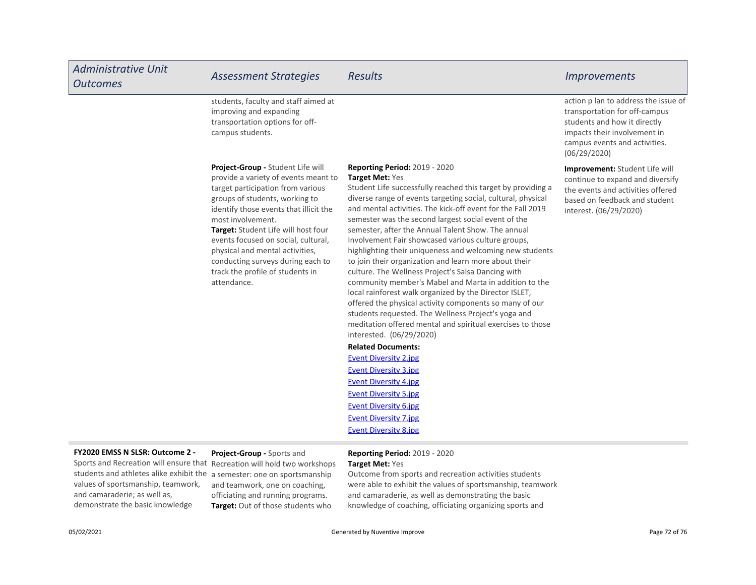| Administrative Unit Outcomes | Assessment Strategies | Results | Improvements |
| --- | --- | --- | --- |
| | students, faculty and staff aimed at improving and expanding transportation options for off-campus students. | | action p lan to address the issue of transportation for off-campus students and how it directly impacts their involvement in campus events and activities. (06/29/2020) |
| | **Project-Group -** Student Life will provide a variety of events meant to target participation from various groups of students, working to identify those events that illicit the most involvement.<br>**Target:** Student Life will host four events focused on social, cultural, physical and mental activities, conducting surveys during each to track the profile of students in attendance. | **Reporting Period:** 2019 - 2020<br>**Target Met:** Yes<br>Student Life successfully reached this target by providing a diverse range of events targeting social, cultural, physical and mental activities. The kick-off event for the Fall 2019 semester was the second largest social event of the semester, after the Annual Talent Show. The annual Involvement Fair showcased various culture groups, highlighting their uniqueness and welcoming new students to join their organization and learn more about their culture. The Wellness Project's Salsa Dancing with community member's Mabel and Marta in addition to the local rainforest walk organized by the Director ISLET, offered the physical activity components so many of our students requested. The Wellness Project's yoga and meditation offered mental and spiritual exercises to those interested. (06/29/2020)<br>**Related Documents:**<br>Event Diversity 2.jpg<br>Event Diversity 3.jpg<br>Event Diversity 4.jpg<br>Event Diversity 5.jpg<br>Event Diversity 6.jpg<br>Event Diversity 7.jpg<br>Event Diversity 8.jpg | **Improvement:** Student Life will continue to expand and diversify the events and activities offered based on feedback and student interest. (06/29/2020) |
| **FY2020 EMSS N SLSR: Outcome 2 -** Sports and Recreation will ensure that students and athletes alike exhibit the values of sportsmanship, teamwork, and camaraderie; as well as, demonstrate the basic knowledge | **Project-Group -** Sports and Recreation will hold two workshops a semester: one on sportsmanship and teamwork, one on coaching, officiating and running programs.<br>**Target:** Out of those students who | **Reporting Period:** 2019 - 2020<br>**Target Met:** Yes<br>Outcome from sports and recreation activities students were able to exhibit the values of sportsmanship, teamwork and camaraderie, as well as demonstrating the basic knowledge of coaching, officiating organizing sports and | |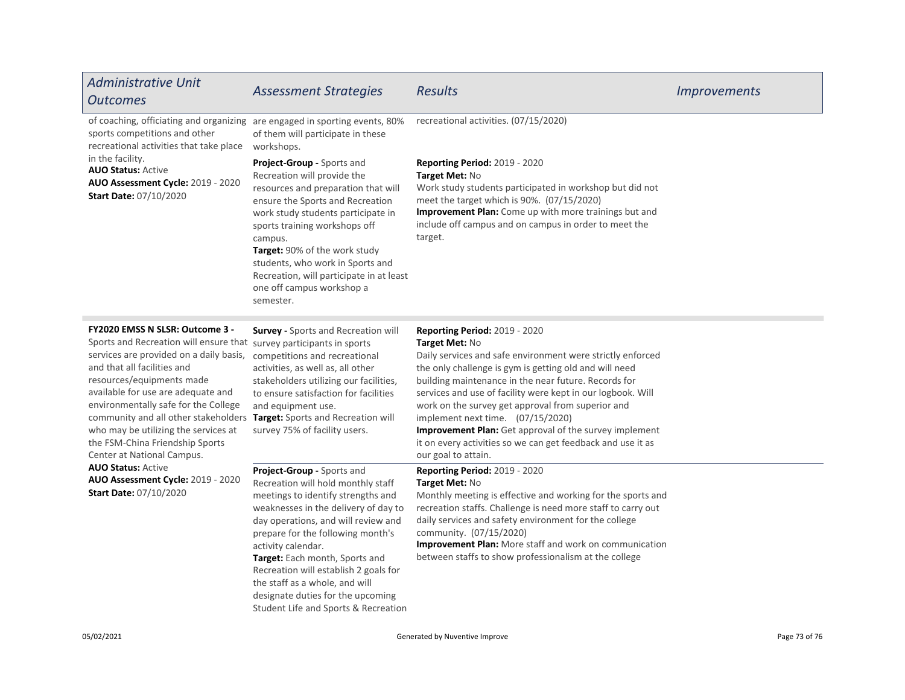| Administrative Unit Outcomes | Assessment Strategies | Results | Improvements |
|---|---|---|---|
| of coaching, officiating and organizing sports competitions and other recreational activities that take place in the facility.<br>**AUO Status:** Active<br>**AUO Assessment Cycle:** 2019 - 2020<br>**Start Date:** 07/10/2020 | are engaged in sporting events, 80% of them will participate in these workshops. | recreational activities. (07/15/2020) | |
| | **Project-Group -** Sports and Recreation will provide the resources and preparation that will ensure the Sports and Recreation work study students participate in sports training workshops off campus.<br>**Target:** 90% of the work study students, who work in Sports and Recreation, will participate in at least one off campus workshop a semester. | **Reporting Period:** 2019 - 2020<br>**Target Met:** No<br>Work study students participated in workshop but did not meet the target which is 90%. (07/15/2020)<br>**Improvement Plan:** Come up with more trainings but and include off campus and on campus in order to meet the target. | |
| **FY2020 EMSS N SLSR: Outcome 3 -** Sports and Recreation will ensure that services are provided on a daily basis, and that all facilities and resources/equipments made available for use are adequate and environmentally safe for the College community and all other stakeholders who may be utilizing the services at the FSM-China Friendship Sports Center at National Campus.<br>**AUO Status:** Active<br>**AUO Assessment Cycle:** 2019 - 2020<br>**Start Date:** 07/10/2020 | **Survey -** Sports and Recreation will survey participants in sports competitions and recreational activities, as well as, all other stakeholders utilizing our facilities, to ensure satisfaction for facilities and equipment use.<br>**Target:** Sports and Recreation will survey 75% of facility users. | **Reporting Period:** 2019 - 2020<br>**Target Met:** No<br>Daily services and safe environment were strictly enforced the only challenge is gym is getting old and will need building maintenance in the near future. Records for services and use of facility were kept in our logbook. Will work on the survey get approval from superior and implement next time. (07/15/2020)<br>**Improvement Plan:** Get approval of the survey implement it on every activities so we can get feedback and use it as our goal to attain. | |
| | **Project-Group -** Sports and Recreation will hold monthly staff meetings to identify strengths and weaknesses in the delivery of day to day operations, and will review and prepare for the following month's activity calendar.<br>**Target:** Each month, Sports and Recreation will establish 2 goals for the staff as a whole, and will designate duties for the upcoming Student Life and Sports & Recreation | **Reporting Period:** 2019 - 2020<br>**Target Met:** No<br>Monthly meeting is effective and working for the sports and recreation staffs. Challenge is need more staff to carry out daily services and safety environment for the college community. (07/15/2020)<br>**Improvement Plan:** More staff and work on communication between staffs to show professionalism at the college | |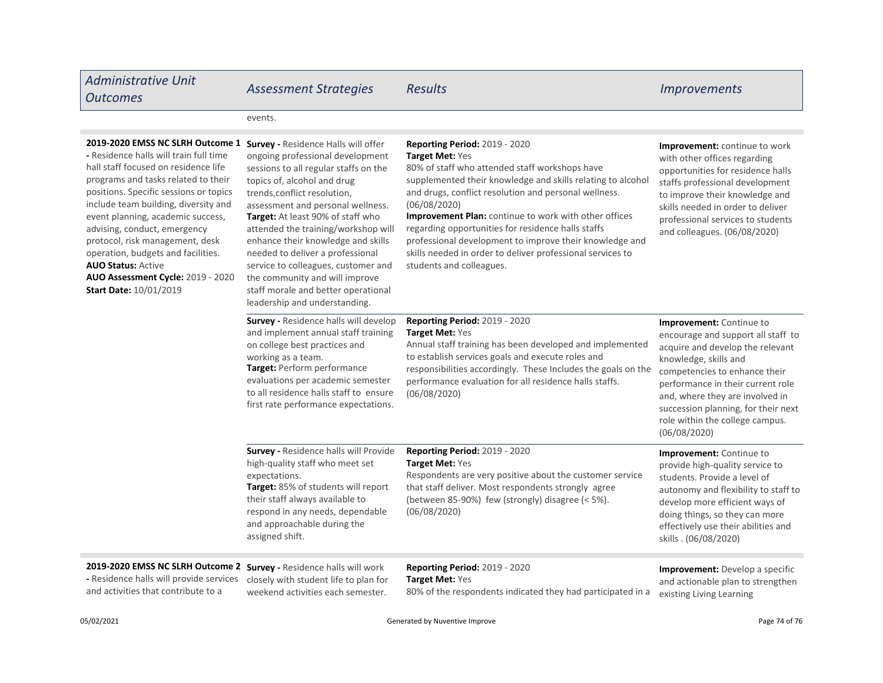| Administrative Unit Outcomes | Assessment Strategies | Results | Improvements |
|---|---|---|---|
| | events. | | |
| **2019-2020 EMSS NC SLRH Outcome 1 -** Residence halls will train full time hall staff focused on residence life programs and tasks related to their positions. Specific sessions or topics include team building, diversity and event planning, academic success, advising, conduct, emergency protocol, risk management, desk operation, budgets and facilities.<br>**AUO Status:** Active<br>**AUO Assessment Cycle:** 2019 - 2020<br>**Start Date:** 10/01/2019 | **Survey -** Residence Halls will offer ongoing professional development sessions to all regular staffs on the topics of, alcohol and drug trends,conflict resolution, assessment and personal wellness.<br>**Target:** At least 90% of staff who attended the training/workshop will enhance their knowledge and skills needed to deliver a professional service to colleagues, customer and the community and will improve staff morale and better operational leadership and understanding. | **Reporting Period:** 2019 - 2020<br>**Target Met:** Yes<br>80% of staff who attended staff workshops have supplemented their knowledge and skills relating to alcohol and drugs, conflict resolution and personal wellness. (06/08/2020)<br>**Improvement Plan:** continue to work with other offices regarding opportunities for residence halls staffs professional development to improve their knowledge and skills needed in order to deliver professional services to students and colleagues. | **Improvement:** continue to work with other offices regarding opportunities for residence halls staffs professional development to improve their knowledge and skills needed in order to deliver professional services to students and colleagues. (06/08/2020) |
| | **Survey -** Residence halls will develop and implement annual staff training on college best practices and working as a team.<br>**Target:** Perform performance evaluations per academic semester to all residence halls staff to ensure first rate performance expectations. | **Reporting Period:** 2019 - 2020<br>**Target Met:** Yes<br>Annual staff training has been developed and implemented to establish services goals and execute roles and responsibilities accordingly. These Includes the goals on the performance evaluation for all residence halls staffs. (06/08/2020) | **Improvement:** Continue to encourage and support all staff to acquire and develop the relevant knowledge, skills and competencies to enhance their performance in their current role and, where they are involved in succession planning, for their next role within the college campus. (06/08/2020) |
| | **Survey -** Residence halls will Provide high-quality staff who meet set expectations.<br>**Target:** 85% of students will report their staff always available to respond in any needs, dependable and approachable during the assigned shift. | **Reporting Period:** 2019 - 2020<br>**Target Met:** Yes<br>Respondents are very positive about the customer service that staff deliver. Most respondents strongly agree (between 85-90%) few (strongly) disagree (< 5%). (06/08/2020) | **Improvement:** Continue to provide high-quality service to students. Provide a level of autonomy and flexibility to staff to develop more efficient ways of doing things, so they can more effectively use their abilities and skills . (06/08/2020) |
| **2019-2020 EMSS NC SLRH Outcome 2 -** Residence halls will provide services and activities that contribute to a | **Survey -** Residence halls will work closely with student life to plan for weekend activities each semester. | **Reporting Period:** 2019 - 2020<br>**Target Met:** Yes<br>80% of the respondents indicated they had participated in a | **Improvement:** Develop a specific and actionable plan to strengthen existing Living Learning |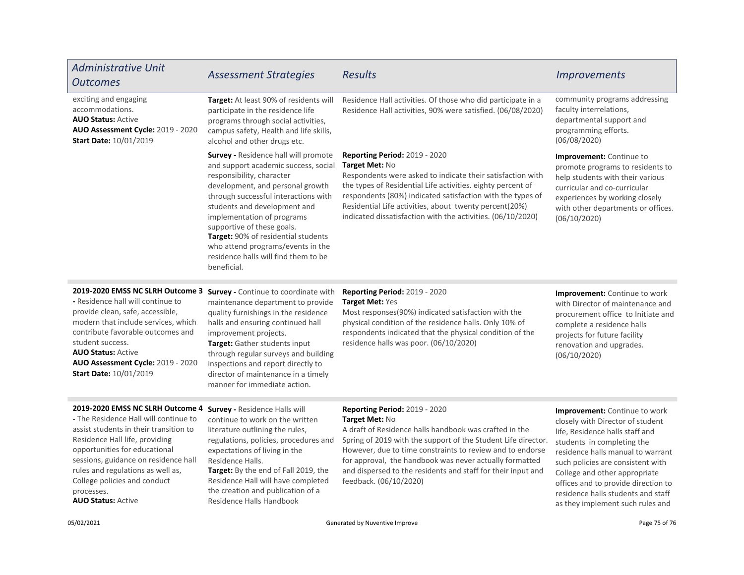| *Administrative Unit Outcomes* | *Assessment Strategies* | *Results* | *Improvements* |
|---|---|---|---|
| exciting and engaging accommodations.<br>**AUO Status:** Active<br>**AUO Assessment Cycle:** 2019 - 2020<br>**Start Date:** 10/01/2019 | **Target:** At least 90% of residents will participate in the residence life programs through social activities, campus safety, Health and life skills, alcohol and other drugs etc. | Residence Hall activities. Of those who did participate in a Residence Hall activities, 90% were satisfied. (06/08/2020) | community programs addressing faculty interrelations, departmental support and programming efforts. (06/08/2020) |
| | **Survey -** Residence hall will promote and support academic success, social responsibility, character development, and personal growth through successful interactions with students and development and implementation of programs supportive of these goals.<br>**Target:** 90% of residential students who attend programs/events in the residence halls will find them to be beneficial. | **Reporting Period:** 2019 - 2020<br>**Target Met:** No<br>Respondents were asked to indicate their satisfaction with the types of Residential Life activities. eighty percent of respondents (80%) indicated satisfaction with the types of Residential Life activities, about twenty percent(20%) indicated dissatisfaction with the activities. (06/10/2020) | **Improvement:** Continue to promote programs to residents to help students with their various curricular and co-curricular experiences by working closely with other departments or offices. (06/10/2020) |
| **2019-2020 EMSS NC SLRH Outcome 3 -** Residence hall will continue to provide clean, safe, accessible, modern that include services, which contribute favorable outcomes and student success.<br>**AUO Status:** Active<br>**AUO Assessment Cycle:** 2019 - 2020<br>**Start Date:** 10/01/2019 | **Survey -** Continue to coordinate with maintenance department to provide quality furnishings in the residence halls and ensuring continued hall improvement projects.<br>**Target:** Gather students input through regular surveys and building inspections and report directly to director of maintenance in a timely manner for immediate action. | **Reporting Period:** 2019 - 2020<br>**Target Met:** Yes<br>Most responses(90%) indicated satisfaction with the physical condition of the residence halls. Only 10% of respondents indicated that the physical condition of the residence halls was poor. (06/10/2020) | **Improvement:** Continue to work with Director of maintenance and procurement office to Initiate and complete a residence halls projects for future facility renovation and upgrades. (06/10/2020) |
| **2019-2020 EMSS NC SLRH Outcome 4 -** The Residence Hall will continue to assist students in their transition to Residence Hall life, providing opportunities for educational sessions, guidance on residence hall rules and regulations as well as, College policies and conduct processes.<br>**AUO Status:** Active | **Survey -** Residence Halls will continue to work on the written literature outlining the rules, regulations, policies, procedures and expectations of living in the Residence Halls.<br>**Target:** By the end of Fall 2019, the Residence Hall will have completed the creation and publication of a Residence Halls Handbook | **Reporting Period:** 2019 - 2020<br>**Target Met:** No<br>A draft of Residence halls handbook was crafted in the Spring of 2019 with the support of the Student Life director. However, due to time constraints to review and to endorse for approval, the handbook was never actually formatted and dispersed to the residents and staff for their input and feedback. (06/10/2020) | **Improvement:** Continue to work closely with Director of student life, Residence halls staff and students in completing the residence halls manual to warrant such policies are consistent with College and other appropriate offices and to provide direction to residence halls students and staff as they implement such rules and |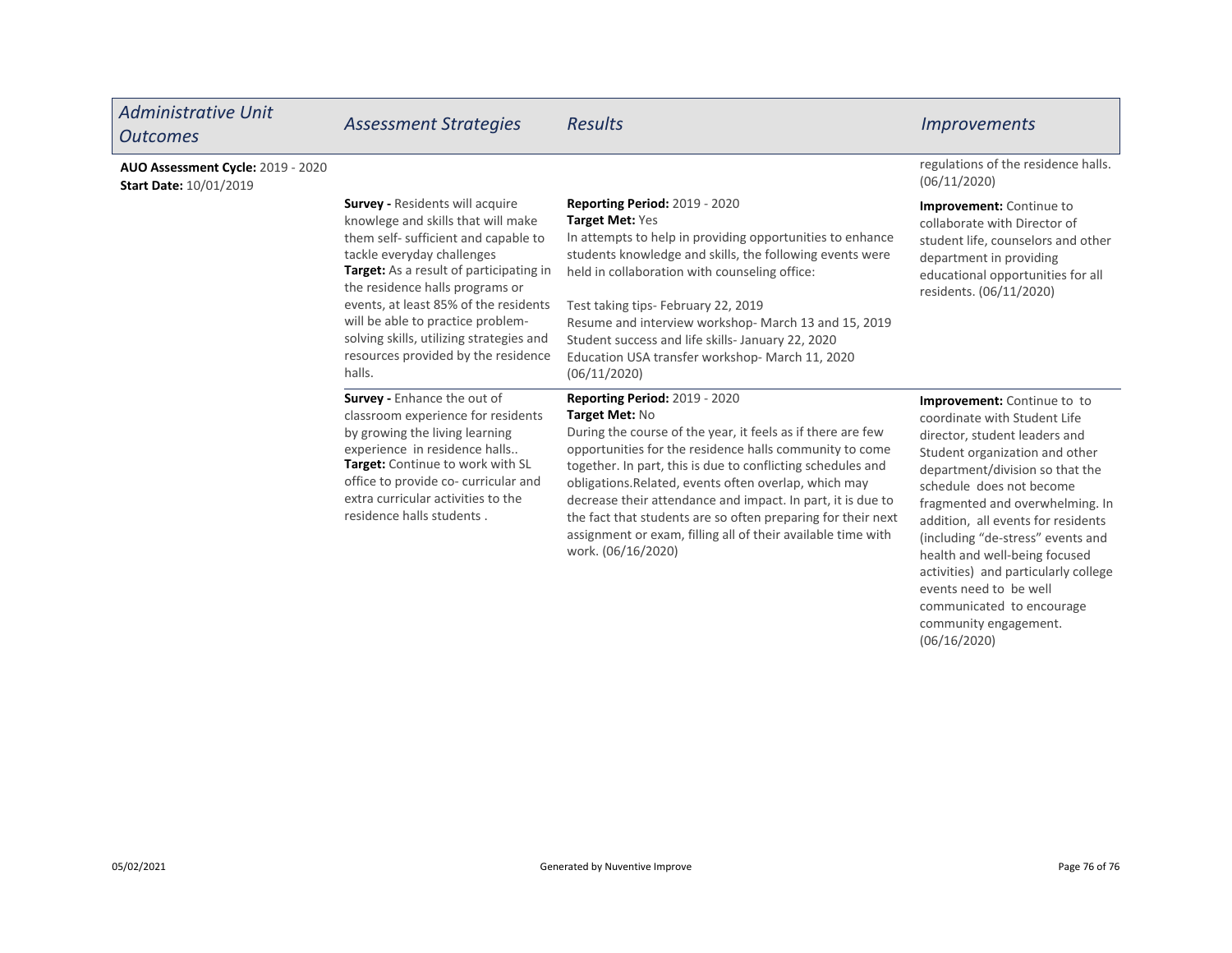| Administrative Unit Outcomes | Assessment Strategies | Results | Improvements |
|---|---|---|---|
| **AUO Assessment Cycle:** 2019 - 2020<br>**Start Date:** 10/01/2019 | | | regulations of the residence halls. (06/11/2020) |
| | **Survey -** Residents will acquire knowlege and skills that will make them self- sufficient and capable to tackle everyday challenges<br>**Target:** As a result of participating in the residence halls programs or events, at least 85% of the residents will be able to practice problem-solving skills, utilizing strategies and resources provided by the residence halls. | **Reporting Period:** 2019 - 2020<br>**Target Met:** Yes<br>In attempts to help in providing opportunities to enhance students knowledge and skills, the following events were held in collaboration with counseling office:<br><br>Test taking tips- February 22, 2019<br>Resume and interview workshop- March 13 and 15, 2019<br>Student success and life skills- January 22, 2020<br>Education USA transfer workshop- March 11, 2020<br>(06/11/2020) | **Improvement:** Continue to collaborate with Director of student life, counselors and other department in providing educational opportunities for all residents. (06/11/2020) |
| | **Survey -** Enhance the out of classroom experience for residents by growing the living learning experience in residence halls..<br>**Target:** Continue to work with SL office to provide co- curricular and extra curricular activities to the residence halls students . | **Reporting Period:** 2019 - 2020<br>**Target Met:** No<br>During the course of the year, it feels as if there are few opportunities for the residence halls community to come together. In part, this is due to conflicting schedules and obligations.Related, events often overlap, which may decrease their attendance and impact. In part, it is due to the fact that students are so often preparing for their next assignment or exam, filling all of their available time with work. (06/16/2020) | **Improvement:** Continue to to coordinate with Student Life director, student leaders and Student organization and other department/division so that the schedule does not become fragmented and overwhelming. In addition, all events for residents (including "de-stress" events and health and well-being focused activities) and particularly college events need to be well communicated to encourage community engagement. (06/16/2020) |